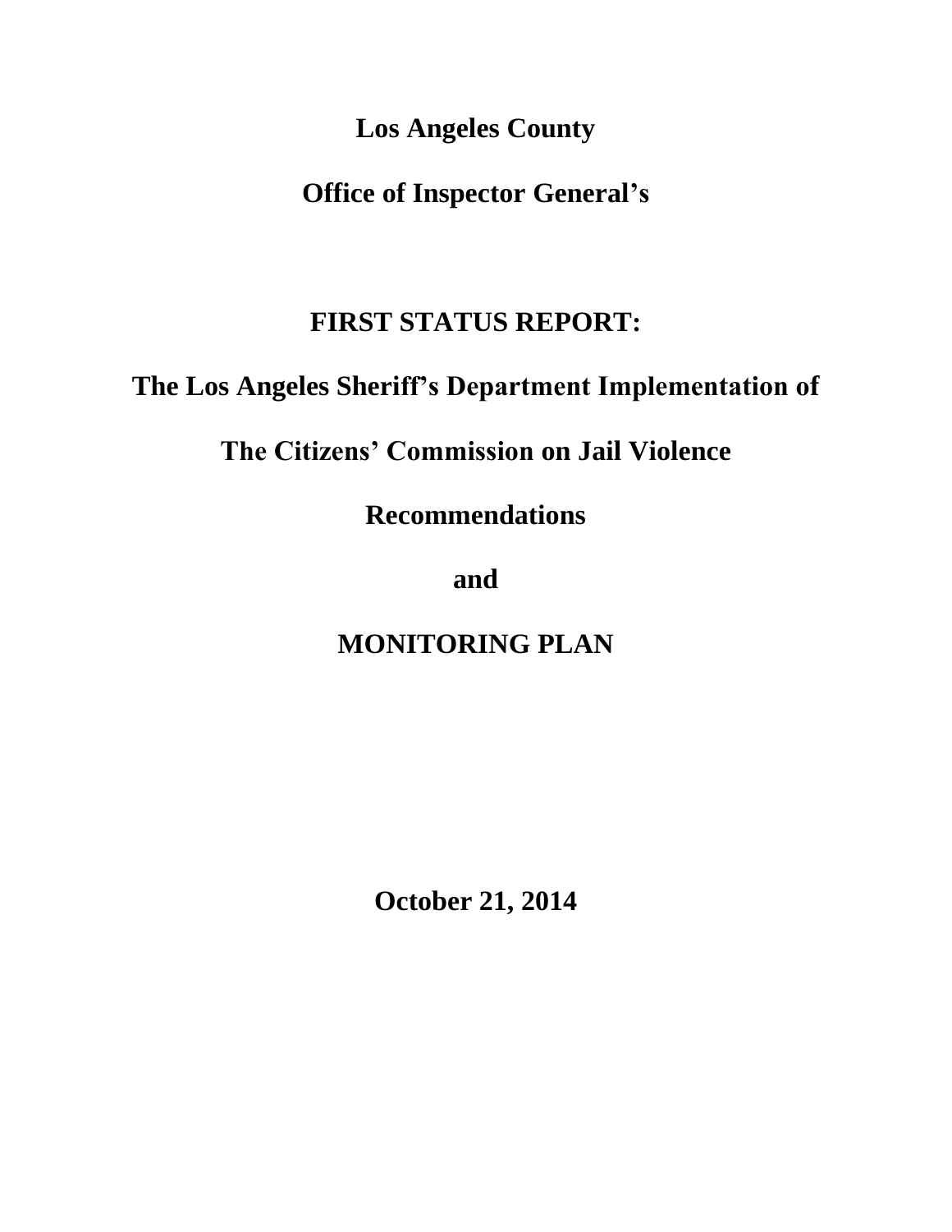# Los Angeles County

# Office of Inspector General's

# FIRST STATUS REPORT:

# The Los Angeles Sheriff's Department Implementation of

# The Citizens' Commission on Jail Violence

# Recommendations

# and

# MONITORING PLAN

**October 21, 2014**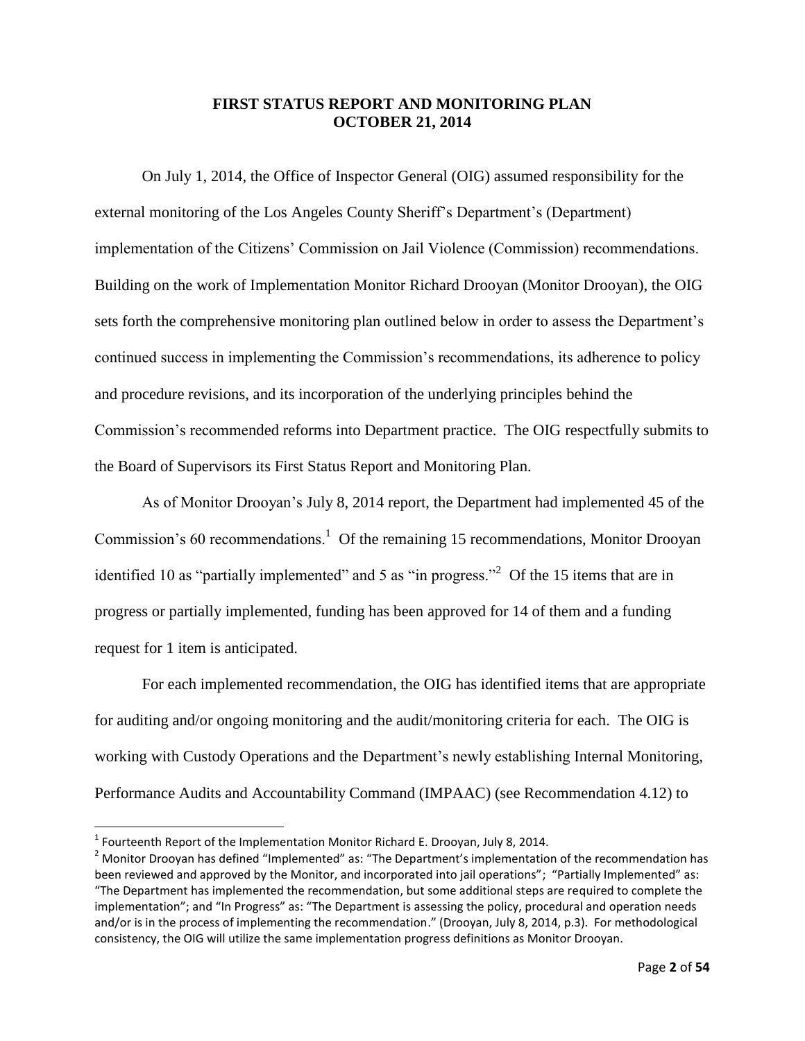## FIRST STATUS REPORT AND MONITORING PLAN
## OCTOBER 21, 2014

On July 1, 2014, the Office of Inspector General (OIG) assumed responsibility for the external monitoring of the Los Angeles County Sheriff's Department's (Department) implementation of the Citizens' Commission on Jail Violence (Commission) recommendations. Building on the work of Implementation Monitor Richard Drooyan (Monitor Drooyan), the OIG sets forth the comprehensive monitoring plan outlined below in order to assess the Department's continued success in implementing the Commission's recommendations, its adherence to policy and procedure revisions, and its incorporation of the underlying principles behind the Commission's recommended reforms into Department practice. The OIG respectfully submits to the Board of Supervisors its First Status Report and Monitoring Plan.

As of Monitor Drooyan's July 8, 2014 report, the Department had implemented 45 of the Commission's 60 recommendations.[1] Of the remaining 15 recommendations, Monitor Drooyan identified 10 as "partially implemented" and 5 as "in progress."[2] Of the 15 items that are in progress or partially implemented, funding has been approved for 14 of them and a funding request for 1 item is anticipated.

For each implemented recommendation, the OIG has identified items that are appropriate for auditing and/or ongoing monitoring and the audit/monitoring criteria for each. The OIG is working with Custody Operations and the Department's newly establishing Internal Monitoring, Performance Audits and Accountability Command (IMPAAC) (see Recommendation 4.12) to

---

[1] Fourteenth Report of the Implementation Monitor Richard E. Drooyan, July 8, 2014.

[2] Monitor Drooyan has defined "Implemented" as: "The Department's implementation of the recommendation has been reviewed and approved by the Monitor, and incorporated into jail operations"; "Partially Implemented" as: "The Department has implemented the recommendation, but some additional steps are required to complete the implementation"; and "In Progress" as: "The Department is assessing the policy, procedural and operation needs and/or is in the process of implementing the recommendation." (Drooyan, July 8, 2014, p.3). For methodological consistency, the OIG will utilize the same implementation progress definitions as Monitor Drooyan.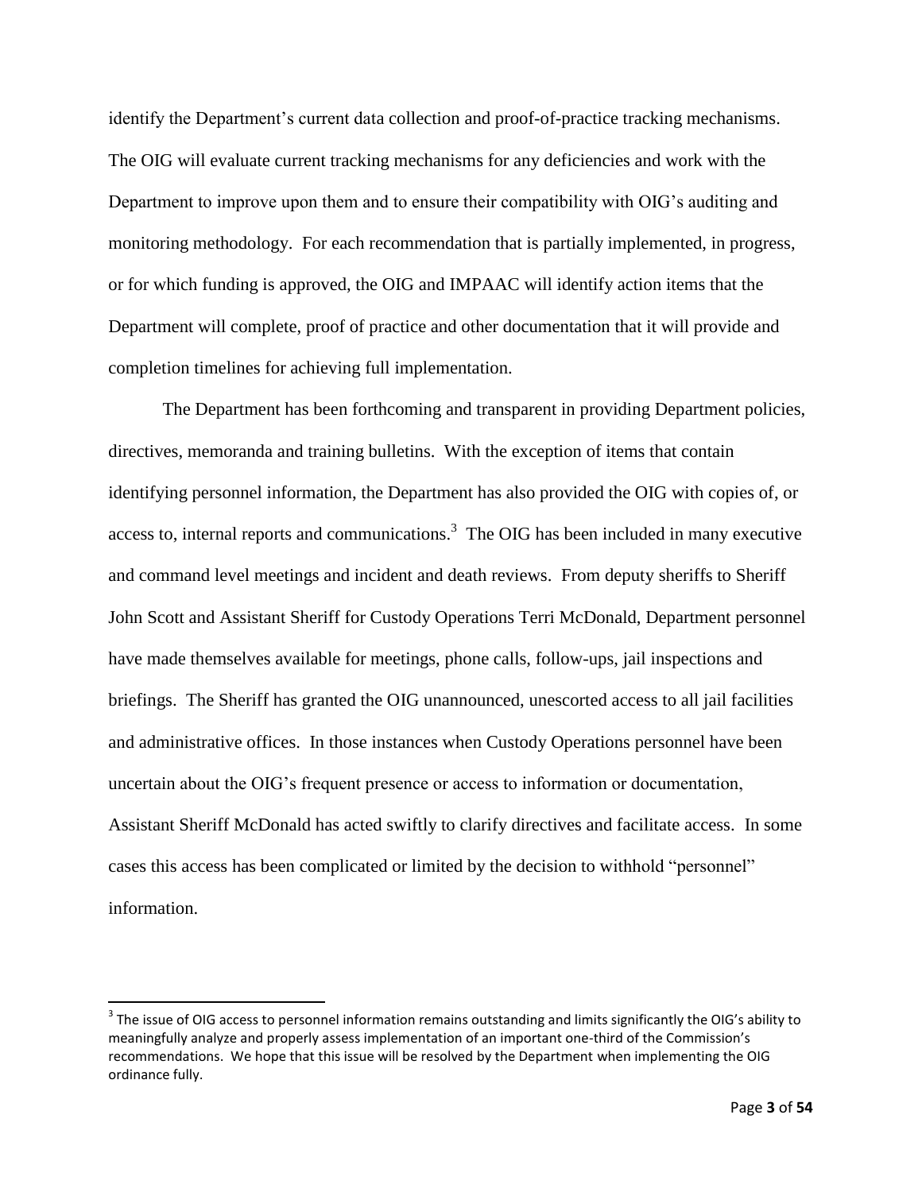identify the Department's current data collection and proof-of-practice tracking mechanisms. The OIG will evaluate current tracking mechanisms for any deficiencies and work with the Department to improve upon them and to ensure their compatibility with OIG's auditing and monitoring methodology. For each recommendation that is partially implemented, in progress, or for which funding is approved, the OIG and IMPAAC will identify action items that the Department will complete, proof of practice and other documentation that it will provide and completion timelines for achieving full implementation.

The Department has been forthcoming and transparent in providing Department policies, directives, memoranda and training bulletins. With the exception of items that contain identifying personnel information, the Department has also provided the OIG with copies of, or access to, internal reports and communications.[3] The OIG has been included in many executive and command level meetings and incident and death reviews. From deputy sheriffs to Sheriff John Scott and Assistant Sheriff for Custody Operations Terri McDonald, Department personnel have made themselves available for meetings, phone calls, follow-ups, jail inspections and briefings. The Sheriff has granted the OIG unannounced, unescorted access to all jail facilities and administrative offices. In those instances when Custody Operations personnel have been uncertain about the OIG's frequent presence or access to information or documentation, Assistant Sheriff McDonald has acted swiftly to clarify directives and facilitate access. In some cases this access has been complicated or limited by the decision to withhold "personnel" information.

---

[3] The issue of OIG access to personnel information remains outstanding and limits significantly the OIG's ability to meaningfully analyze and properly assess implementation of an important one-third of the Commission's recommendations. We hope that this issue will be resolved by the Department when implementing the OIG ordinance fully.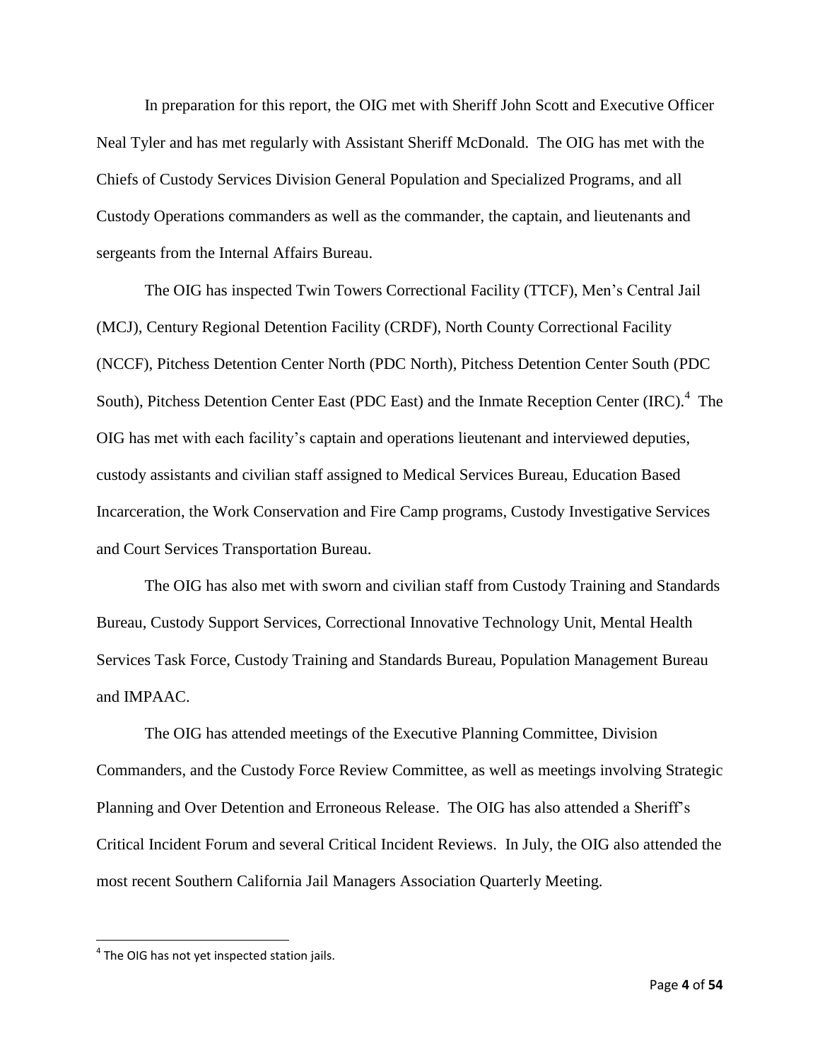In preparation for this report, the OIG met with Sheriff John Scott and Executive Officer Neal Tyler and has met regularly with Assistant Sheriff McDonald. The OIG has met with the Chiefs of Custody Services Division General Population and Specialized Programs, and all Custody Operations commanders as well as the commander, the captain, and lieutenants and sergeants from the Internal Affairs Bureau.

The OIG has inspected Twin Towers Correctional Facility (TTCF), Men's Central Jail (MCJ), Century Regional Detention Facility (CRDF), North County Correctional Facility (NCCF), Pitchess Detention Center North (PDC North), Pitchess Detention Center South (PDC South), Pitchess Detention Center East (PDC East) and the Inmate Reception Center (IRC).[4] The OIG has met with each facility's captain and operations lieutenant and interviewed deputies, custody assistants and civilian staff assigned to Medical Services Bureau, Education Based Incarceration, the Work Conservation and Fire Camp programs, Custody Investigative Services and Court Services Transportation Bureau.

The OIG has also met with sworn and civilian staff from Custody Training and Standards Bureau, Custody Support Services, Correctional Innovative Technology Unit, Mental Health Services Task Force, Custody Training and Standards Bureau, Population Management Bureau and IMPAAC.

The OIG has attended meetings of the Executive Planning Committee, Division Commanders, and the Custody Force Review Committee, as well as meetings involving Strategic Planning and Over Detention and Erroneous Release. The OIG has also attended a Sheriff's Critical Incident Forum and several Critical Incident Reviews. In July, the OIG also attended the most recent Southern California Jail Managers Association Quarterly Meeting.

[4] The OIG has not yet inspected station jails.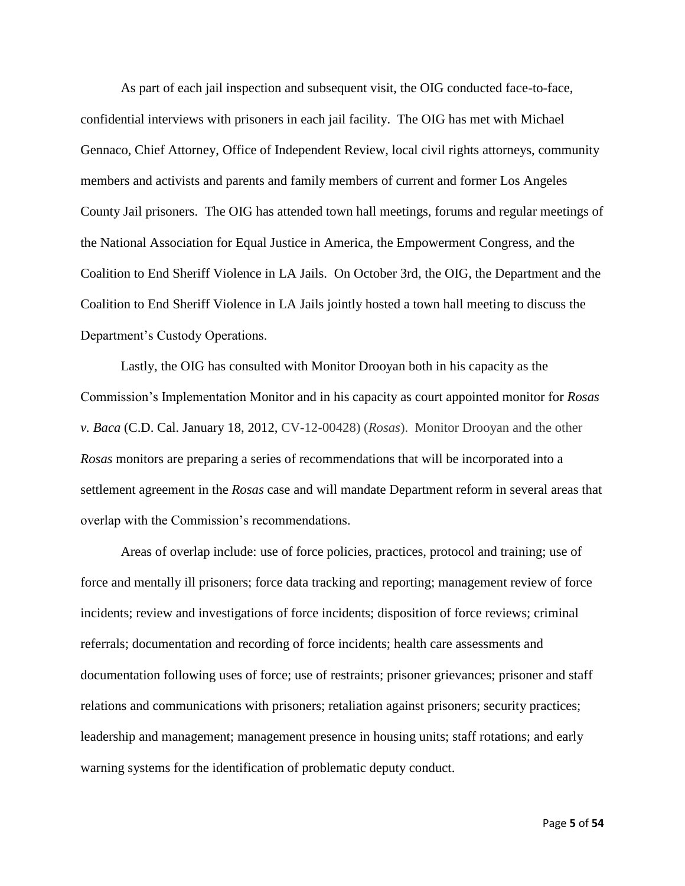As part of each jail inspection and subsequent visit, the OIG conducted face-to-face, confidential interviews with prisoners in each jail facility. The OIG has met with Michael Gennaco, Chief Attorney, Office of Independent Review, local civil rights attorneys, community members and activists and parents and family members of current and former Los Angeles County Jail prisoners. The OIG has attended town hall meetings, forums and regular meetings of the National Association for Equal Justice in America, the Empowerment Congress, and the Coalition to End Sheriff Violence in LA Jails. On October 3rd, the OIG, the Department and the Coalition to End Sheriff Violence in LA Jails jointly hosted a town hall meeting to discuss the Department's Custody Operations.

Lastly, the OIG has consulted with Monitor Drooyan both in his capacity as the Commission's Implementation Monitor and in his capacity as court appointed monitor for *Rosas v. Baca* (C.D. Cal. January 18, 2012, CV-12-00428) (*Rosas*). Monitor Drooyan and the other *Rosas* monitors are preparing a series of recommendations that will be incorporated into a settlement agreement in the *Rosas* case and will mandate Department reform in several areas that overlap with the Commission's recommendations.

Areas of overlap include: use of force policies, practices, protocol and training; use of force and mentally ill prisoners; force data tracking and reporting; management review of force incidents; review and investigations of force incidents; disposition of force reviews; criminal referrals; documentation and recording of force incidents; health care assessments and documentation following uses of force; use of restraints; prisoner grievances; prisoner and staff relations and communications with prisoners; retaliation against prisoners; security practices; leadership and management; management presence in housing units; staff rotations; and early warning systems for the identification of problematic deputy conduct.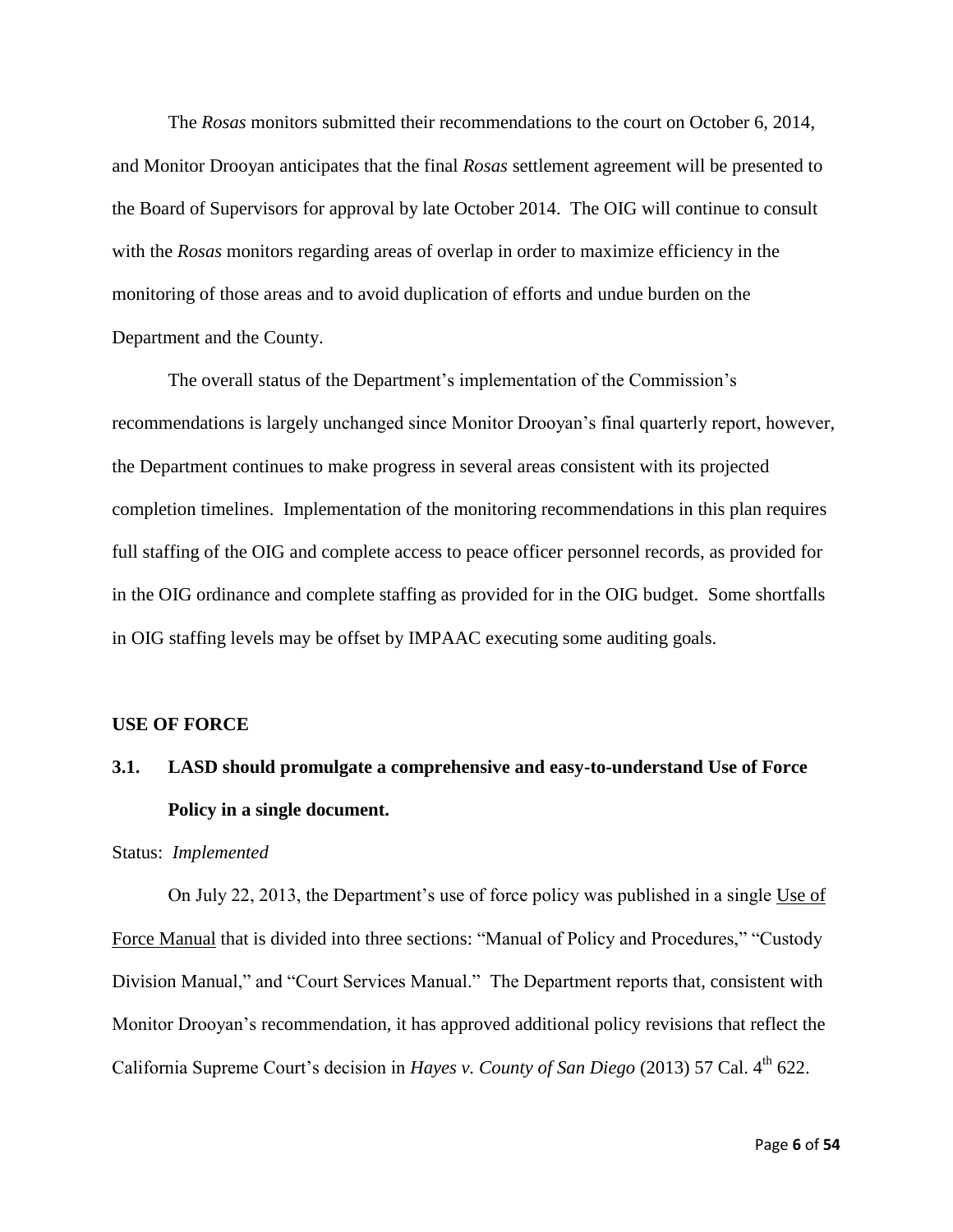The *Rosas* monitors submitted their recommendations to the court on October 6, 2014, and Monitor Drooyan anticipates that the final *Rosas* settlement agreement will be presented to the Board of Supervisors for approval by late October 2014. The OIG will continue to consult with the *Rosas* monitors regarding areas of overlap in order to maximize efficiency in the monitoring of those areas and to avoid duplication of efforts and undue burden on the Department and the County.

The overall status of the Department's implementation of the Commission's recommendations is largely unchanged since Monitor Drooyan's final quarterly report, however, the Department continues to make progress in several areas consistent with its projected completion timelines. Implementation of the monitoring recommendations in this plan requires full staffing of the OIG and complete access to peace officer personnel records, as provided for in the OIG ordinance and complete staffing as provided for in the OIG budget. Some shortfalls in OIG staffing levels may be offset by IMPAAC executing some auditing goals.

## USE OF FORCE

### 3.1. LASD should promulgate a comprehensive and easy-to-understand Use of Force Policy in a single document.

Status: *Implemented*

On July 22, 2013, the Department's use of force policy was published in a single Use of Force Manual that is divided into three sections: "Manual of Policy and Procedures," "Custody Division Manual," and "Court Services Manual." The Department reports that, consistent with Monitor Drooyan's recommendation, it has approved additional policy revisions that reflect the California Supreme Court's decision in *Hayes v. County of San Diego* (2013) 57 Cal. 4th 622.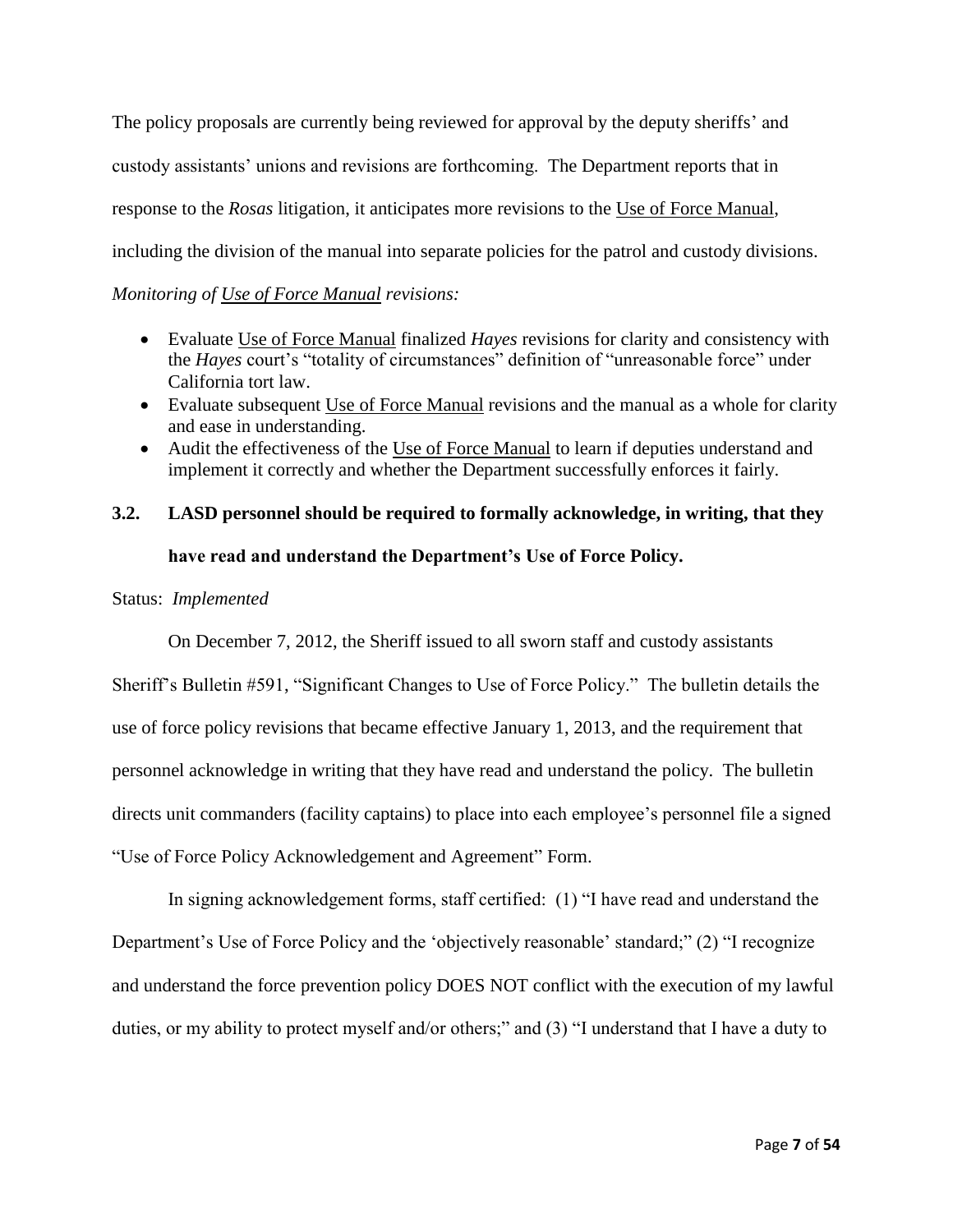The policy proposals are currently being reviewed for approval by the deputy sheriffs' and custody assistants' unions and revisions are forthcoming. The Department reports that in response to the *Rosas* litigation, it anticipates more revisions to the Use of Force Manual, including the division of the manual into separate policies for the patrol and custody divisions.

*Monitoring of Use of Force Manual revisions:*

- Evaluate Use of Force Manual finalized *Hayes* revisions for clarity and consistency with the *Hayes* court's "totality of circumstances" definition of "unreasonable force" under California tort law.
- Evaluate subsequent Use of Force Manual revisions and the manual as a whole for clarity and ease in understanding.
- Audit the effectiveness of the Use of Force Manual to learn if deputies understand and implement it correctly and whether the Department successfully enforces it fairly.

### 3.2. LASD personnel should be required to formally acknowledge, in writing, that they have read and understand the Department's Use of Force Policy.

Status: *Implemented*

On December 7, 2012, the Sheriff issued to all sworn staff and custody assistants Sheriff's Bulletin #591, "Significant Changes to Use of Force Policy." The bulletin details the use of force policy revisions that became effective January 1, 2013, and the requirement that personnel acknowledge in writing that they have read and understand the policy. The bulletin directs unit commanders (facility captains) to place into each employee's personnel file a signed "Use of Force Policy Acknowledgement and Agreement" Form.

In signing acknowledgement forms, staff certified: (1) "I have read and understand the Department's Use of Force Policy and the 'objectively reasonable' standard;" (2) "I recognize and understand the force prevention policy DOES NOT conflict with the execution of my lawful duties, or my ability to protect myself and/or others;" and (3) "I understand that I have a duty to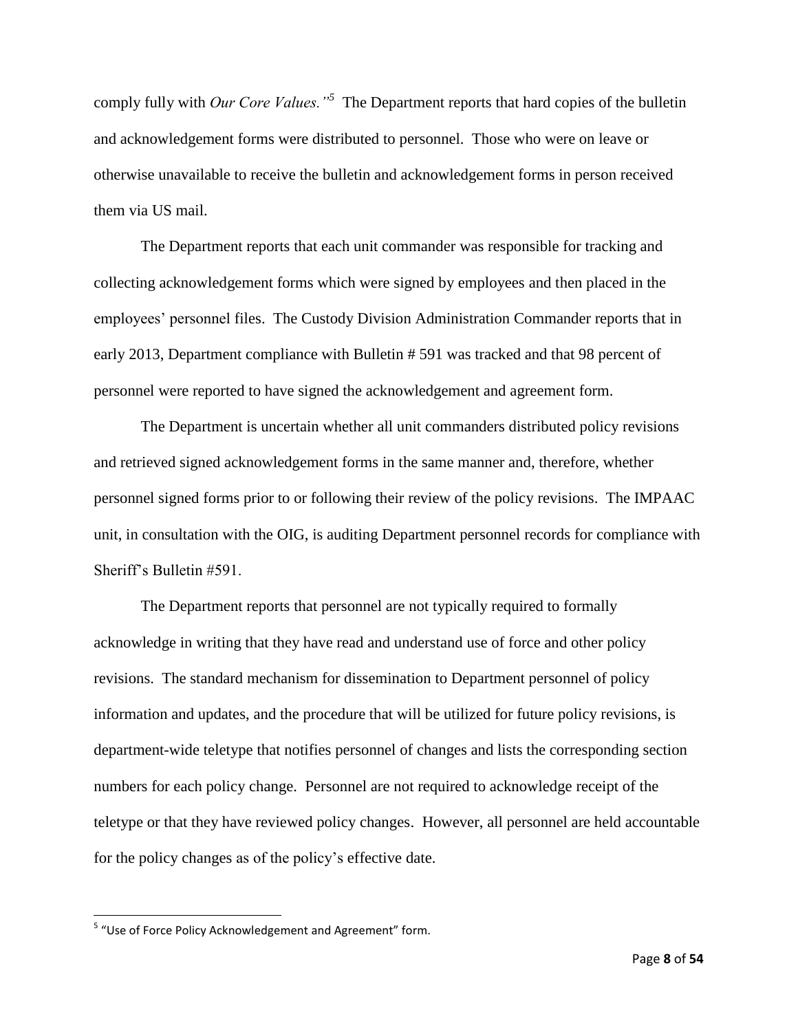comply fully with *Our Core Values."*[5] The Department reports that hard copies of the bulletin and acknowledgement forms were distributed to personnel. Those who were on leave or otherwise unavailable to receive the bulletin and acknowledgement forms in person received them via US mail.

The Department reports that each unit commander was responsible for tracking and collecting acknowledgement forms which were signed by employees and then placed in the employees' personnel files. The Custody Division Administration Commander reports that in early 2013, Department compliance with Bulletin # 591 was tracked and that 98 percent of personnel were reported to have signed the acknowledgement and agreement form.

The Department is uncertain whether all unit commanders distributed policy revisions and retrieved signed acknowledgement forms in the same manner and, therefore, whether personnel signed forms prior to or following their review of the policy revisions. The IMPAAC unit, in consultation with the OIG, is auditing Department personnel records for compliance with Sheriff's Bulletin #591.

The Department reports that personnel are not typically required to formally acknowledge in writing that they have read and understand use of force and other policy revisions. The standard mechanism for dissemination to Department personnel of policy information and updates, and the procedure that will be utilized for future policy revisions, is department-wide teletype that notifies personnel of changes and lists the corresponding section numbers for each policy change. Personnel are not required to acknowledge receipt of the teletype or that they have reviewed policy changes. However, all personnel are held accountable for the policy changes as of the policy's effective date.

---

[5] "Use of Force Policy Acknowledgement and Agreement" form.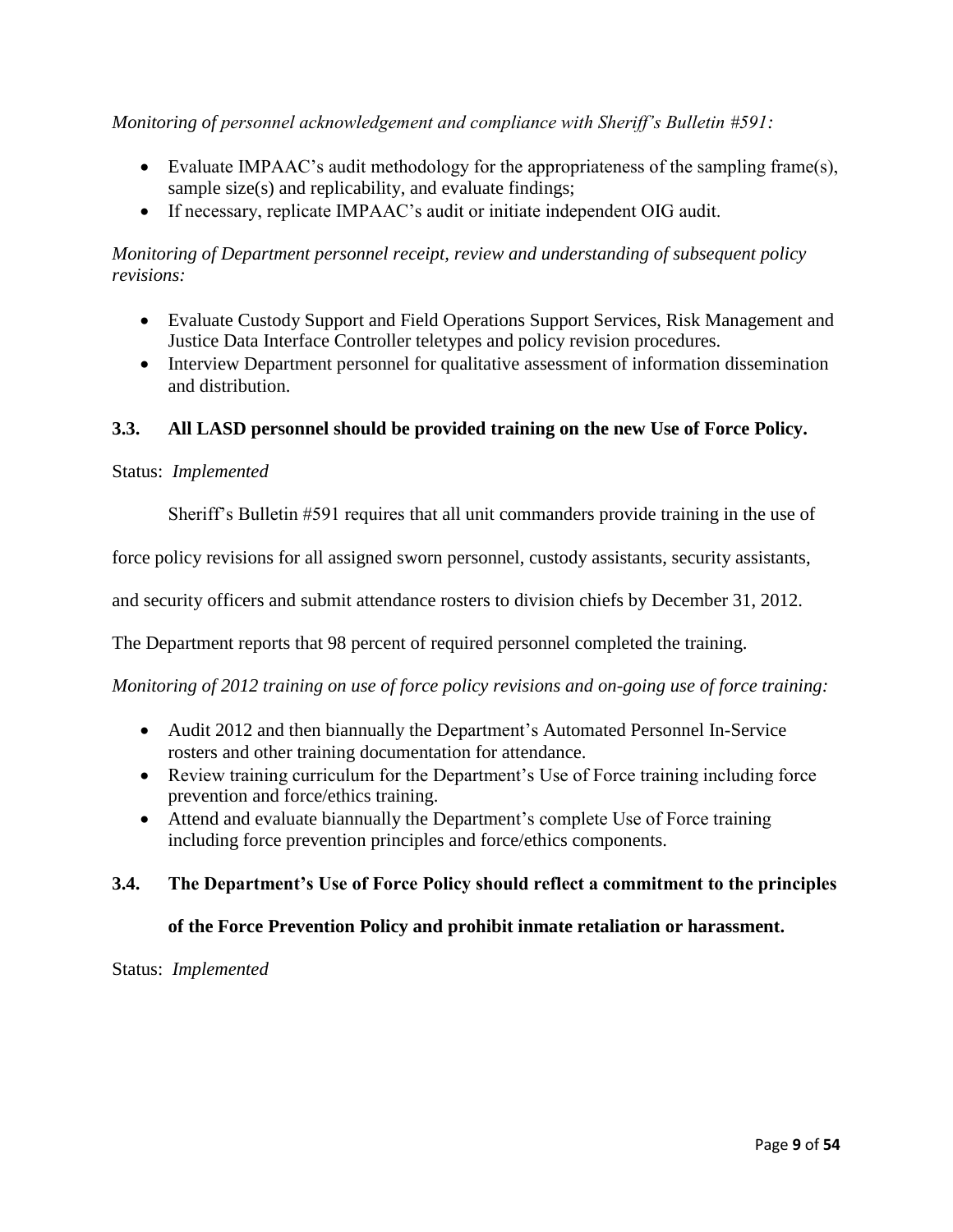*Monitoring of personnel acknowledgement and compliance with Sheriff's Bulletin #591:*

- Evaluate IMPAAC's audit methodology for the appropriateness of the sampling frame(s), sample size(s) and replicability, and evaluate findings;
- If necessary, replicate IMPAAC's audit or initiate independent OIG audit.

*Monitoring of Department personnel receipt, review and understanding of subsequent policy revisions:*

- Evaluate Custody Support and Field Operations Support Services, Risk Management and Justice Data Interface Controller teletypes and policy revision procedures.
- Interview Department personnel for qualitative assessment of information dissemination and distribution.

### 3.3. All LASD personnel should be provided training on the new Use of Force Policy.

Status: *Implemented*

Sheriff's Bulletin #591 requires that all unit commanders provide training in the use of force policy revisions for all assigned sworn personnel, custody assistants, security assistants, and security officers and submit attendance rosters to division chiefs by December 31, 2012. The Department reports that 98 percent of required personnel completed the training.

*Monitoring of 2012 training on use of force policy revisions and on-going use of force training:*

- Audit 2012 and then biannually the Department's Automated Personnel In-Service rosters and other training documentation for attendance.
- Review training curriculum for the Department's Use of Force training including force prevention and force/ethics training.
- Attend and evaluate biannually the Department's complete Use of Force training including force prevention principles and force/ethics components.

### 3.4. The Department's Use of Force Policy should reflect a commitment to the principles of the Force Prevention Policy and prohibit inmate retaliation or harassment.

Status: *Implemented*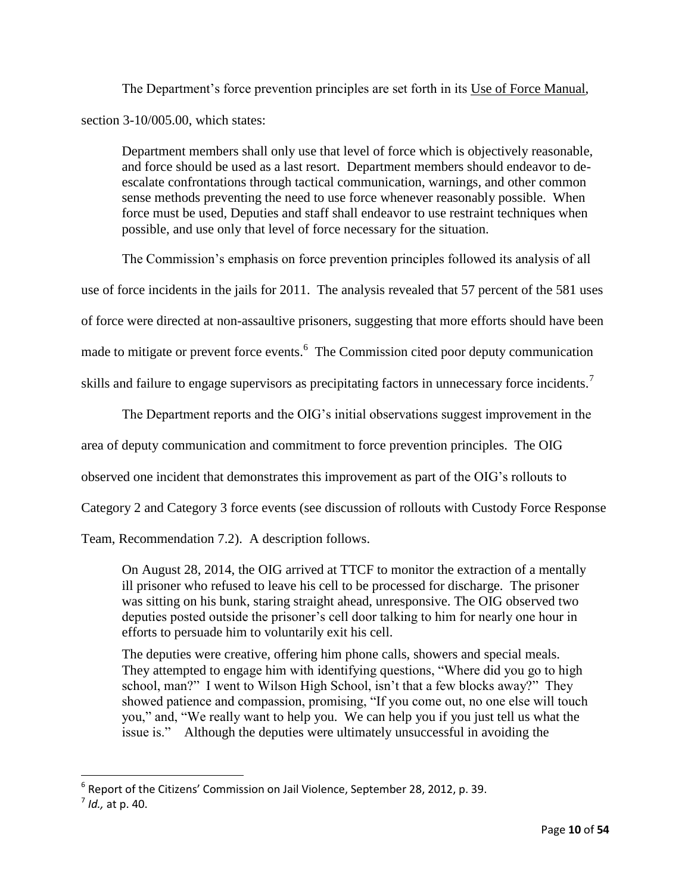The Department's force prevention principles are set forth in its Use of Force Manual, section 3-10/005.00, which states:

> Department members shall only use that level of force which is objectively reasonable, and force should be used as a last resort. Department members should endeavor to de-escalate confrontations through tactical communication, warnings, and other common sense methods preventing the need to use force whenever reasonably possible. When force must be used, Deputies and staff shall endeavor to use restraint techniques when possible, and use only that level of force necessary for the situation.

The Commission's emphasis on force prevention principles followed its analysis of all use of force incidents in the jails for 2011. The analysis revealed that 57 percent of the 581 uses of force were directed at non-assaultive prisoners, suggesting that more efforts should have been made to mitigate or prevent force events.[6] The Commission cited poor deputy communication skills and failure to engage supervisors as precipitating factors in unnecessary force incidents.[7]

The Department reports and the OIG's initial observations suggest improvement in the area of deputy communication and commitment to force prevention principles. The OIG observed one incident that demonstrates this improvement as part of the OIG's rollouts to Category 2 and Category 3 force events (see discussion of rollouts with Custody Force Response Team, Recommendation 7.2). A description follows.

> On August 28, 2014, the OIG arrived at TTCF to monitor the extraction of a mentally ill prisoner who refused to leave his cell to be processed for discharge. The prisoner was sitting on his bunk, staring straight ahead, unresponsive. The OIG observed two deputies posted outside the prisoner's cell door talking to him for nearly one hour in efforts to persuade him to voluntarily exit his cell.
>
> The deputies were creative, offering him phone calls, showers and special meals. They attempted to engage him with identifying questions, "Where did you go to high school, man?" I went to Wilson High School, isn't that a few blocks away?" They showed patience and compassion, promising, "If you come out, no one else will touch you," and, "We really want to help you. We can help you if you just tell us what the issue is." Although the deputies were ultimately unsuccessful in avoiding the

---

[6] Report of the Citizens' Commission on Jail Violence, September 28, 2012, p. 39.

[7] *Id.,* at p. 40.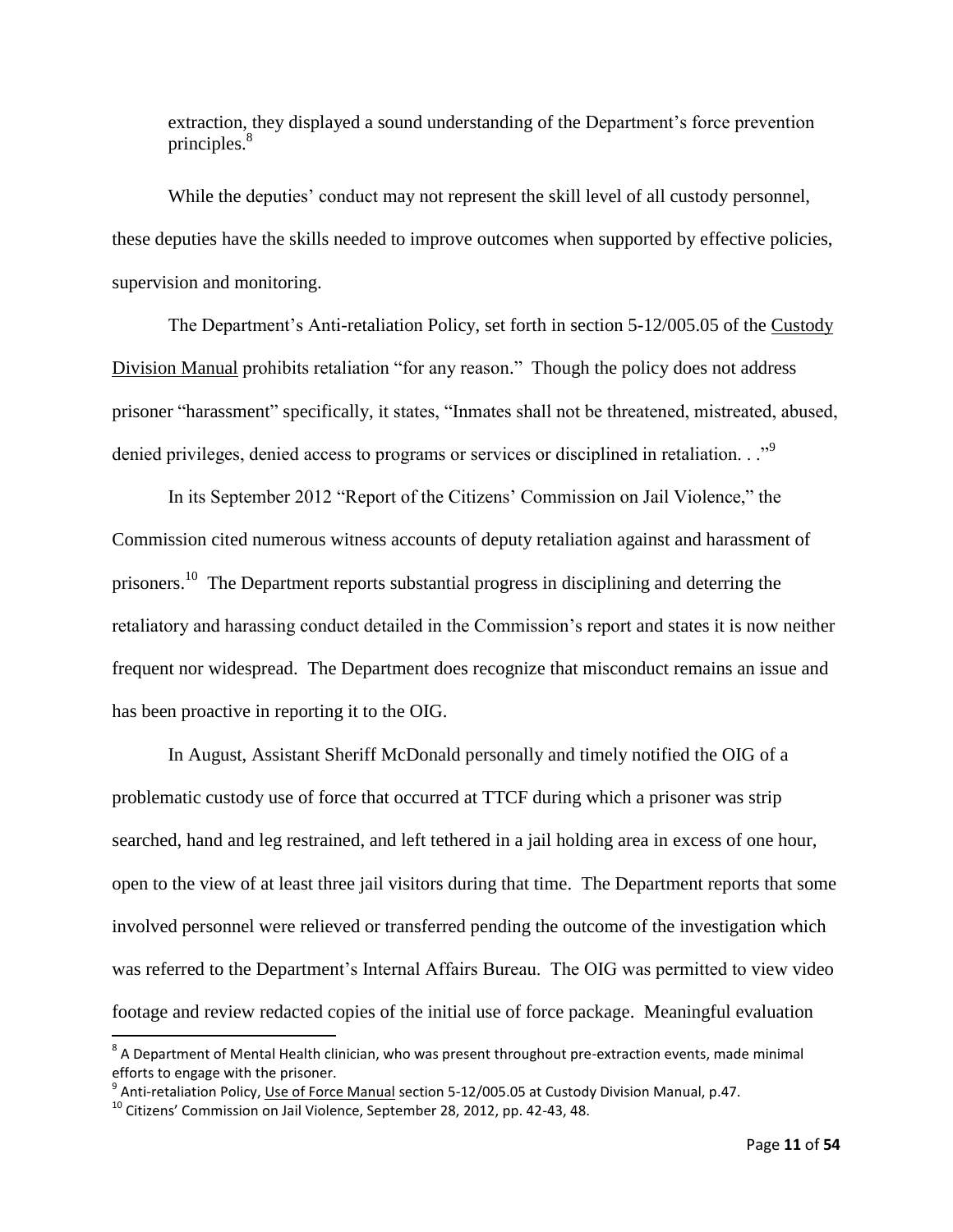extraction, they displayed a sound understanding of the Department's force prevention principles.[8]

While the deputies' conduct may not represent the skill level of all custody personnel, these deputies have the skills needed to improve outcomes when supported by effective policies, supervision and monitoring.

The Department's Anti-retaliation Policy, set forth in section 5-12/005.05 of the Custody Division Manual prohibits retaliation "for any reason." Though the policy does not address prisoner "harassment" specifically, it states, "Inmates shall not be threatened, mistreated, abused, denied privileges, denied access to programs or services or disciplined in retaliation. . ."[9]

In its September 2012 "Report of the Citizens' Commission on Jail Violence," the Commission cited numerous witness accounts of deputy retaliation against and harassment of prisoners.[10] The Department reports substantial progress in disciplining and deterring the retaliatory and harassing conduct detailed in the Commission's report and states it is now neither frequent nor widespread. The Department does recognize that misconduct remains an issue and has been proactive in reporting it to the OIG.

In August, Assistant Sheriff McDonald personally and timely notified the OIG of a problematic custody use of force that occurred at TTCF during which a prisoner was strip searched, hand and leg restrained, and left tethered in a jail holding area in excess of one hour, open to the view of at least three jail visitors during that time. The Department reports that some involved personnel were relieved or transferred pending the outcome of the investigation which was referred to the Department's Internal Affairs Bureau. The OIG was permitted to view video footage and review redacted copies of the initial use of force package. Meaningful evaluation

---

[8] A Department of Mental Health clinician, who was present throughout pre-extraction events, made minimal efforts to engage with the prisoner.

[9] Anti-retaliation Policy, Use of Force Manual section 5-12/005.05 at Custody Division Manual, p.47.

[10] Citizens' Commission on Jail Violence, September 28, 2012, pp. 42-43, 48.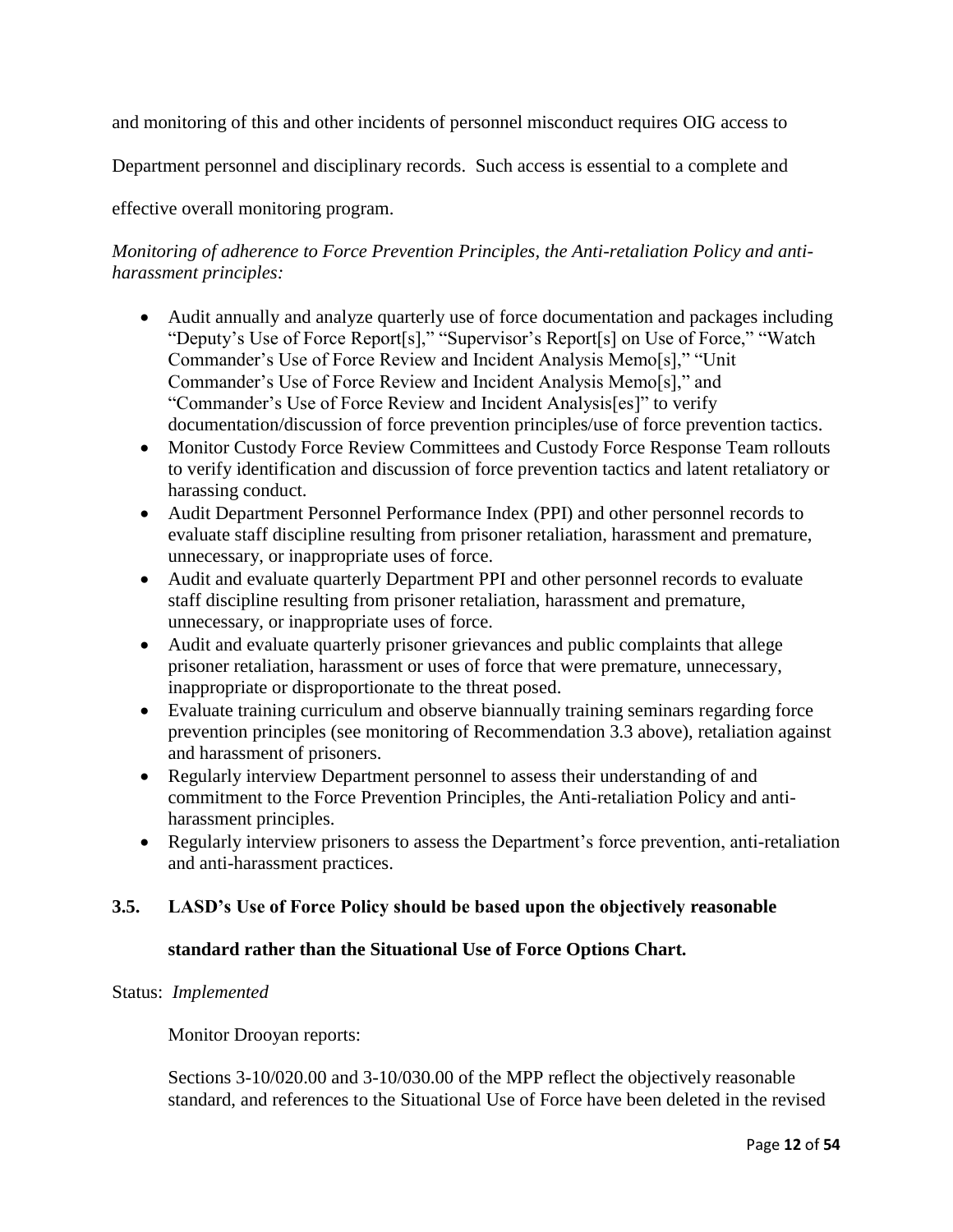and monitoring of this and other incidents of personnel misconduct requires OIG access to Department personnel and disciplinary records. Such access is essential to a complete and effective overall monitoring program.

*Monitoring of adherence to Force Prevention Principles, the Anti-retaliation Policy and anti-harassment principles:*

- Audit annually and analyze quarterly use of force documentation and packages including "Deputy's Use of Force Report[s]," "Supervisor's Report[s] on Use of Force," "Watch Commander's Use of Force Review and Incident Analysis Memo[s]," "Unit Commander's Use of Force Review and Incident Analysis Memo[s]," and "Commander's Use of Force Review and Incident Analysis[es]" to verify documentation/discussion of force prevention principles/use of force prevention tactics.
- Monitor Custody Force Review Committees and Custody Force Response Team rollouts to verify identification and discussion of force prevention tactics and latent retaliatory or harassing conduct.
- Audit Department Personnel Performance Index (PPI) and other personnel records to evaluate staff discipline resulting from prisoner retaliation, harassment and premature, unnecessary, or inappropriate uses of force.
- Audit and evaluate quarterly Department PPI and other personnel records to evaluate staff discipline resulting from prisoner retaliation, harassment and premature, unnecessary, or inappropriate uses of force.
- Audit and evaluate quarterly prisoner grievances and public complaints that allege prisoner retaliation, harassment or uses of force that were premature, unnecessary, inappropriate or disproportionate to the threat posed.
- Evaluate training curriculum and observe biannually training seminars regarding force prevention principles (see monitoring of Recommendation 3.3 above), retaliation against and harassment of prisoners.
- Regularly interview Department personnel to assess their understanding of and commitment to the Force Prevention Principles, the Anti-retaliation Policy and anti-harassment principles.
- Regularly interview prisoners to assess the Department's force prevention, anti-retaliation and anti-harassment practices.

### 3.5. LASD's Use of Force Policy should be based upon the objectively reasonable standard rather than the Situational Use of Force Options Chart.

Status: *Implemented*

Monitor Drooyan reports:

Sections 3-10/020.00 and 3-10/030.00 of the MPP reflect the objectively reasonable standard, and references to the Situational Use of Force have been deleted in the revised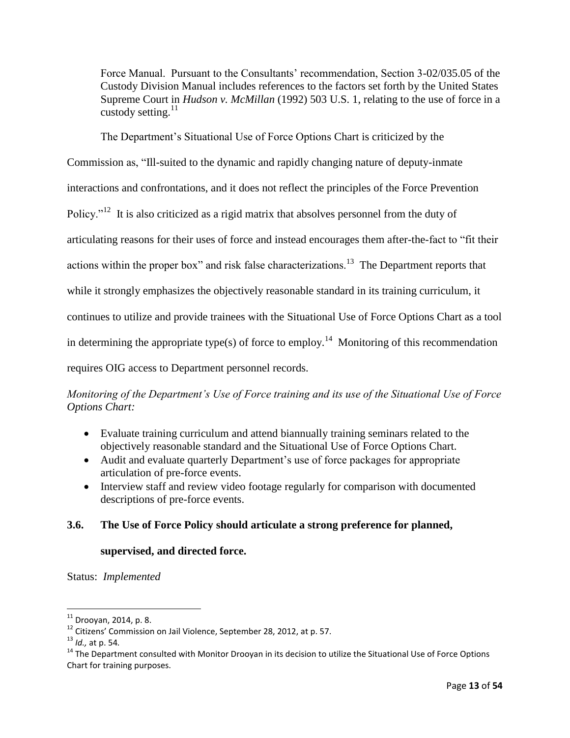Force Manual. Pursuant to the Consultants' recommendation, Section 3-02/035.05 of the Custody Division Manual includes references to the factors set forth by the United States Supreme Court in *Hudson v. McMillan* (1992) 503 U.S. 1, relating to the use of force in a custody setting.[11]

The Department's Situational Use of Force Options Chart is criticized by the Commission as, "Ill-suited to the dynamic and rapidly changing nature of deputy-inmate interactions and confrontations, and it does not reflect the principles of the Force Prevention Policy."[12] It is also criticized as a rigid matrix that absolves personnel from the duty of articulating reasons for their uses of force and instead encourages them after-the-fact to "fit their actions within the proper box" and risk false characterizations.[13] The Department reports that while it strongly emphasizes the objectively reasonable standard in its training curriculum, it continues to utilize and provide trainees with the Situational Use of Force Options Chart as a tool in determining the appropriate type(s) of force to employ.[14] Monitoring of this recommendation requires OIG access to Department personnel records.

*Monitoring of the Department's Use of Force training and its use of the Situational Use of Force Options Chart:*

- Evaluate training curriculum and attend biannually training seminars related to the objectively reasonable standard and the Situational Use of Force Options Chart.
- Audit and evaluate quarterly Department's use of force packages for appropriate articulation of pre-force events.
- Interview staff and review video footage regularly for comparison with documented descriptions of pre-force events.

### 3.6. The Use of Force Policy should articulate a strong preference for planned, supervised, and directed force.

Status: *Implemented*

---

[11] Drooyan, 2014, p. 8.

[12] Citizens' Commission on Jail Violence, September 28, 2012, at p. 57.

[13] *Id.,* at p. 54.

[14] The Department consulted with Monitor Drooyan in its decision to utilize the Situational Use of Force Options Chart for training purposes.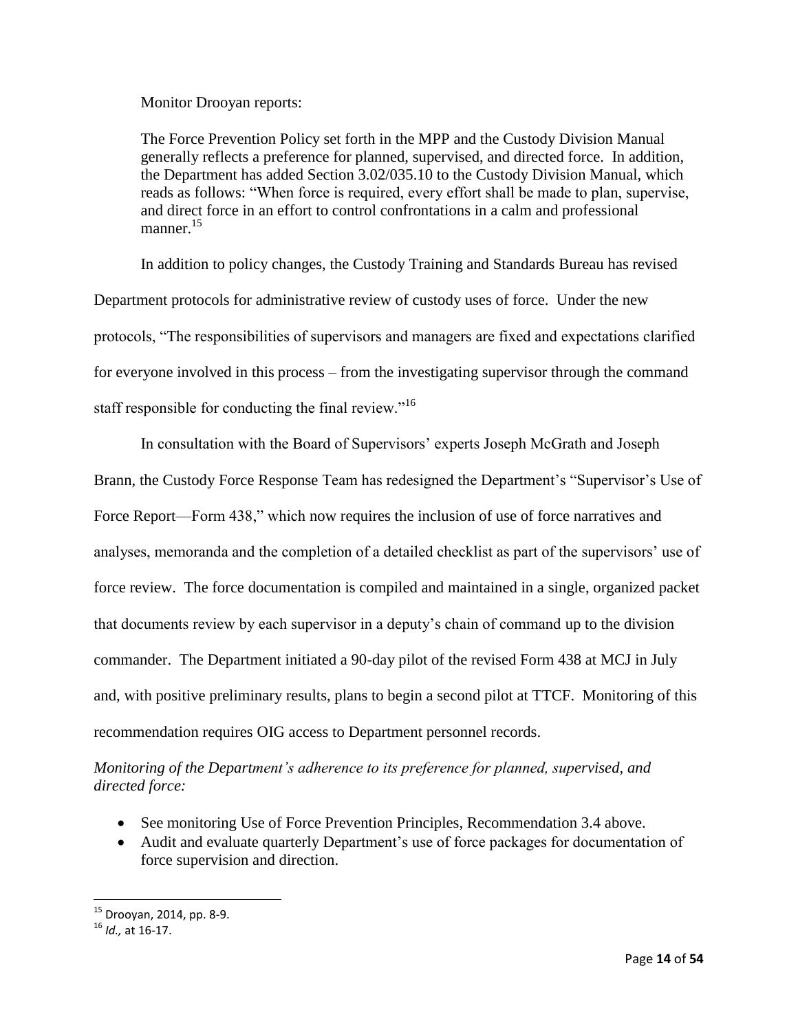Monitor Drooyan reports:

> The Force Prevention Policy set forth in the MPP and the Custody Division Manual generally reflects a preference for planned, supervised, and directed force. In addition, the Department has added Section 3.02/035.10 to the Custody Division Manual, which reads as follows: "When force is required, every effort shall be made to plan, supervise, and direct force in an effort to control confrontations in a calm and professional manner.[15]

In addition to policy changes, the Custody Training and Standards Bureau has revised Department protocols for administrative review of custody uses of force. Under the new protocols, "The responsibilities of supervisors and managers are fixed and expectations clarified for everyone involved in this process – from the investigating supervisor through the command staff responsible for conducting the final review."[16]

In consultation with the Board of Supervisors' experts Joseph McGrath and Joseph Brann, the Custody Force Response Team has redesigned the Department's "Supervisor's Use of Force Report—Form 438," which now requires the inclusion of use of force narratives and analyses, memoranda and the completion of a detailed checklist as part of the supervisors' use of force review. The force documentation is compiled and maintained in a single, organized packet that documents review by each supervisor in a deputy's chain of command up to the division commander. The Department initiated a 90-day pilot of the revised Form 438 at MCJ in July and, with positive preliminary results, plans to begin a second pilot at TTCF. Monitoring of this recommendation requires OIG access to Department personnel records.

*Monitoring of the Department's adherence to its preference for planned, supervised, and directed force:*

- See monitoring Use of Force Prevention Principles, Recommendation 3.4 above.
- Audit and evaluate quarterly Department's use of force packages for documentation of force supervision and direction.

---

[15] Drooyan, 2014, pp. 8-9.

[16] *Id.,* at 16-17.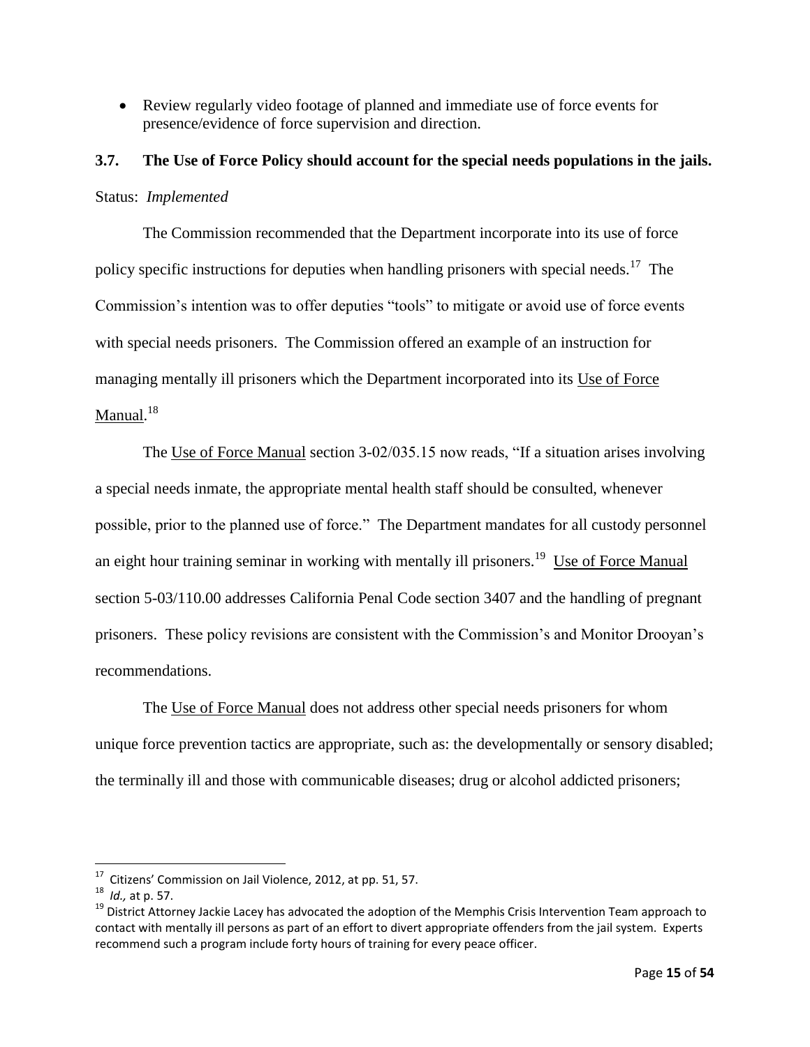- Review regularly video footage of planned and immediate use of force events for presence/evidence of force supervision and direction.

### 3.7. The Use of Force Policy should account for the special needs populations in the jails.

Status: *Implemented*

The Commission recommended that the Department incorporate into its use of force policy specific instructions for deputies when handling prisoners with special needs.[17] The Commission's intention was to offer deputies "tools" to mitigate or avoid use of force events with special needs prisoners. The Commission offered an example of an instruction for managing mentally ill prisoners which the Department incorporated into its Use of Force Manual.[18]

The Use of Force Manual section 3-02/035.15 now reads, "If a situation arises involving a special needs inmate, the appropriate mental health staff should be consulted, whenever possible, prior to the planned use of force." The Department mandates for all custody personnel an eight hour training seminar in working with mentally ill prisoners.[19] Use of Force Manual section 5-03/110.00 addresses California Penal Code section 3407 and the handling of pregnant prisoners. These policy revisions are consistent with the Commission's and Monitor Drooyan's recommendations.

The Use of Force Manual does not address other special needs prisoners for whom unique force prevention tactics are appropriate, such as: the developmentally or sensory disabled; the terminally ill and those with communicable diseases; drug or alcohol addicted prisoners;

---

[17] Citizens' Commission on Jail Violence, 2012, at pp. 51, 57.

[18] *Id.,* at p. 57.

[19] District Attorney Jackie Lacey has advocated the adoption of the Memphis Crisis Intervention Team approach to contact with mentally ill persons as part of an effort to divert appropriate offenders from the jail system. Experts recommend such a program include forty hours of training for every peace officer.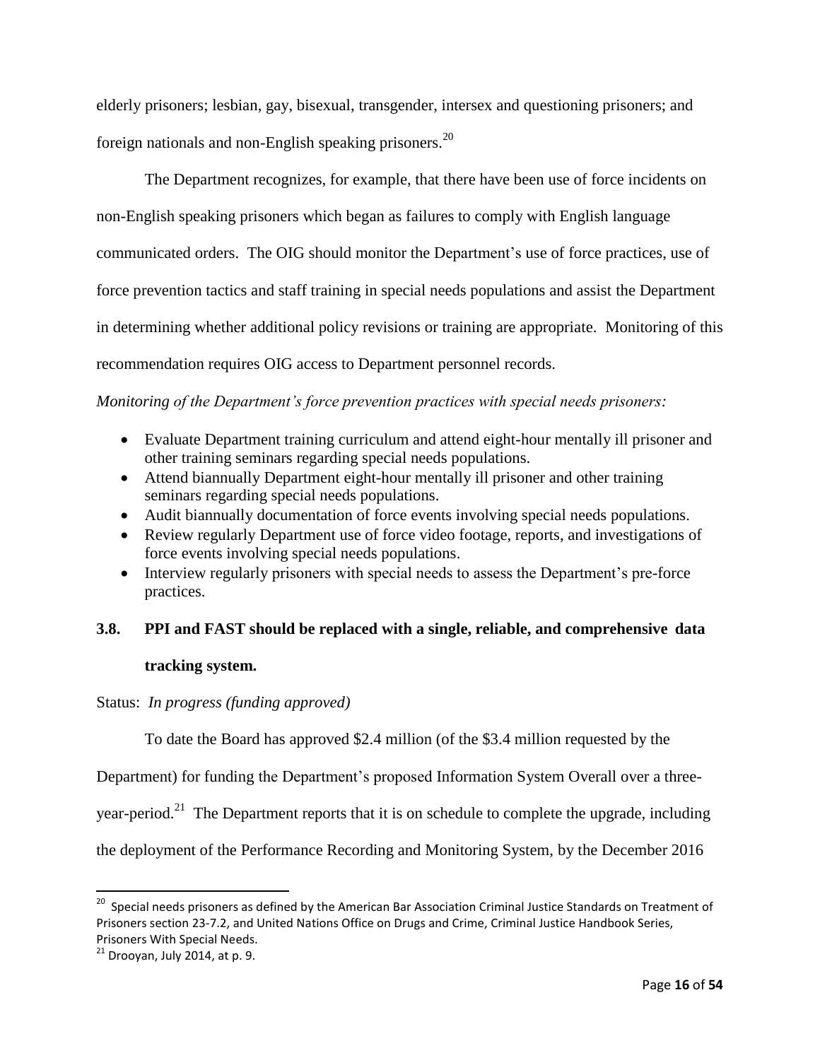elderly prisoners; lesbian, gay, bisexual, transgender, intersex and questioning prisoners; and foreign nationals and non-English speaking prisoners.[20]

The Department recognizes, for example, that there have been use of force incidents on non-English speaking prisoners which began as failures to comply with English language communicated orders. The OIG should monitor the Department's use of force practices, use of force prevention tactics and staff training in special needs populations and assist the Department in determining whether additional policy revisions or training are appropriate. Monitoring of this recommendation requires OIG access to Department personnel records.

*Monitoring of the Department's force prevention practices with special needs prisoners:*

- Evaluate Department training curriculum and attend eight-hour mentally ill prisoner and other training seminars regarding special needs populations.
- Attend biannually Department eight-hour mentally ill prisoner and other training seminars regarding special needs populations.
- Audit biannually documentation of force events involving special needs populations.
- Review regularly Department use of force video footage, reports, and investigations of force events involving special needs populations.
- Interview regularly prisoners with special needs to assess the Department's pre-force practices.

### 3.8. PPI and FAST should be replaced with a single, reliable, and comprehensive data tracking system.

Status: *In progress (funding approved)*

To date the Board has approved $2.4 million (of the $3.4 million requested by the Department) for funding the Department's proposed Information System Overall over a three-year-period.[21] The Department reports that it is on schedule to complete the upgrade, including the deployment of the Performance Recording and Monitoring System, by the December 2016

---

[20] Special needs prisoners as defined by the American Bar Association Criminal Justice Standards on Treatment of Prisoners section 23-7.2, and United Nations Office on Drugs and Crime, Criminal Justice Handbook Series, Prisoners With Special Needs.

[21] Drooyan, July 2014, at p. 9.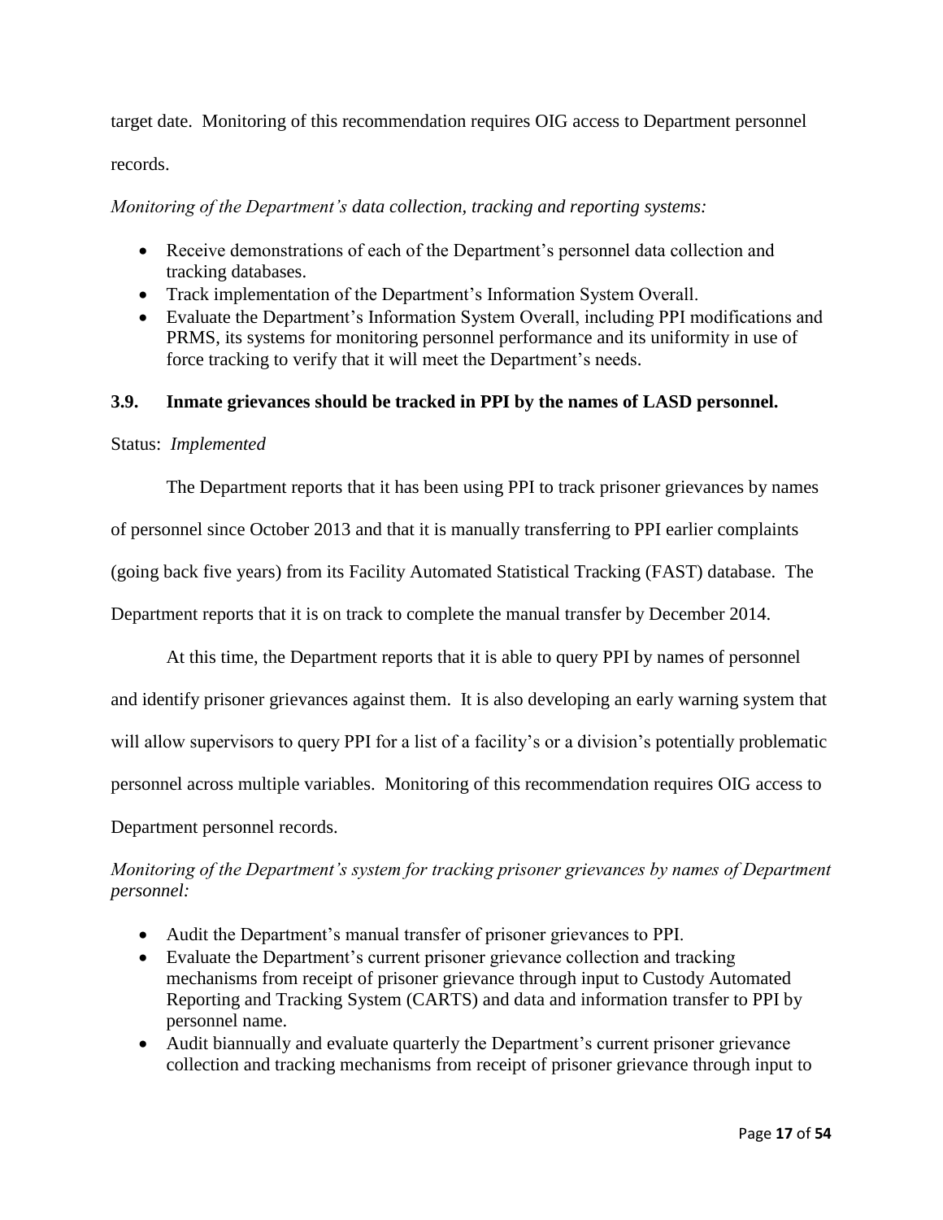target date. Monitoring of this recommendation requires OIG access to Department personnel records.

*Monitoring of the Department's data collection, tracking and reporting systems:*

- Receive demonstrations of each of the Department's personnel data collection and tracking databases.
- Track implementation of the Department's Information System Overall.
- Evaluate the Department's Information System Overall, including PPI modifications and PRMS, its systems for monitoring personnel performance and its uniformity in use of force tracking to verify that it will meet the Department's needs.

### 3.9. Inmate grievances should be tracked in PPI by the names of LASD personnel.

Status: *Implemented*

The Department reports that it has been using PPI to track prisoner grievances by names of personnel since October 2013 and that it is manually transferring to PPI earlier complaints (going back five years) from its Facility Automated Statistical Tracking (FAST) database. The Department reports that it is on track to complete the manual transfer by December 2014.

At this time, the Department reports that it is able to query PPI by names of personnel and identify prisoner grievances against them. It is also developing an early warning system that will allow supervisors to query PPI for a list of a facility's or a division's potentially problematic personnel across multiple variables. Monitoring of this recommendation requires OIG access to Department personnel records.

*Monitoring of the Department's system for tracking prisoner grievances by names of Department personnel:*

- Audit the Department's manual transfer of prisoner grievances to PPI.
- Evaluate the Department's current prisoner grievance collection and tracking mechanisms from receipt of prisoner grievance through input to Custody Automated Reporting and Tracking System (CARTS) and data and information transfer to PPI by personnel name.
- Audit biannually and evaluate quarterly the Department's current prisoner grievance collection and tracking mechanisms from receipt of prisoner grievance through input to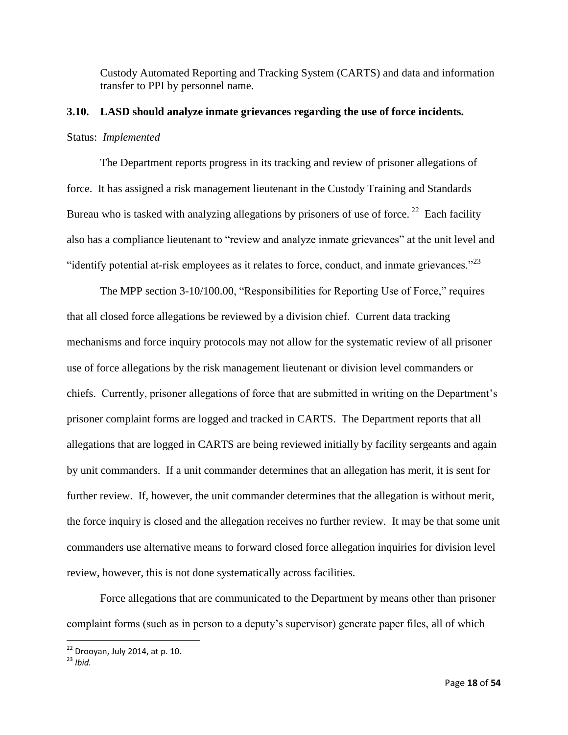Custody Automated Reporting and Tracking System (CARTS) and data and information transfer to PPI by personnel name.

### 3.10. LASD should analyze inmate grievances regarding the use of force incidents.

Status: *Implemented*

The Department reports progress in its tracking and review of prisoner allegations of force. It has assigned a risk management lieutenant in the Custody Training and Standards Bureau who is tasked with analyzing allegations by prisoners of use of force. [22] Each facility also has a compliance lieutenant to "review and analyze inmate grievances" at the unit level and "identify potential at-risk employees as it relates to force, conduct, and inmate grievances."[23]

The MPP section 3-10/100.00, "Responsibilities for Reporting Use of Force," requires that all closed force allegations be reviewed by a division chief. Current data tracking mechanisms and force inquiry protocols may not allow for the systematic review of all prisoner use of force allegations by the risk management lieutenant or division level commanders or chiefs. Currently, prisoner allegations of force that are submitted in writing on the Department's prisoner complaint forms are logged and tracked in CARTS. The Department reports that all allegations that are logged in CARTS are being reviewed initially by facility sergeants and again by unit commanders. If a unit commander determines that an allegation has merit, it is sent for further review. If, however, the unit commander determines that the allegation is without merit, the force inquiry is closed and the allegation receives no further review. It may be that some unit commanders use alternative means to forward closed force allegation inquiries for division level review, however, this is not done systematically across facilities.

Force allegations that are communicated to the Department by means other than prisoner complaint forms (such as in person to a deputy's supervisor) generate paper files, all of which

[22] Drooyan, July 2014, at p. 10.

[23] *Ibid.*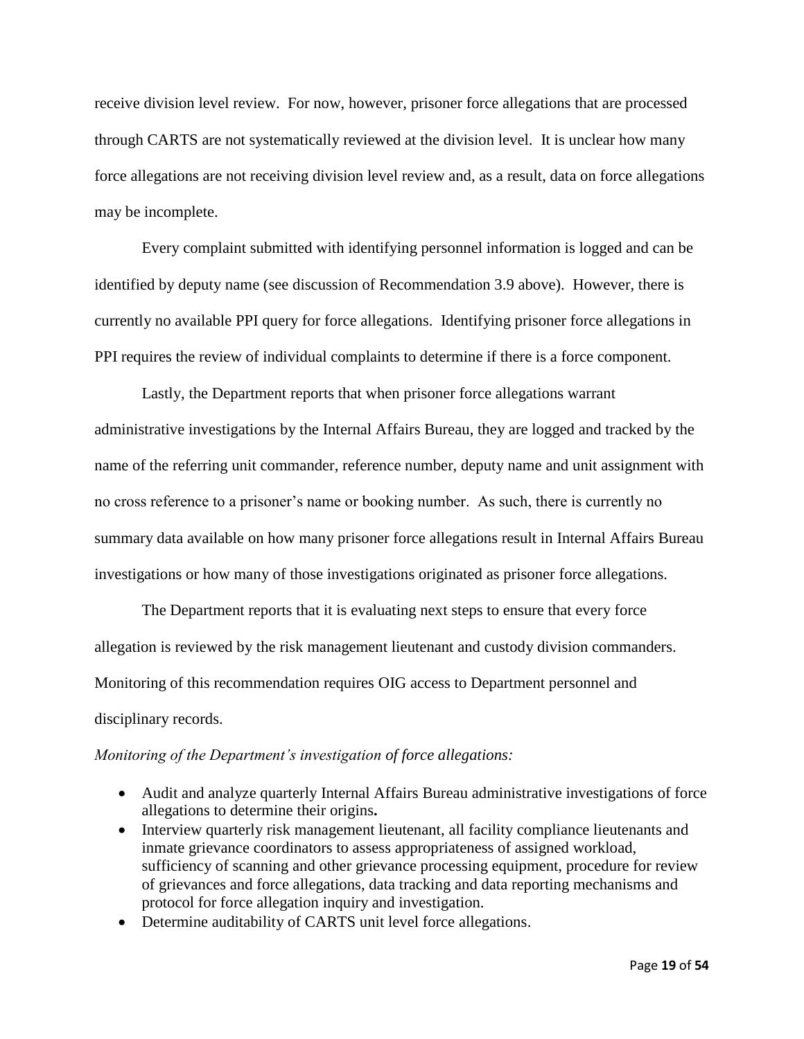receive division level review. For now, however, prisoner force allegations that are processed through CARTS are not systematically reviewed at the division level. It is unclear how many force allegations are not receiving division level review and, as a result, data on force allegations may be incomplete.

Every complaint submitted with identifying personnel information is logged and can be identified by deputy name (see discussion of Recommendation 3.9 above). However, there is currently no available PPI query for force allegations. Identifying prisoner force allegations in PPI requires the review of individual complaints to determine if there is a force component.

Lastly, the Department reports that when prisoner force allegations warrant administrative investigations by the Internal Affairs Bureau, they are logged and tracked by the name of the referring unit commander, reference number, deputy name and unit assignment with no cross reference to a prisoner's name or booking number. As such, there is currently no summary data available on how many prisoner force allegations result in Internal Affairs Bureau investigations or how many of those investigations originated as prisoner force allegations.

The Department reports that it is evaluating next steps to ensure that every force allegation is reviewed by the risk management lieutenant and custody division commanders. Monitoring of this recommendation requires OIG access to Department personnel and disciplinary records.

*Monitoring of the Department's investigation of force allegations:*

- Audit and analyze quarterly Internal Affairs Bureau administrative investigations of force allegations to determine their origins**.**
- Interview quarterly risk management lieutenant, all facility compliance lieutenants and inmate grievance coordinators to assess appropriateness of assigned workload, sufficiency of scanning and other grievance processing equipment, procedure for review of grievances and force allegations, data tracking and data reporting mechanisms and protocol for force allegation inquiry and investigation.
- Determine auditability of CARTS unit level force allegations.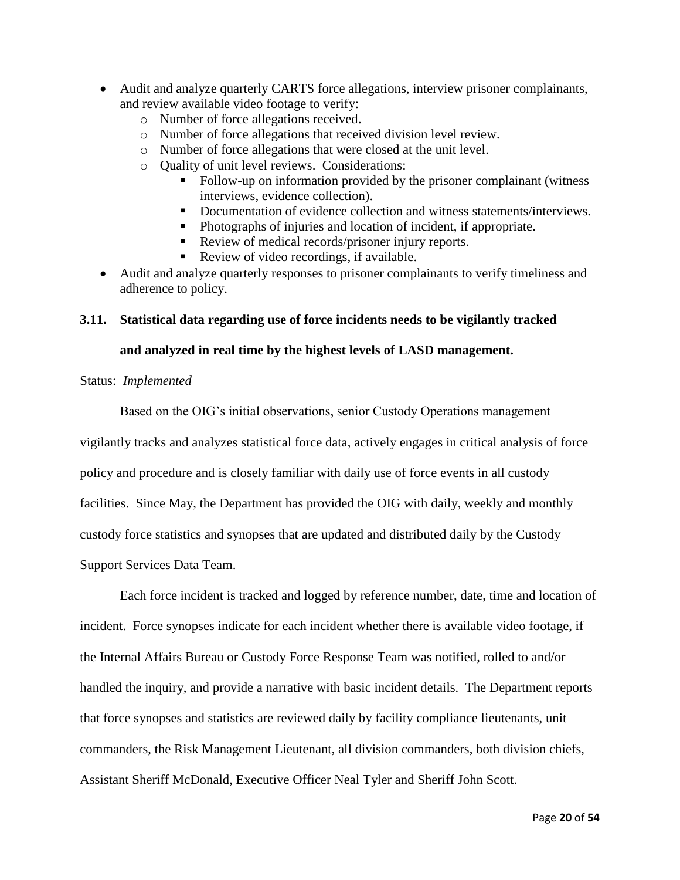- Audit and analyze quarterly CARTS force allegations, interview prisoner complainants, and review available video footage to verify:
  - Number of force allegations received.
  - Number of force allegations that received division level review.
  - Number of force allegations that were closed at the unit level.
  - Quality of unit level reviews. Considerations:
    - Follow-up on information provided by the prisoner complainant (witness interviews, evidence collection).
    - Documentation of evidence collection and witness statements/interviews.
    - Photographs of injuries and location of incident, if appropriate.
    - Review of medical records/prisoner injury reports.
    - Review of video recordings, if available.
- Audit and analyze quarterly responses to prisoner complainants to verify timeliness and adherence to policy.

### 3.11. Statistical data regarding use of force incidents needs to be vigilantly tracked and analyzed in real time by the highest levels of LASD management.

Status: *Implemented*

Based on the OIG's initial observations, senior Custody Operations management vigilantly tracks and analyzes statistical force data, actively engages in critical analysis of force policy and procedure and is closely familiar with daily use of force events in all custody facilities. Since May, the Department has provided the OIG with daily, weekly and monthly custody force statistics and synopses that are updated and distributed daily by the Custody Support Services Data Team.

Each force incident is tracked and logged by reference number, date, time and location of incident. Force synopses indicate for each incident whether there is available video footage, if the Internal Affairs Bureau or Custody Force Response Team was notified, rolled to and/or handled the inquiry, and provide a narrative with basic incident details. The Department reports that force synopses and statistics are reviewed daily by facility compliance lieutenants, unit commanders, the Risk Management Lieutenant, all division commanders, both division chiefs, Assistant Sheriff McDonald, Executive Officer Neal Tyler and Sheriff John Scott.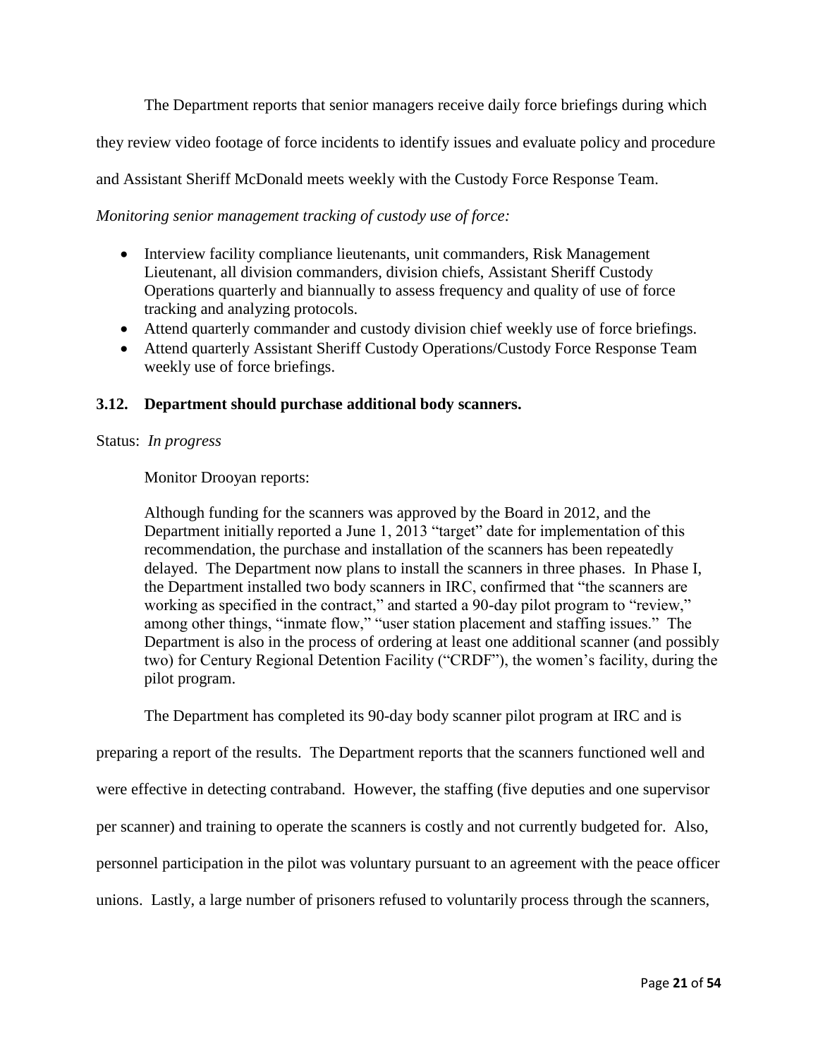The Department reports that senior managers receive daily force briefings during which they review video footage of force incidents to identify issues and evaluate policy and procedure and Assistant Sheriff McDonald meets weekly with the Custody Force Response Team.

*Monitoring senior management tracking of custody use of force:*

- Interview facility compliance lieutenants, unit commanders, Risk Management Lieutenant, all division commanders, division chiefs, Assistant Sheriff Custody Operations quarterly and biannually to assess frequency and quality of use of force tracking and analyzing protocols.
- Attend quarterly commander and custody division chief weekly use of force briefings.
- Attend quarterly Assistant Sheriff Custody Operations/Custody Force Response Team weekly use of force briefings.

### 3.12. Department should purchase additional body scanners.

Status: *In progress*

Monitor Drooyan reports:

> Although funding for the scanners was approved by the Board in 2012, and the Department initially reported a June 1, 2013 "target" date for implementation of this recommendation, the purchase and installation of the scanners has been repeatedly delayed. The Department now plans to install the scanners in three phases. In Phase I, the Department installed two body scanners in IRC, confirmed that "the scanners are working as specified in the contract," and started a 90-day pilot program to "review," among other things, "inmate flow," "user station placement and staffing issues." The Department is also in the process of ordering at least one additional scanner (and possibly two) for Century Regional Detention Facility ("CRDF"), the women's facility, during the pilot program.

The Department has completed its 90-day body scanner pilot program at IRC and is preparing a report of the results. The Department reports that the scanners functioned well and were effective in detecting contraband. However, the staffing (five deputies and one supervisor per scanner) and training to operate the scanners is costly and not currently budgeted for. Also, personnel participation in the pilot was voluntary pursuant to an agreement with the peace officer unions. Lastly, a large number of prisoners refused to voluntarily process through the scanners,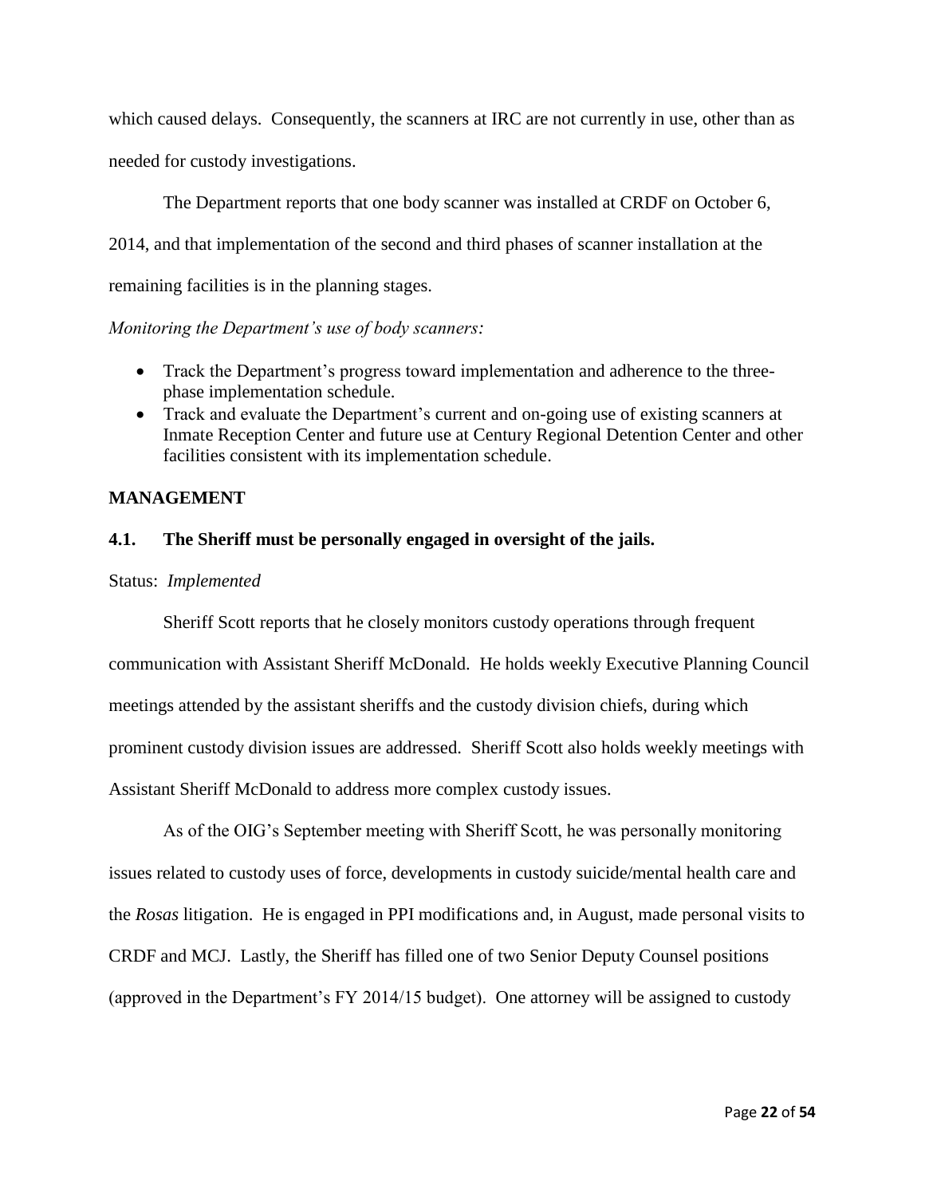which caused delays. Consequently, the scanners at IRC are not currently in use, other than as needed for custody investigations.

The Department reports that one body scanner was installed at CRDF on October 6, 2014, and that implementation of the second and third phases of scanner installation at the remaining facilities is in the planning stages.

*Monitoring the Department's use of body scanners:*

- Track the Department's progress toward implementation and adherence to the three-phase implementation schedule.
- Track and evaluate the Department's current and on-going use of existing scanners at Inmate Reception Center and future use at Century Regional Detention Center and other facilities consistent with its implementation schedule.

**MANAGEMENT**

**4.1. The Sheriff must be personally engaged in oversight of the jails.**

Status: *Implemented*

Sheriff Scott reports that he closely monitors custody operations through frequent communication with Assistant Sheriff McDonald. He holds weekly Executive Planning Council meetings attended by the assistant sheriffs and the custody division chiefs, during which prominent custody division issues are addressed. Sheriff Scott also holds weekly meetings with Assistant Sheriff McDonald to address more complex custody issues.

As of the OIG's September meeting with Sheriff Scott, he was personally monitoring issues related to custody uses of force, developments in custody suicide/mental health care and the *Rosas* litigation. He is engaged in PPI modifications and, in August, made personal visits to CRDF and MCJ. Lastly, the Sheriff has filled one of two Senior Deputy Counsel positions (approved in the Department's FY 2014/15 budget). One attorney will be assigned to custody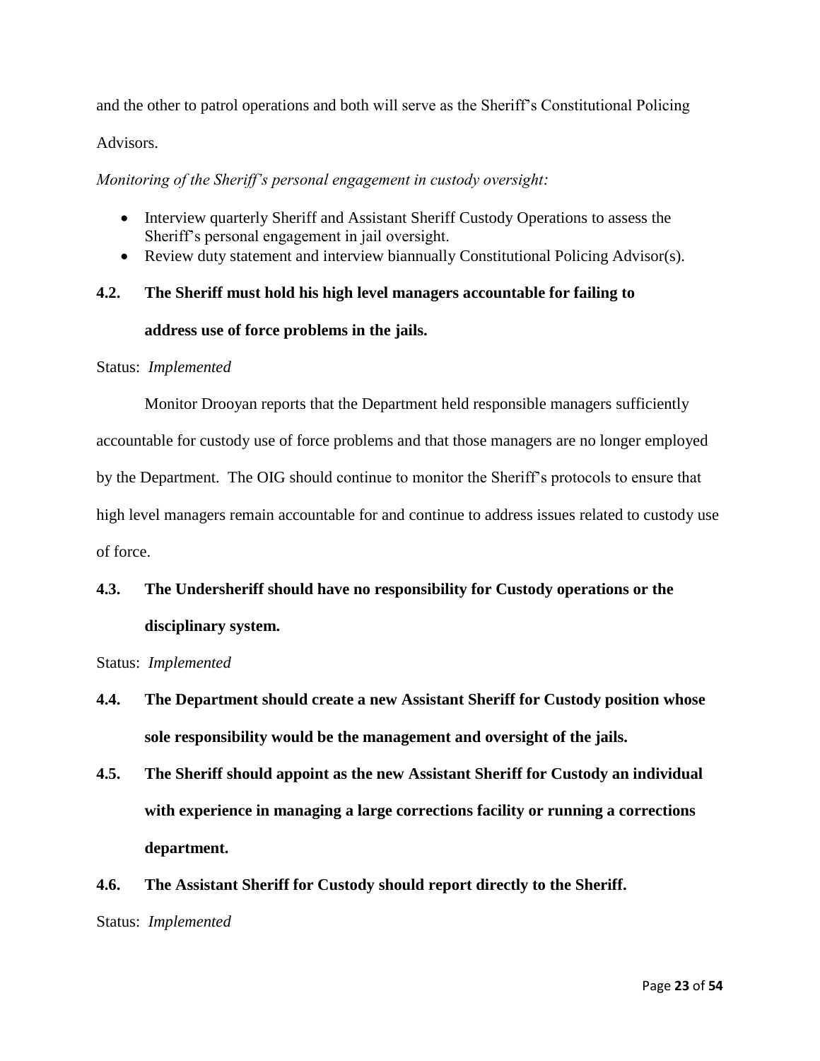and the other to patrol operations and both will serve as the Sheriff's Constitutional Policing Advisors.

*Monitoring of the Sheriff's personal engagement in custody oversight:*

- Interview quarterly Sheriff and Assistant Sheriff Custody Operations to assess the Sheriff's personal engagement in jail oversight.
- Review duty statement and interview biannually Constitutional Policing Advisor(s).

**4.2. The Sheriff must hold his high level managers accountable for failing to address use of force problems in the jails.**

Status: *Implemented*

Monitor Drooyan reports that the Department held responsible managers sufficiently accountable for custody use of force problems and that those managers are no longer employed by the Department. The OIG should continue to monitor the Sheriff's protocols to ensure that high level managers remain accountable for and continue to address issues related to custody use of force.

**4.3. The Undersheriff should have no responsibility for Custody operations or the disciplinary system.**

Status: *Implemented*

**4.4. The Department should create a new Assistant Sheriff for Custody position whose sole responsibility would be the management and oversight of the jails.**

**4.5. The Sheriff should appoint as the new Assistant Sheriff for Custody an individual with experience in managing a large corrections facility or running a corrections department.**

**4.6. The Assistant Sheriff for Custody should report directly to the Sheriff.**

Status: *Implemented*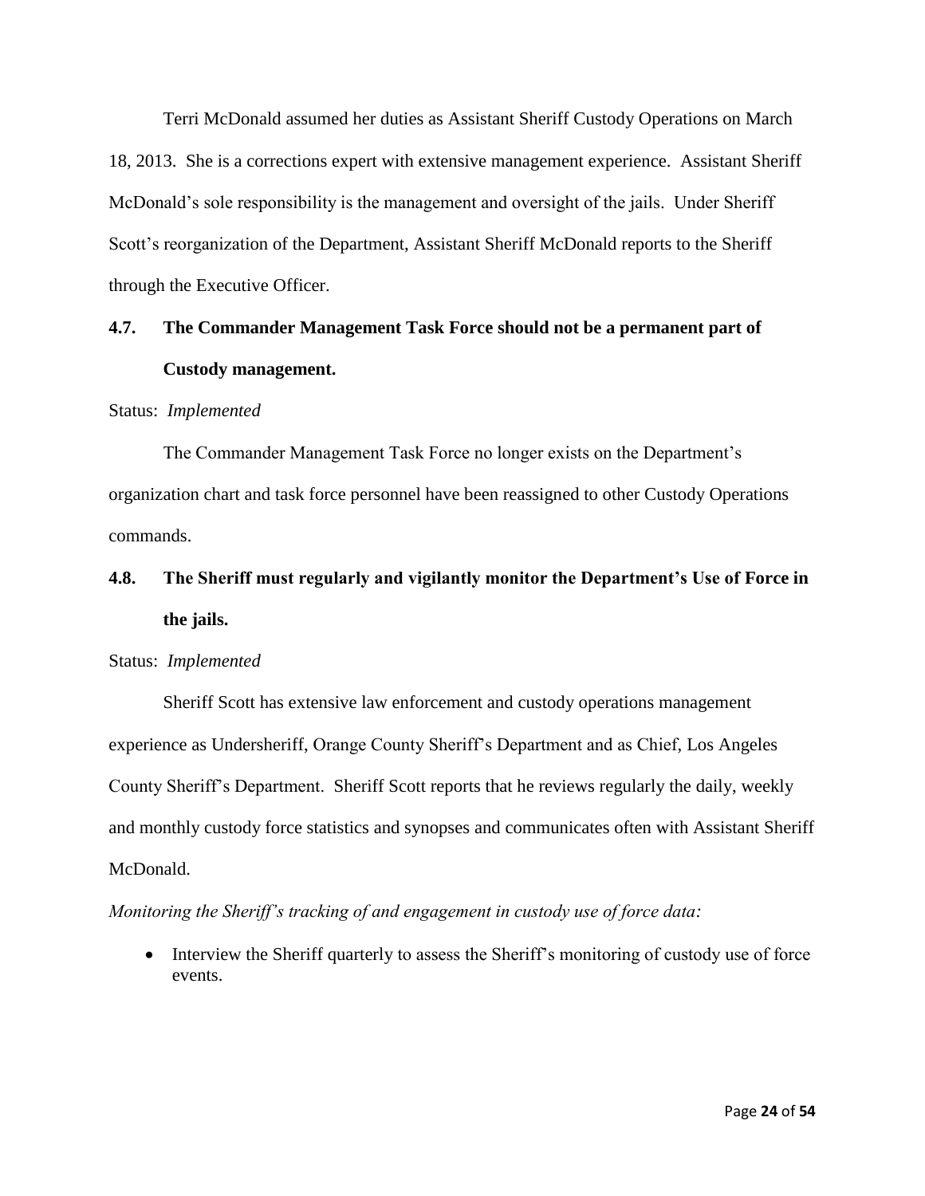Terri McDonald assumed her duties as Assistant Sheriff Custody Operations on March 18, 2013. She is a corrections expert with extensive management experience. Assistant Sheriff McDonald's sole responsibility is the management and oversight of the jails. Under Sheriff Scott's reorganization of the Department, Assistant Sheriff McDonald reports to the Sheriff through the Executive Officer.

### 4.7. The Commander Management Task Force should not be a permanent part of Custody management.

Status: *Implemented*

The Commander Management Task Force no longer exists on the Department's organization chart and task force personnel have been reassigned to other Custody Operations commands.

### 4.8. The Sheriff must regularly and vigilantly monitor the Department's Use of Force in the jails.

Status: *Implemented*

Sheriff Scott has extensive law enforcement and custody operations management experience as Undersheriff, Orange County Sheriff's Department and as Chief, Los Angeles County Sheriff's Department. Sheriff Scott reports that he reviews regularly the daily, weekly and monthly custody force statistics and synopses and communicates often with Assistant Sheriff McDonald.

*Monitoring the Sheriff's tracking of and engagement in custody use of force data:*

- Interview the Sheriff quarterly to assess the Sheriff's monitoring of custody use of force events.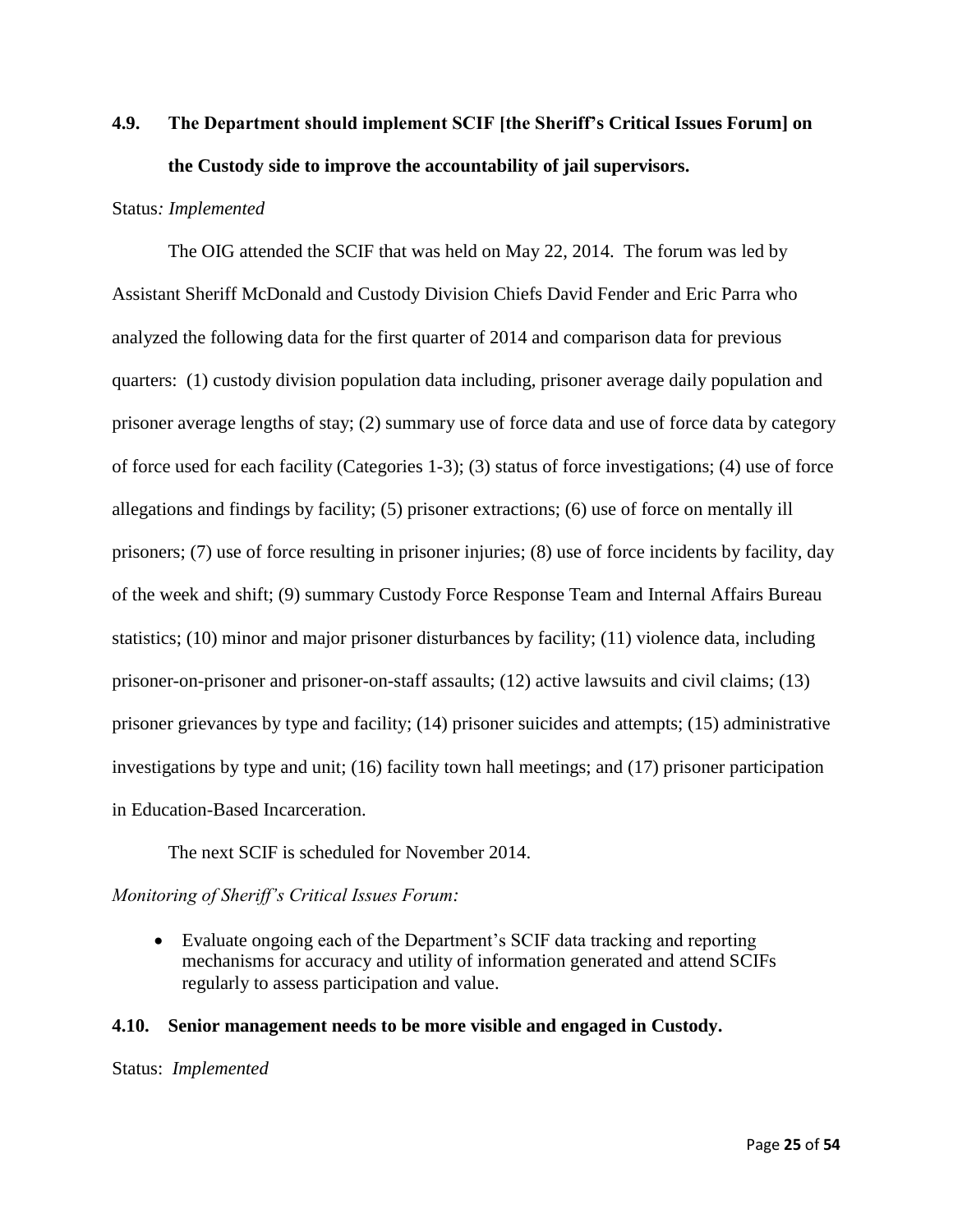### 4.9. The Department should implement SCIF [the Sheriff's Critical Issues Forum] on the Custody side to improve the accountability of jail supervisors.

Status*: Implemented*

The OIG attended the SCIF that was held on May 22, 2014. The forum was led by Assistant Sheriff McDonald and Custody Division Chiefs David Fender and Eric Parra who analyzed the following data for the first quarter of 2014 and comparison data for previous quarters: (1) custody division population data including, prisoner average daily population and prisoner average lengths of stay; (2) summary use of force data and use of force data by category of force used for each facility (Categories 1-3); (3) status of force investigations; (4) use of force allegations and findings by facility; (5) prisoner extractions; (6) use of force on mentally ill prisoners; (7) use of force resulting in prisoner injuries; (8) use of force incidents by facility, day of the week and shift; (9) summary Custody Force Response Team and Internal Affairs Bureau statistics; (10) minor and major prisoner disturbances by facility; (11) violence data, including prisoner-on-prisoner and prisoner-on-staff assaults; (12) active lawsuits and civil claims; (13) prisoner grievances by type and facility; (14) prisoner suicides and attempts; (15) administrative investigations by type and unit; (16) facility town hall meetings; and (17) prisoner participation in Education-Based Incarceration.

The next SCIF is scheduled for November 2014.

*Monitoring of Sheriff's Critical Issues Forum:*

- Evaluate ongoing each of the Department's SCIF data tracking and reporting mechanisms for accuracy and utility of information generated and attend SCIFs regularly to assess participation and value.

### 4.10. Senior management needs to be more visible and engaged in Custody.

Status: *Implemented*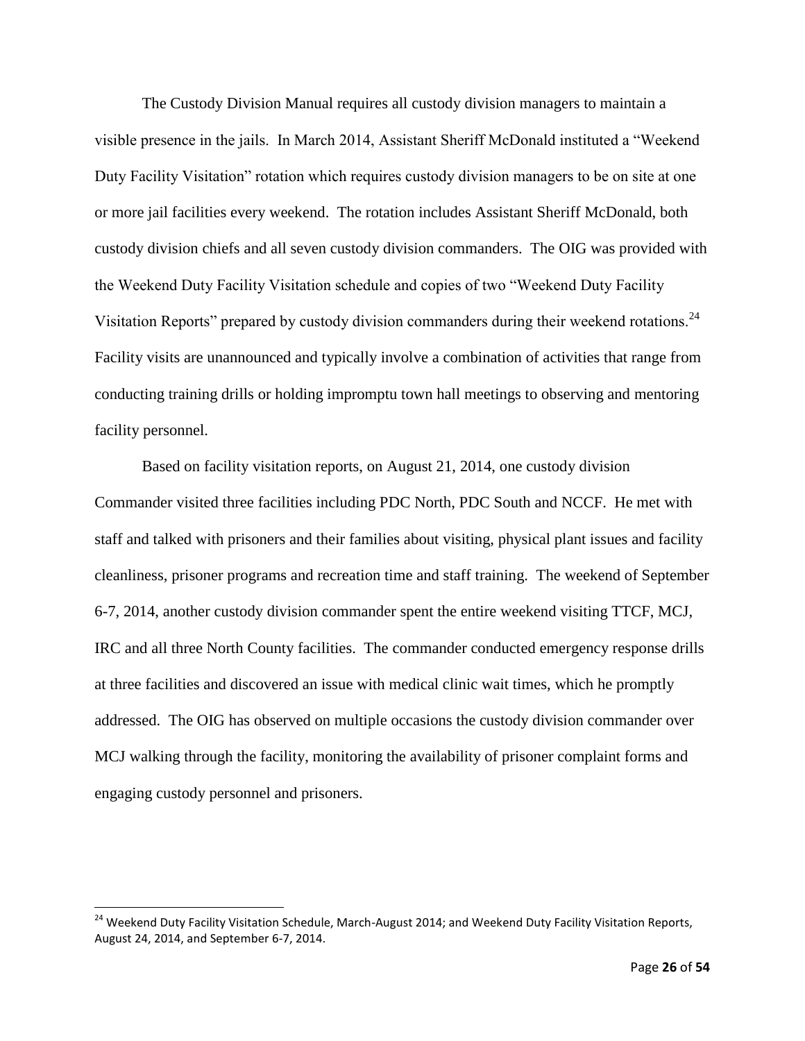The Custody Division Manual requires all custody division managers to maintain a visible presence in the jails. In March 2014, Assistant Sheriff McDonald instituted a "Weekend Duty Facility Visitation" rotation which requires custody division managers to be on site at one or more jail facilities every weekend. The rotation includes Assistant Sheriff McDonald, both custody division chiefs and all seven custody division commanders. The OIG was provided with the Weekend Duty Facility Visitation schedule and copies of two "Weekend Duty Facility Visitation Reports" prepared by custody division commanders during their weekend rotations.[24] Facility visits are unannounced and typically involve a combination of activities that range from conducting training drills or holding impromptu town hall meetings to observing and mentoring facility personnel.

Based on facility visitation reports, on August 21, 2014, one custody division Commander visited three facilities including PDC North, PDC South and NCCF. He met with staff and talked with prisoners and their families about visiting, physical plant issues and facility cleanliness, prisoner programs and recreation time and staff training. The weekend of September 6-7, 2014, another custody division commander spent the entire weekend visiting TTCF, MCJ, IRC and all three North County facilities. The commander conducted emergency response drills at three facilities and discovered an issue with medical clinic wait times, which he promptly addressed. The OIG has observed on multiple occasions the custody division commander over MCJ walking through the facility, monitoring the availability of prisoner complaint forms and engaging custody personnel and prisoners.

---

[24] Weekend Duty Facility Visitation Schedule, March-August 2014; and Weekend Duty Facility Visitation Reports, August 24, 2014, and September 6-7, 2014.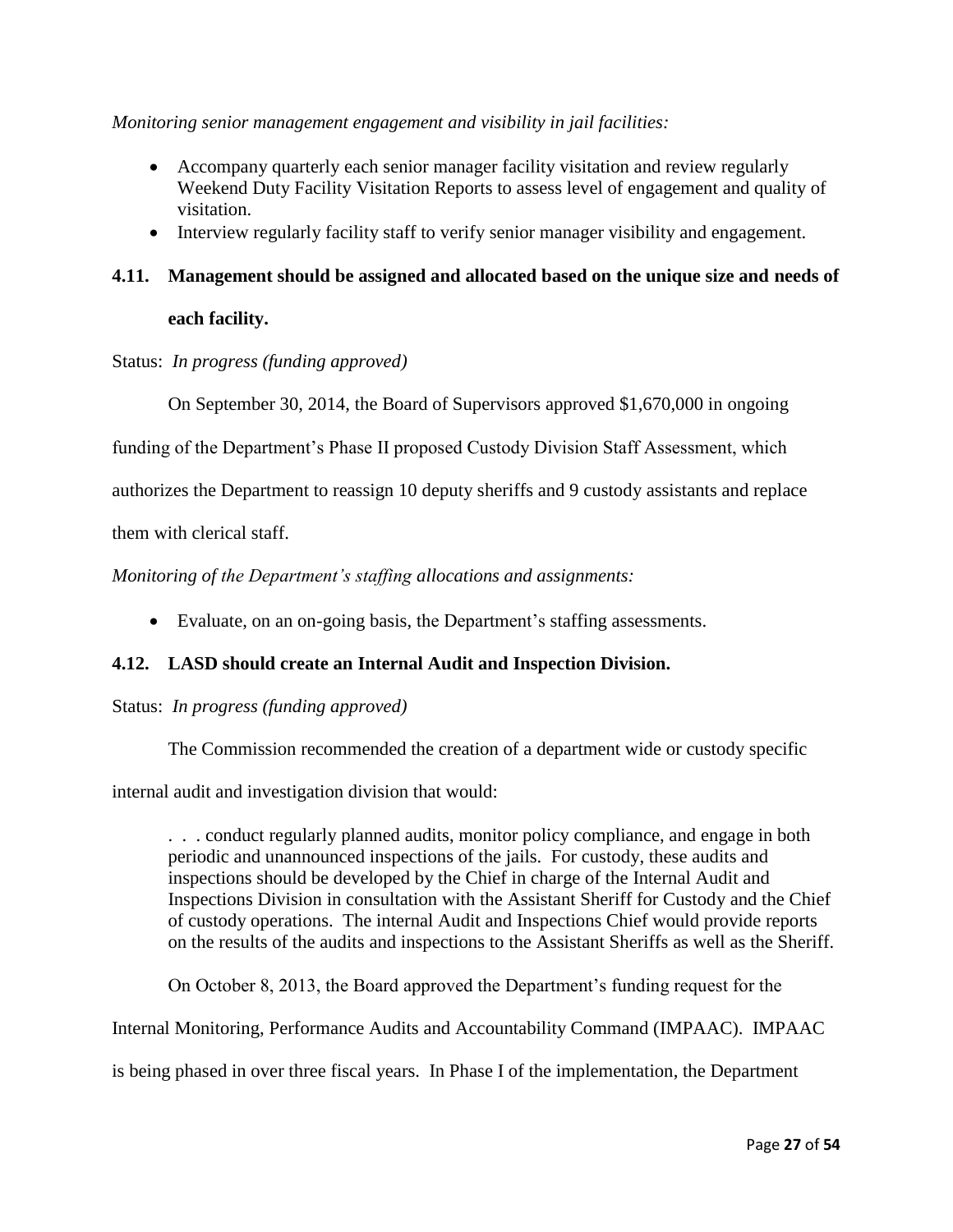*Monitoring senior management engagement and visibility in jail facilities:*

- Accompany quarterly each senior manager facility visitation and review regularly Weekend Duty Facility Visitation Reports to assess level of engagement and quality of visitation.
- Interview regularly facility staff to verify senior manager visibility and engagement.

### 4.11. Management should be assigned and allocated based on the unique size and needs of each facility.

Status: *In progress (funding approved)*

On September 30, 2014, the Board of Supervisors approved $1,670,000 in ongoing funding of the Department's Phase II proposed Custody Division Staff Assessment, which authorizes the Department to reassign 10 deputy sheriffs and 9 custody assistants and replace them with clerical staff.

*Monitoring of the Department's staffing allocations and assignments:*

- Evaluate, on an on-going basis, the Department's staffing assessments.

### 4.12. LASD should create an Internal Audit and Inspection Division.

Status: *In progress (funding approved)*

The Commission recommended the creation of a department wide or custody specific internal audit and investigation division that would:

> . . . conduct regularly planned audits, monitor policy compliance, and engage in both periodic and unannounced inspections of the jails. For custody, these audits and inspections should be developed by the Chief in charge of the Internal Audit and Inspections Division in consultation with the Assistant Sheriff for Custody and the Chief of custody operations. The internal Audit and Inspections Chief would provide reports on the results of the audits and inspections to the Assistant Sheriffs as well as the Sheriff.

On October 8, 2013, the Board approved the Department's funding request for the Internal Monitoring, Performance Audits and Accountability Command (IMPAAC). IMPAAC is being phased in over three fiscal years. In Phase I of the implementation, the Department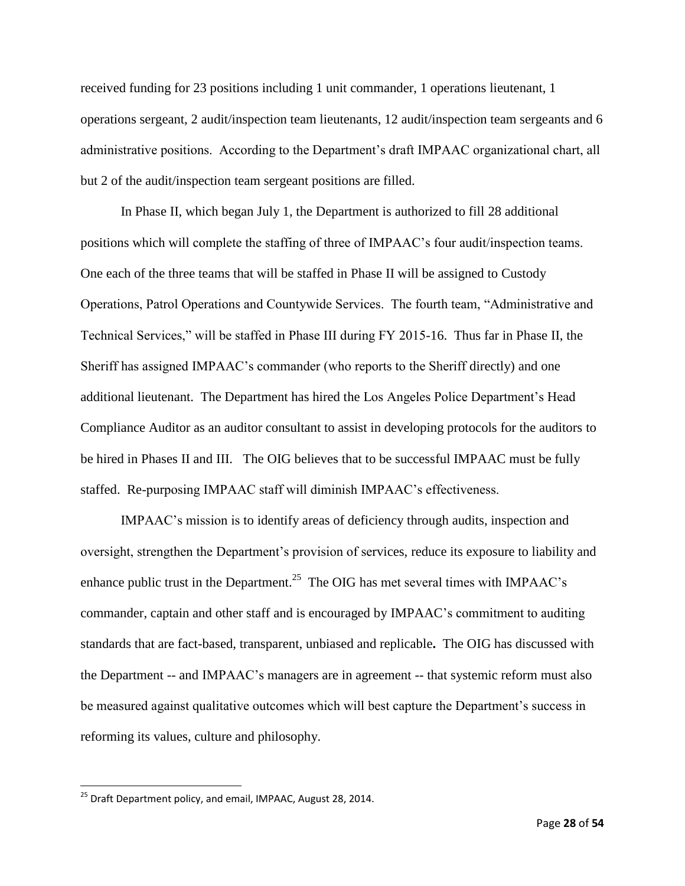received funding for 23 positions including 1 unit commander, 1 operations lieutenant, 1 operations sergeant, 2 audit/inspection team lieutenants, 12 audit/inspection team sergeants and 6 administrative positions. According to the Department's draft IMPAAC organizational chart, all but 2 of the audit/inspection team sergeant positions are filled.

In Phase II, which began July 1, the Department is authorized to fill 28 additional positions which will complete the staffing of three of IMPAAC's four audit/inspection teams. One each of the three teams that will be staffed in Phase II will be assigned to Custody Operations, Patrol Operations and Countywide Services. The fourth team, "Administrative and Technical Services," will be staffed in Phase III during FY 2015-16. Thus far in Phase II, the Sheriff has assigned IMPAAC's commander (who reports to the Sheriff directly) and one additional lieutenant. The Department has hired the Los Angeles Police Department's Head Compliance Auditor as an auditor consultant to assist in developing protocols for the auditors to be hired in Phases II and III. The OIG believes that to be successful IMPAAC must be fully staffed. Re-purposing IMPAAC staff will diminish IMPAAC's effectiveness.

IMPAAC's mission is to identify areas of deficiency through audits, inspection and oversight, strengthen the Department's provision of services, reduce its exposure to liability and enhance public trust in the Department.[25] The OIG has met several times with IMPAAC's commander, captain and other staff and is encouraged by IMPAAC's commitment to auditing standards that are fact-based, transparent, unbiased and replicable**.** The OIG has discussed with the Department -- and IMPAAC's managers are in agreement -- that systemic reform must also be measured against qualitative outcomes which will best capture the Department's success in reforming its values, culture and philosophy.

---

[25] Draft Department policy, and email, IMPAAC, August 28, 2014.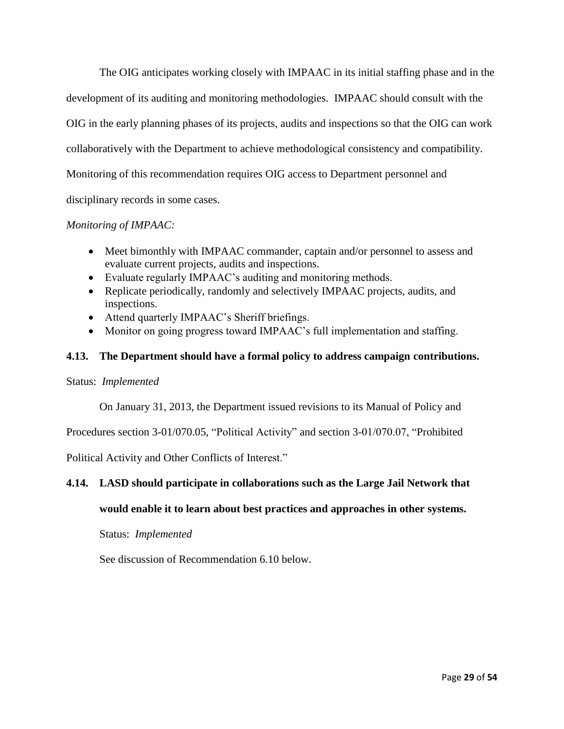The OIG anticipates working closely with IMPAAC in its initial staffing phase and in the development of its auditing and monitoring methodologies. IMPAAC should consult with the OIG in the early planning phases of its projects, audits and inspections so that the OIG can work collaboratively with the Department to achieve methodological consistency and compatibility. Monitoring of this recommendation requires OIG access to Department personnel and disciplinary records in some cases.

*Monitoring of IMPAAC:*

- Meet bimonthly with IMPAAC commander, captain and/or personnel to assess and evaluate current projects, audits and inspections.
- Evaluate regularly IMPAAC's auditing and monitoring methods.
- Replicate periodically, randomly and selectively IMPAAC projects, audits, and inspections.
- Attend quarterly IMPAAC's Sheriff briefings.
- Monitor on going progress toward IMPAAC's full implementation and staffing.

### 4.13. The Department should have a formal policy to address campaign contributions.

Status: *Implemented*

On January 31, 2013, the Department issued revisions to its Manual of Policy and Procedures section 3-01/070.05, "Political Activity" and section 3-01/070.07, "Prohibited Political Activity and Other Conflicts of Interest."

### 4.14. LASD should participate in collaborations such as the Large Jail Network that would enable it to learn about best practices and approaches in other systems.

Status: *Implemented*

See discussion of Recommendation 6.10 below.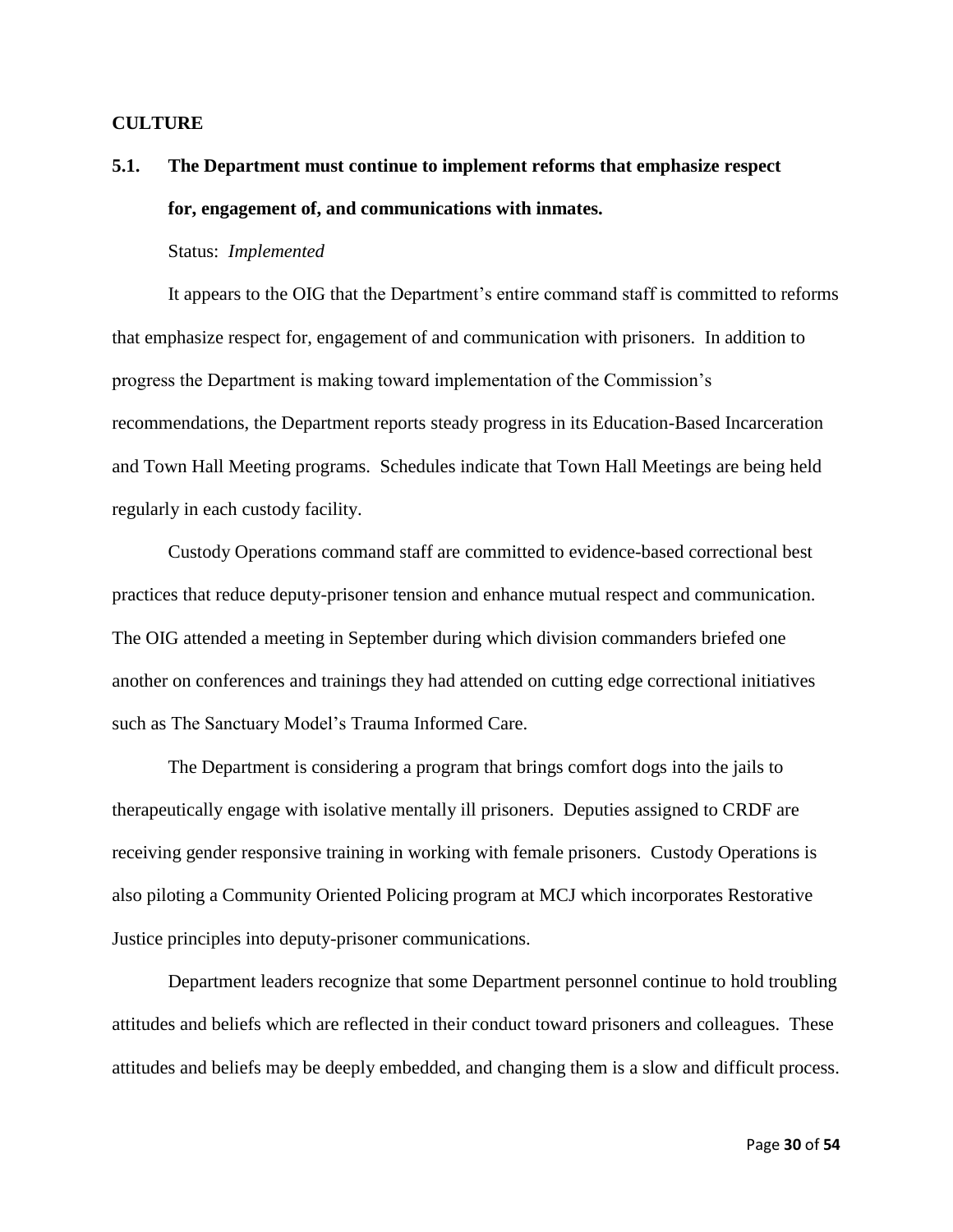**CULTURE**

### 5.1. The Department must continue to implement reforms that emphasize respect for, engagement of, and communications with inmates.

Status: *Implemented*

It appears to the OIG that the Department's entire command staff is committed to reforms that emphasize respect for, engagement of and communication with prisoners. In addition to progress the Department is making toward implementation of the Commission's recommendations, the Department reports steady progress in its Education-Based Incarceration and Town Hall Meeting programs. Schedules indicate that Town Hall Meetings are being held regularly in each custody facility.

Custody Operations command staff are committed to evidence-based correctional best practices that reduce deputy-prisoner tension and enhance mutual respect and communication. The OIG attended a meeting in September during which division commanders briefed one another on conferences and trainings they had attended on cutting edge correctional initiatives such as The Sanctuary Model's Trauma Informed Care.

The Department is considering a program that brings comfort dogs into the jails to therapeutically engage with isolative mentally ill prisoners. Deputies assigned to CRDF are receiving gender responsive training in working with female prisoners. Custody Operations is also piloting a Community Oriented Policing program at MCJ which incorporates Restorative Justice principles into deputy-prisoner communications.

Department leaders recognize that some Department personnel continue to hold troubling attitudes and beliefs which are reflected in their conduct toward prisoners and colleagues. These attitudes and beliefs may be deeply embedded, and changing them is a slow and difficult process.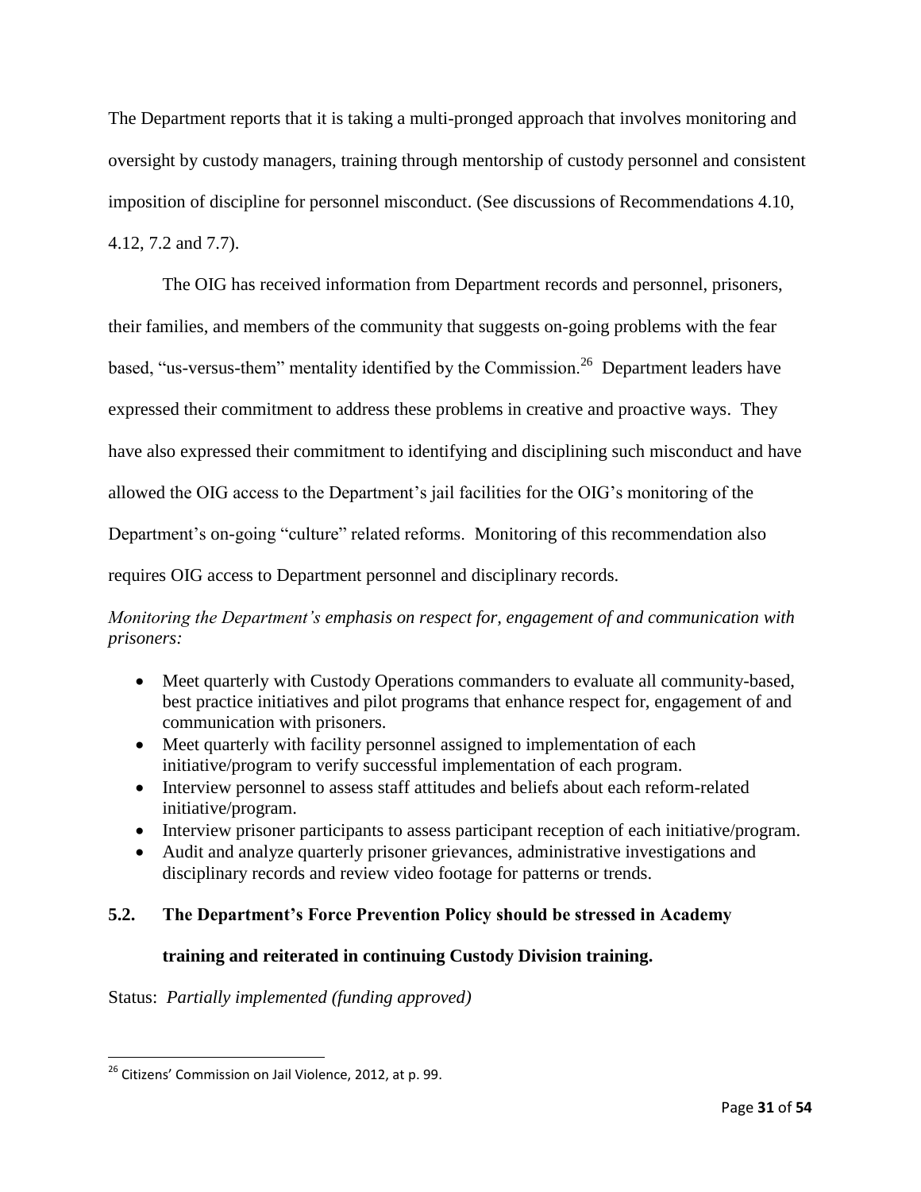The Department reports that it is taking a multi-pronged approach that involves monitoring and oversight by custody managers, training through mentorship of custody personnel and consistent imposition of discipline for personnel misconduct. (See discussions of Recommendations 4.10, 4.12, 7.2 and 7.7).

The OIG has received information from Department records and personnel, prisoners, their families, and members of the community that suggests on-going problems with the fear based, "us-versus-them" mentality identified by the Commission.[26] Department leaders have expressed their commitment to address these problems in creative and proactive ways. They have also expressed their commitment to identifying and disciplining such misconduct and have allowed the OIG access to the Department's jail facilities for the OIG's monitoring of the Department's on-going "culture" related reforms. Monitoring of this recommendation also requires OIG access to Department personnel and disciplinary records.

*Monitoring the Department's emphasis on respect for, engagement of and communication with prisoners:*

- Meet quarterly with Custody Operations commanders to evaluate all community-based, best practice initiatives and pilot programs that enhance respect for, engagement of and communication with prisoners.
- Meet quarterly with facility personnel assigned to implementation of each initiative/program to verify successful implementation of each program.
- Interview personnel to assess staff attitudes and beliefs about each reform-related initiative/program.
- Interview prisoner participants to assess participant reception of each initiative/program.
- Audit and analyze quarterly prisoner grievances, administrative investigations and disciplinary records and review video footage for patterns or trends.

### 5.2. The Department's Force Prevention Policy should be stressed in Academy training and reiterated in continuing Custody Division training.

Status: *Partially implemented (funding approved)*

[26] Citizens' Commission on Jail Violence, 2012, at p. 99.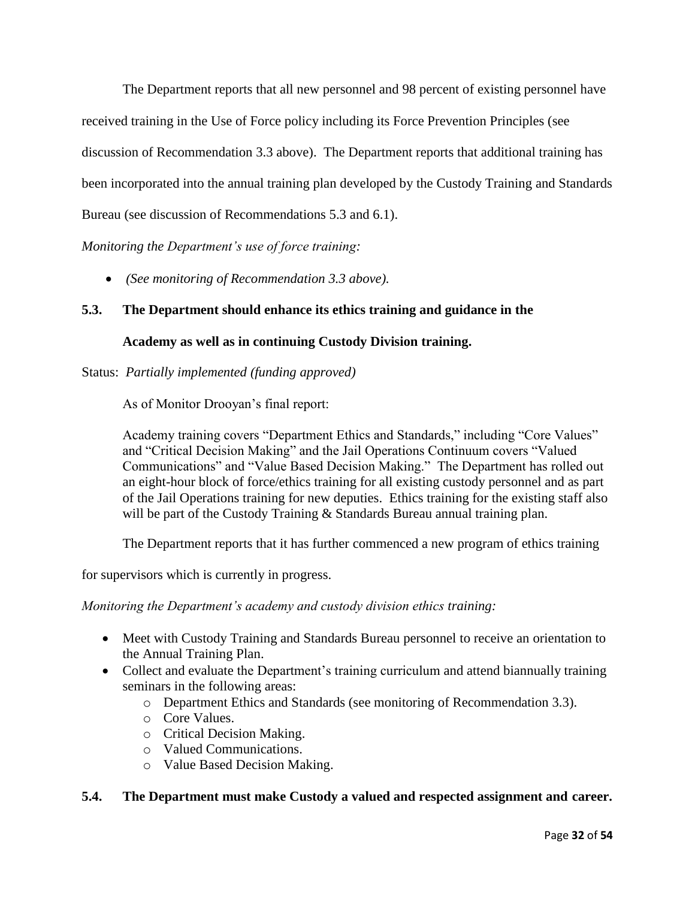The Department reports that all new personnel and 98 percent of existing personnel have received training in the Use of Force policy including its Force Prevention Principles (see discussion of Recommendation 3.3 above). The Department reports that additional training has been incorporated into the annual training plan developed by the Custody Training and Standards Bureau (see discussion of Recommendations 5.3 and 6.1).

*Monitoring the Department's use of force training:*

- *(See monitoring of Recommendation 3.3 above).*

**5.3. The Department should enhance its ethics training and guidance in the Academy as well as in continuing Custody Division training.**

Status: *Partially implemented (funding approved)*

> As of Monitor Drooyan's final report:
>
> Academy training covers "Department Ethics and Standards," including "Core Values" and "Critical Decision Making" and the Jail Operations Continuum covers "Valued Communications" and "Value Based Decision Making." The Department has rolled out an eight-hour block of force/ethics training for all existing custody personnel and as part of the Jail Operations training for new deputies. Ethics training for the existing staff also will be part of the Custody Training & Standards Bureau annual training plan.

The Department reports that it has further commenced a new program of ethics training for supervisors which is currently in progress.

*Monitoring the Department's academy and custody division ethics training:*

- Meet with Custody Training and Standards Bureau personnel to receive an orientation to the Annual Training Plan.
- Collect and evaluate the Department's training curriculum and attend biannually training seminars in the following areas:
  - Department Ethics and Standards (see monitoring of Recommendation 3.3).
  - Core Values.
  - Critical Decision Making.
  - Valued Communications.
  - Value Based Decision Making.

**5.4. The Department must make Custody a valued and respected assignment and career.**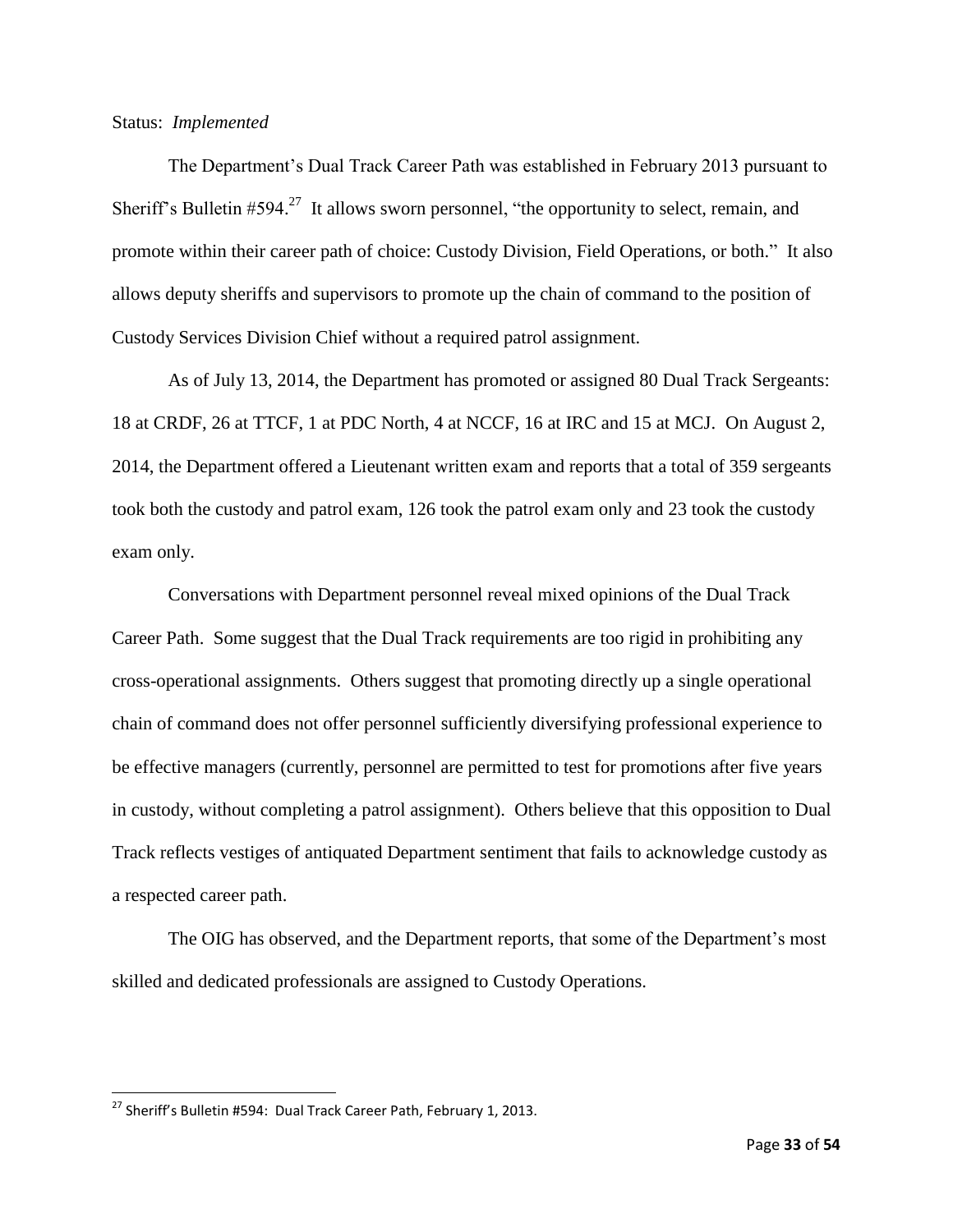Status: *Implemented*

The Department's Dual Track Career Path was established in February 2013 pursuant to Sheriff's Bulletin #594.[27] It allows sworn personnel, "the opportunity to select, remain, and promote within their career path of choice: Custody Division, Field Operations, or both." It also allows deputy sheriffs and supervisors to promote up the chain of command to the position of Custody Services Division Chief without a required patrol assignment.

As of July 13, 2014, the Department has promoted or assigned 80 Dual Track Sergeants: 18 at CRDF, 26 at TTCF, 1 at PDC North, 4 at NCCF, 16 at IRC and 15 at MCJ. On August 2, 2014, the Department offered a Lieutenant written exam and reports that a total of 359 sergeants took both the custody and patrol exam, 126 took the patrol exam only and 23 took the custody exam only.

Conversations with Department personnel reveal mixed opinions of the Dual Track Career Path. Some suggest that the Dual Track requirements are too rigid in prohibiting any cross-operational assignments. Others suggest that promoting directly up a single operational chain of command does not offer personnel sufficiently diversifying professional experience to be effective managers (currently, personnel are permitted to test for promotions after five years in custody, without completing a patrol assignment). Others believe that this opposition to Dual Track reflects vestiges of antiquated Department sentiment that fails to acknowledge custody as a respected career path.

The OIG has observed, and the Department reports, that some of the Department's most skilled and dedicated professionals are assigned to Custody Operations.

---

[27] Sheriff's Bulletin #594: Dual Track Career Path, February 1, 2013.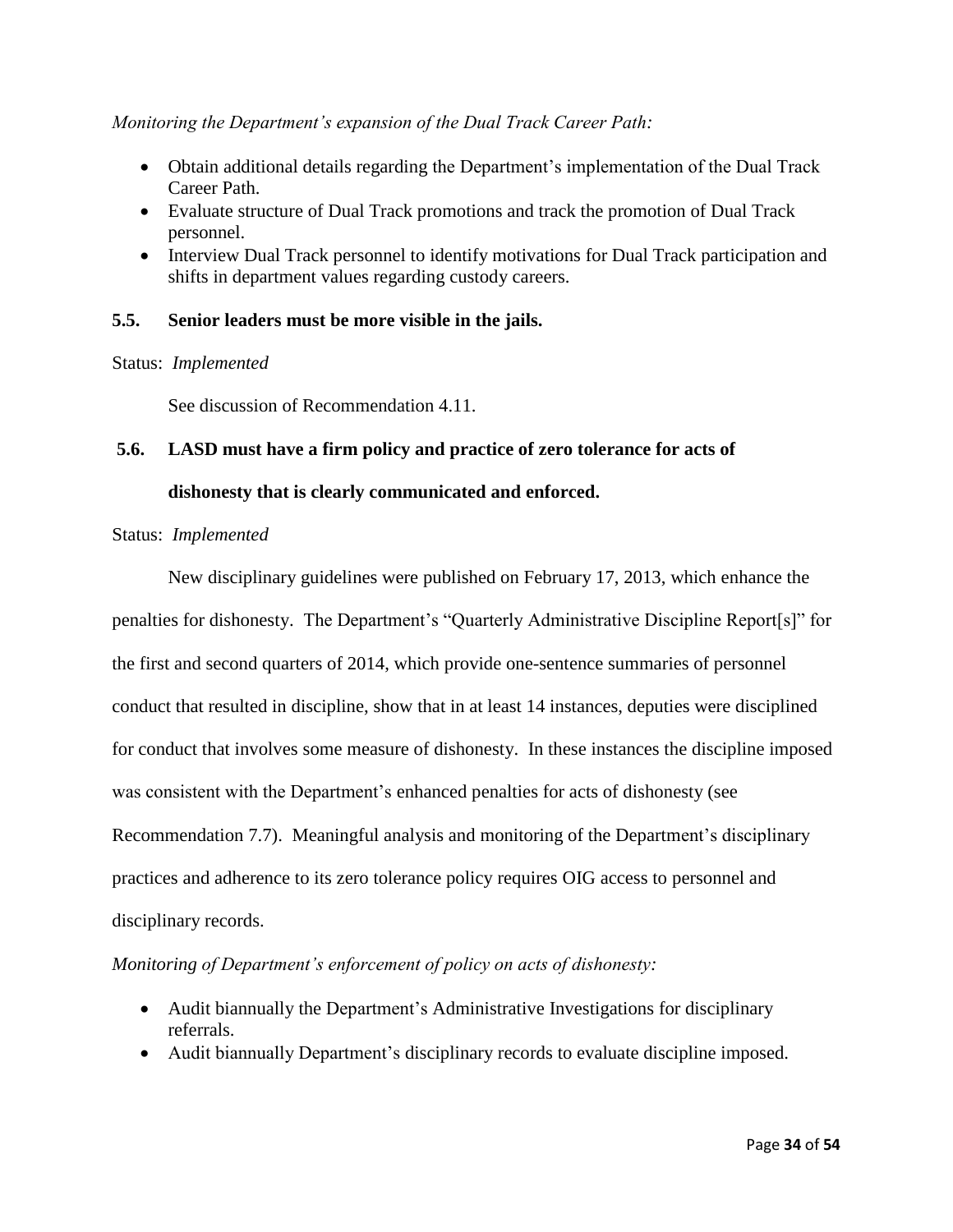*Monitoring the Department's expansion of the Dual Track Career Path:*

- Obtain additional details regarding the Department's implementation of the Dual Track Career Path.
- Evaluate structure of Dual Track promotions and track the promotion of Dual Track personnel.
- Interview Dual Track personnel to identify motivations for Dual Track participation and shifts in department values regarding custody careers.

### 5.5. Senior leaders must be more visible in the jails.

Status: *Implemented*

See discussion of Recommendation 4.11.

### 5.6. LASD must have a firm policy and practice of zero tolerance for acts of dishonesty that is clearly communicated and enforced.

Status: *Implemented*

New disciplinary guidelines were published on February 17, 2013, which enhance the penalties for dishonesty. The Department's "Quarterly Administrative Discipline Report[s]" for the first and second quarters of 2014, which provide one-sentence summaries of personnel conduct that resulted in discipline, show that in at least 14 instances, deputies were disciplined for conduct that involves some measure of dishonesty. In these instances the discipline imposed was consistent with the Department's enhanced penalties for acts of dishonesty (see Recommendation 7.7). Meaningful analysis and monitoring of the Department's disciplinary practices and adherence to its zero tolerance policy requires OIG access to personnel and disciplinary records.

*Monitoring of Department's enforcement of policy on acts of dishonesty:*

- Audit biannually the Department's Administrative Investigations for disciplinary referrals.
- Audit biannually Department's disciplinary records to evaluate discipline imposed.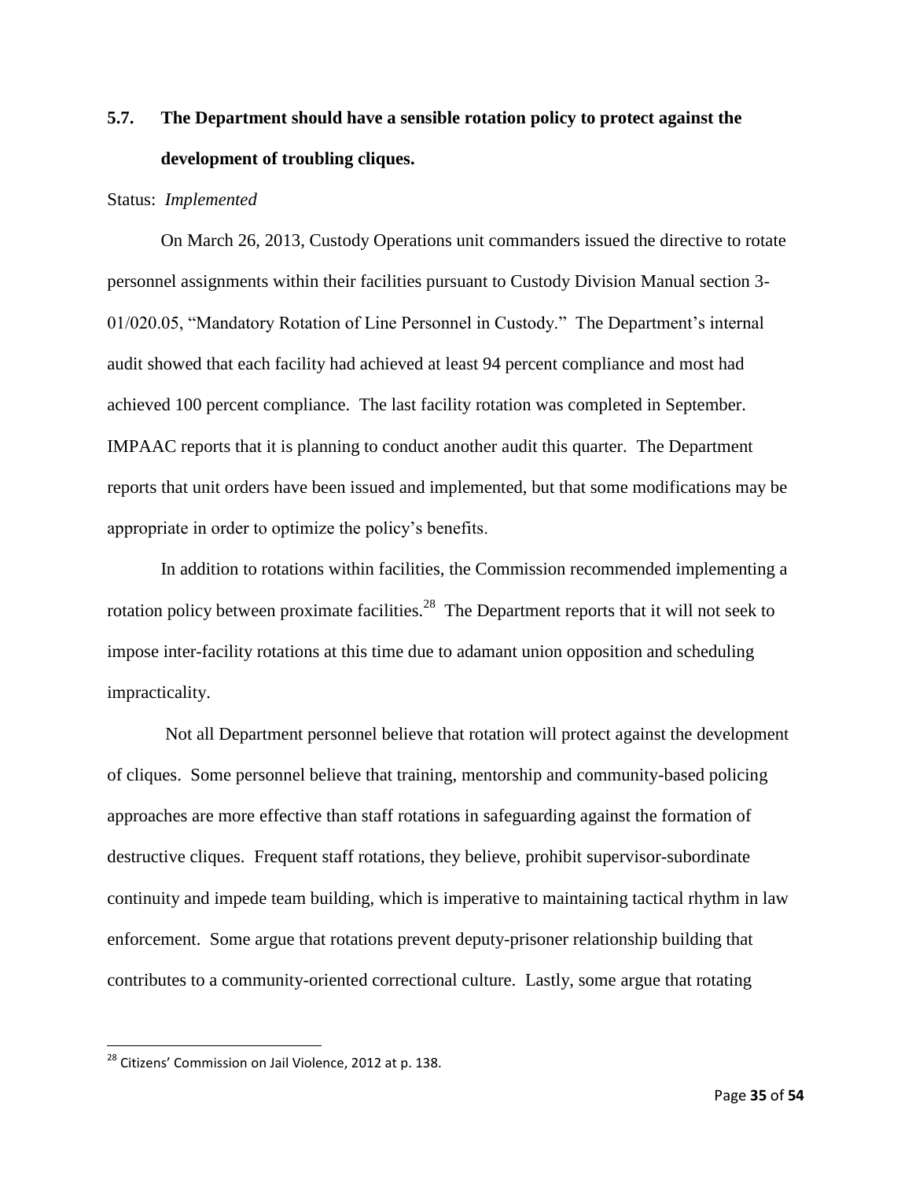## 5.7. The Department should have a sensible rotation policy to protect against the development of troubling cliques.

Status: *Implemented*

On March 26, 2013, Custody Operations unit commanders issued the directive to rotate personnel assignments within their facilities pursuant to Custody Division Manual section 3-01/020.05, "Mandatory Rotation of Line Personnel in Custody." The Department's internal audit showed that each facility had achieved at least 94 percent compliance and most had achieved 100 percent compliance. The last facility rotation was completed in September. IMPAAC reports that it is planning to conduct another audit this quarter. The Department reports that unit orders have been issued and implemented, but that some modifications may be appropriate in order to optimize the policy's benefits.

In addition to rotations within facilities, the Commission recommended implementing a rotation policy between proximate facilities.[28] The Department reports that it will not seek to impose inter-facility rotations at this time due to adamant union opposition and scheduling impracticality.

Not all Department personnel believe that rotation will protect against the development of cliques. Some personnel believe that training, mentorship and community-based policing approaches are more effective than staff rotations in safeguarding against the formation of destructive cliques. Frequent staff rotations, they believe, prohibit supervisor-subordinate continuity and impede team building, which is imperative to maintaining tactical rhythm in law enforcement. Some argue that rotations prevent deputy-prisoner relationship building that contributes to a community-oriented correctional culture. Lastly, some argue that rotating

[28] Citizens' Commission on Jail Violence, 2012 at p. 138.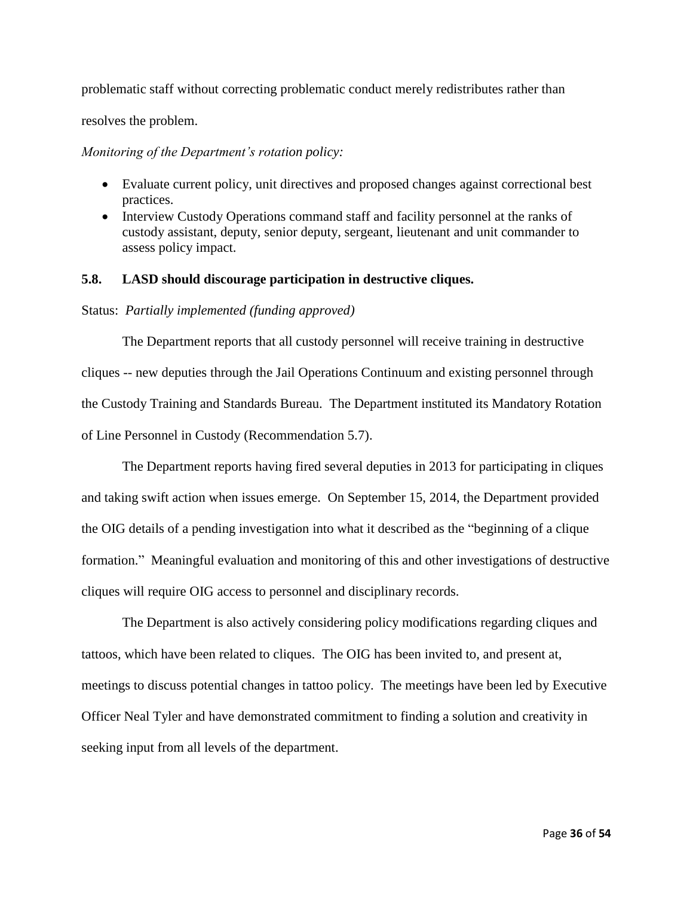problematic staff without correcting problematic conduct merely redistributes rather than resolves the problem.

*Monitoring of the Department's rotation policy:*

- Evaluate current policy, unit directives and proposed changes against correctional best practices.
- Interview Custody Operations command staff and facility personnel at the ranks of custody assistant, deputy, senior deputy, sergeant, lieutenant and unit commander to assess policy impact.

### 5.8. LASD should discourage participation in destructive cliques.

Status: *Partially implemented (funding approved)*

The Department reports that all custody personnel will receive training in destructive cliques -- new deputies through the Jail Operations Continuum and existing personnel through the Custody Training and Standards Bureau. The Department instituted its Mandatory Rotation of Line Personnel in Custody (Recommendation 5.7).

The Department reports having fired several deputies in 2013 for participating in cliques and taking swift action when issues emerge. On September 15, 2014, the Department provided the OIG details of a pending investigation into what it described as the "beginning of a clique formation." Meaningful evaluation and monitoring of this and other investigations of destructive cliques will require OIG access to personnel and disciplinary records.

The Department is also actively considering policy modifications regarding cliques and tattoos, which have been related to cliques. The OIG has been invited to, and present at, meetings to discuss potential changes in tattoo policy. The meetings have been led by Executive Officer Neal Tyler and have demonstrated commitment to finding a solution and creativity in seeking input from all levels of the department.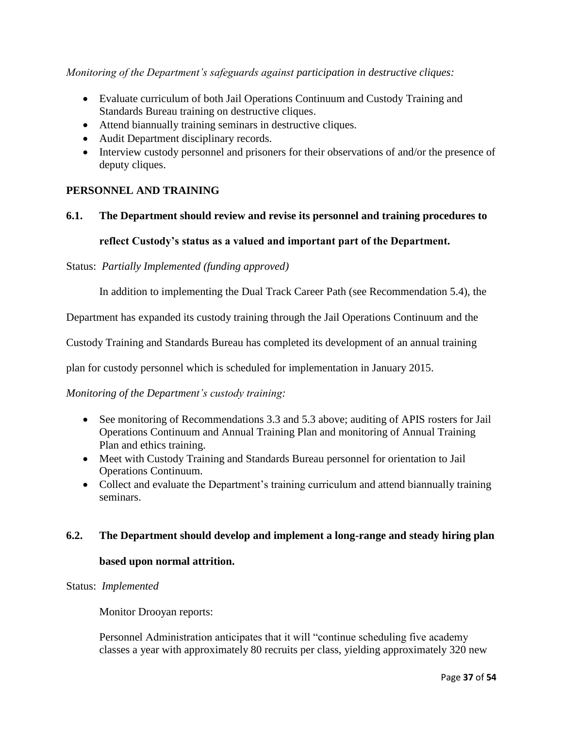*Monitoring of the Department's safeguards against participation in destructive cliques:*

- Evaluate curriculum of both Jail Operations Continuum and Custody Training and Standards Bureau training on destructive cliques.
- Attend biannually training seminars in destructive cliques.
- Audit Department disciplinary records.
- Interview custody personnel and prisoners for their observations of and/or the presence of deputy cliques.

## PERSONNEL AND TRAINING

**6.1. The Department should review and revise its personnel and training procedures to reflect Custody's status as a valued and important part of the Department.**

Status: *Partially Implemented (funding approved)*

In addition to implementing the Dual Track Career Path (see Recommendation 5.4), the Department has expanded its custody training through the Jail Operations Continuum and the Custody Training and Standards Bureau has completed its development of an annual training plan for custody personnel which is scheduled for implementation in January 2015.

*Monitoring of the Department's custody training:*

- See monitoring of Recommendations 3.3 and 5.3 above; auditing of APIS rosters for Jail Operations Continuum and Annual Training Plan and monitoring of Annual Training Plan and ethics training.
- Meet with Custody Training and Standards Bureau personnel for orientation to Jail Operations Continuum.
- Collect and evaluate the Department's training curriculum and attend biannually training seminars.

**6.2. The Department should develop and implement a long-range and steady hiring plan based upon normal attrition.**

Status: *Implemented*

Monitor Drooyan reports:

> Personnel Administration anticipates that it will "continue scheduling five academy classes a year with approximately 80 recruits per class, yielding approximately 320 new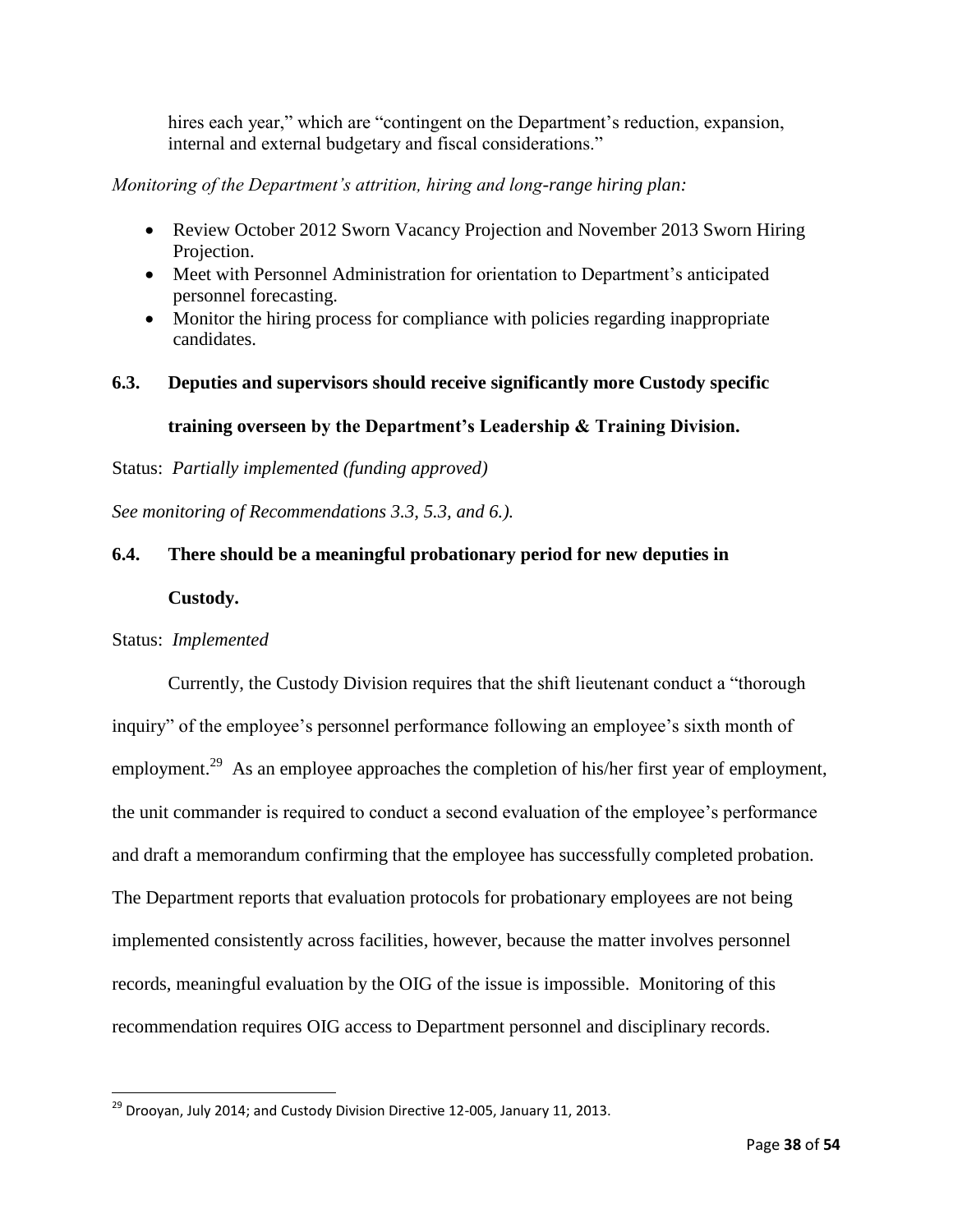hires each year," which are "contingent on the Department's reduction, expansion, internal and external budgetary and fiscal considerations."

*Monitoring of the Department's attrition, hiring and long-range hiring plan:*

- Review October 2012 Sworn Vacancy Projection and November 2013 Sworn Hiring Projection.
- Meet with Personnel Administration for orientation to Department's anticipated personnel forecasting.
- Monitor the hiring process for compliance with policies regarding inappropriate candidates.

### 6.3. Deputies and supervisors should receive significantly more Custody specific training overseen by the Department's Leadership & Training Division.

Status: *Partially implemented (funding approved)*

*See monitoring of Recommendations 3.3, 5.3, and 6.).*

### 6.4. There should be a meaningful probationary period for new deputies in Custody.

Status: *Implemented*

Currently, the Custody Division requires that the shift lieutenant conduct a "thorough inquiry" of the employee's personnel performance following an employee's sixth month of employment.[29] As an employee approaches the completion of his/her first year of employment, the unit commander is required to conduct a second evaluation of the employee's performance and draft a memorandum confirming that the employee has successfully completed probation. The Department reports that evaluation protocols for probationary employees are not being implemented consistently across facilities, however, because the matter involves personnel records, meaningful evaluation by the OIG of the issue is impossible. Monitoring of this recommendation requires OIG access to Department personnel and disciplinary records.

[29] Drooyan, July 2014; and Custody Division Directive 12-005, January 11, 2013.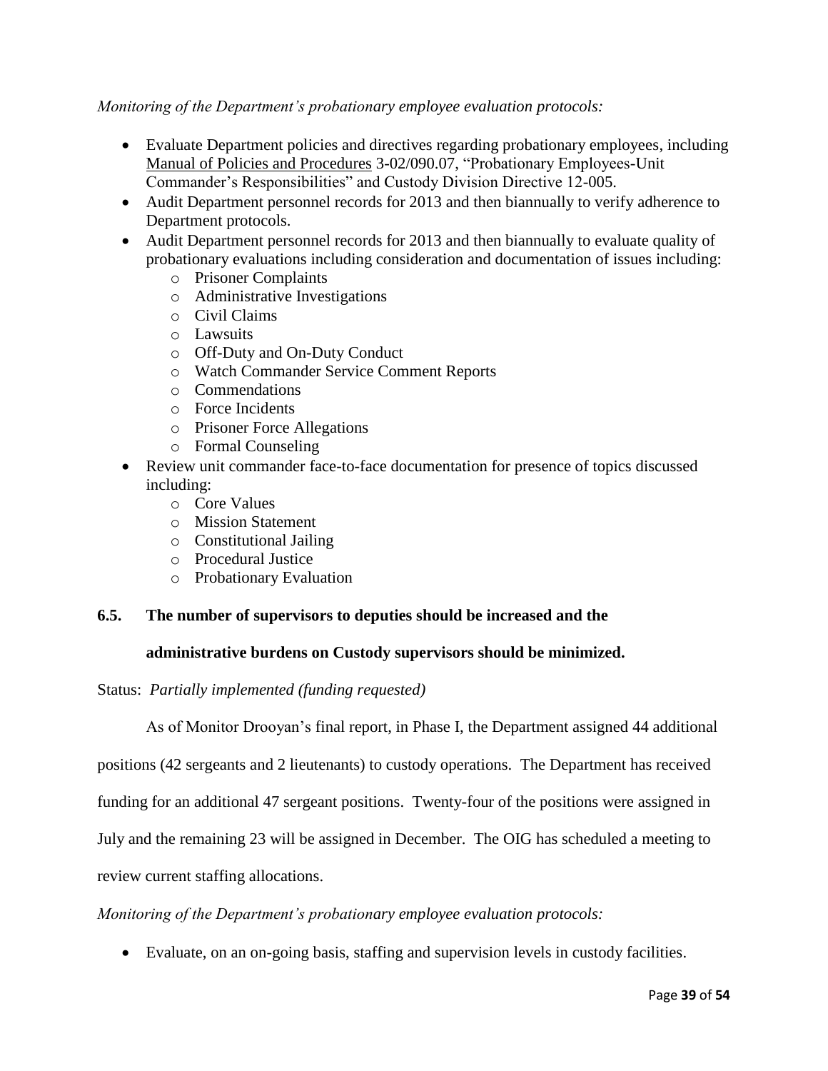*Monitoring of the Department's probationary employee evaluation protocols:*

- Evaluate Department policies and directives regarding probationary employees, including Manual of Policies and Procedures 3-02/090.07, "Probationary Employees-Unit Commander's Responsibilities" and Custody Division Directive 12-005.
- Audit Department personnel records for 2013 and then biannually to verify adherence to Department protocols.
- Audit Department personnel records for 2013 and then biannually to evaluate quality of probationary evaluations including consideration and documentation of issues including:
  - Prisoner Complaints
  - Administrative Investigations
  - Civil Claims
  - Lawsuits
  - Off-Duty and On-Duty Conduct
  - Watch Commander Service Comment Reports
  - Commendations
  - Force Incidents
  - Prisoner Force Allegations
  - Formal Counseling
- Review unit commander face-to-face documentation for presence of topics discussed including:
  - Core Values
  - Mission Statement
  - Constitutional Jailing
  - Procedural Justice
  - Probationary Evaluation

### 6.5. The number of supervisors to deputies should be increased and the administrative burdens on Custody supervisors should be minimized.

Status: *Partially implemented (funding requested)*

As of Monitor Drooyan's final report, in Phase I, the Department assigned 44 additional positions (42 sergeants and 2 lieutenants) to custody operations. The Department has received funding for an additional 47 sergeant positions. Twenty-four of the positions were assigned in July and the remaining 23 will be assigned in December. The OIG has scheduled a meeting to review current staffing allocations.

*Monitoring of the Department's probationary employee evaluation protocols:*

- Evaluate, on an on-going basis, staffing and supervision levels in custody facilities.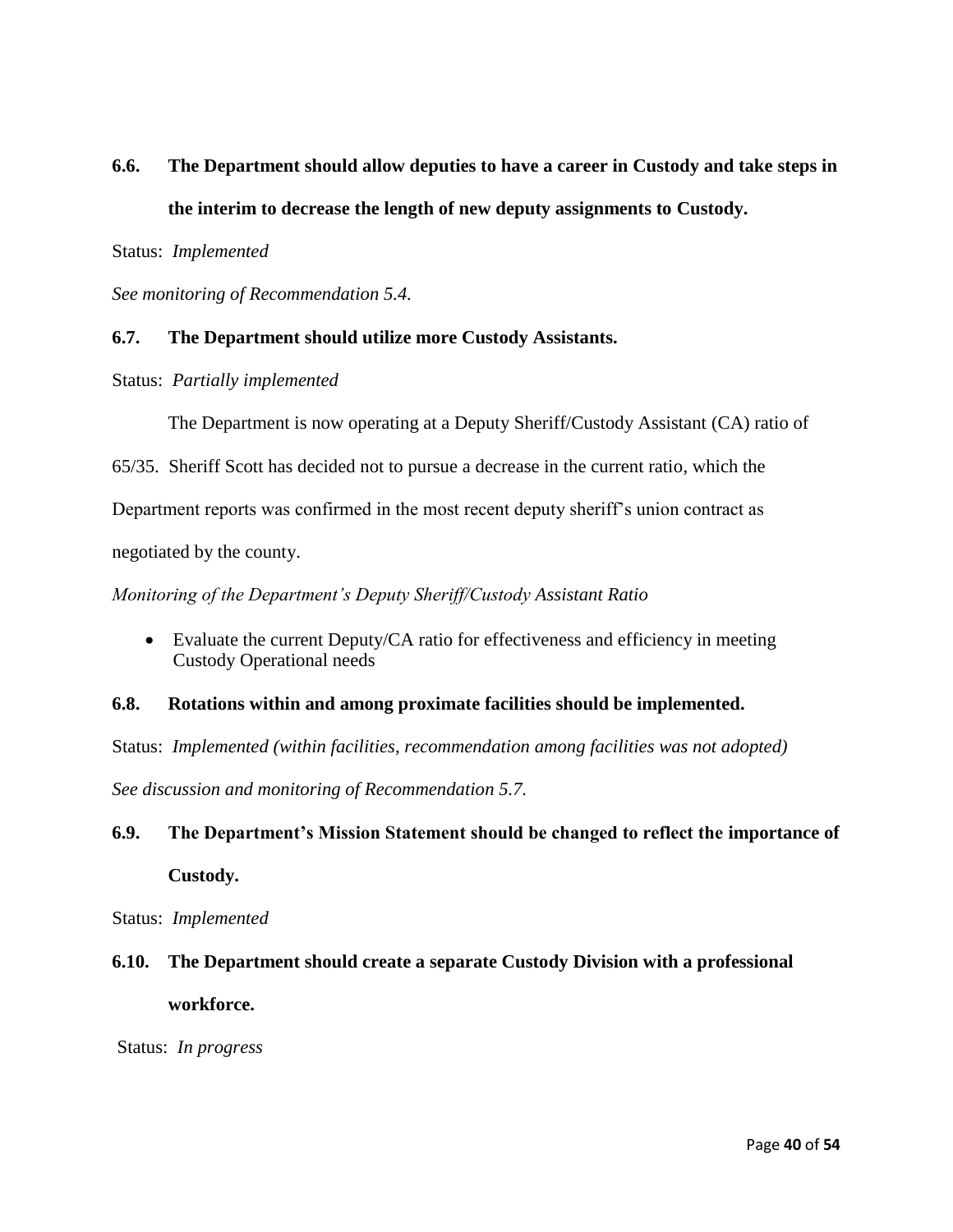**6.6. The Department should allow deputies to have a career in Custody and take steps in the interim to decrease the length of new deputy assignments to Custody.**

Status: *Implemented*

*See monitoring of Recommendation 5.4.*

**6.7. The Department should utilize more Custody Assistants.**

Status: *Partially implemented*

The Department is now operating at a Deputy Sheriff/Custody Assistant (CA) ratio of 65/35. Sheriff Scott has decided not to pursue a decrease in the current ratio, which the Department reports was confirmed in the most recent deputy sheriff's union contract as negotiated by the county.

*Monitoring of the Department's Deputy Sheriff/Custody Assistant Ratio*

- Evaluate the current Deputy/CA ratio for effectiveness and efficiency in meeting Custody Operational needs

**6.8. Rotations within and among proximate facilities should be implemented.**

Status: *Implemented (within facilities, recommendation among facilities was not adopted)*

*See discussion and monitoring of Recommendation 5.7.*

**6.9. The Department's Mission Statement should be changed to reflect the importance of Custody.**

Status: *Implemented*

**6.10. The Department should create a separate Custody Division with a professional workforce.**

Status: *In progress*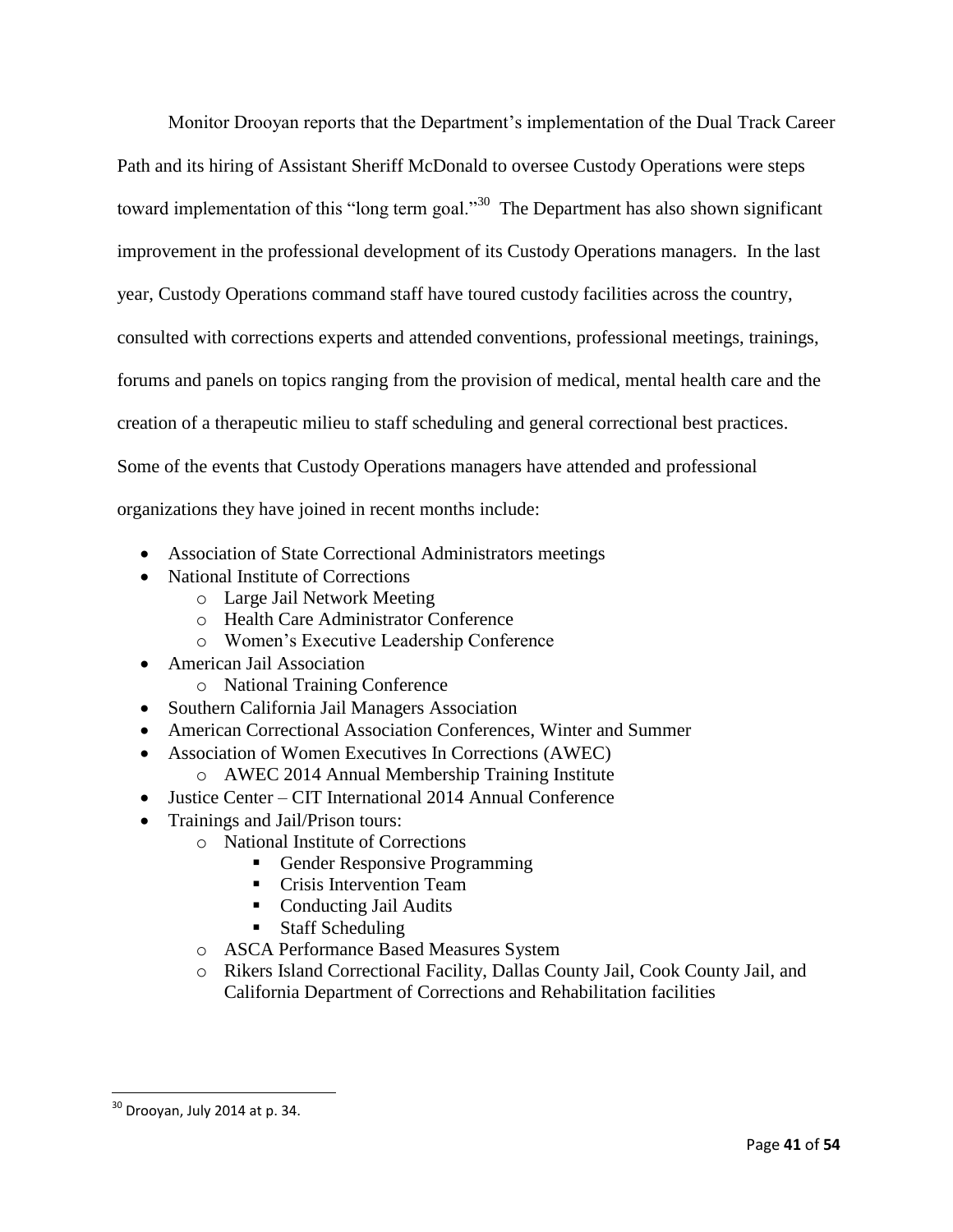Monitor Drooyan reports that the Department's implementation of the Dual Track Career Path and its hiring of Assistant Sheriff McDonald to oversee Custody Operations were steps toward implementation of this "long term goal."[30] The Department has also shown significant improvement in the professional development of its Custody Operations managers. In the last year, Custody Operations command staff have toured custody facilities across the country, consulted with corrections experts and attended conventions, professional meetings, trainings, forums and panels on topics ranging from the provision of medical, mental health care and the creation of a therapeutic milieu to staff scheduling and general correctional best practices. Some of the events that Custody Operations managers have attended and professional organizations they have joined in recent months include:

- Association of State Correctional Administrators meetings
- National Institute of Corrections
  - Large Jail Network Meeting
  - Health Care Administrator Conference
  - Women's Executive Leadership Conference
- American Jail Association
  - National Training Conference
- Southern California Jail Managers Association
- American Correctional Association Conferences, Winter and Summer
- Association of Women Executives In Corrections (AWEC)
  - AWEC 2014 Annual Membership Training Institute
- Justice Center – CIT International 2014 Annual Conference
- Trainings and Jail/Prison tours:
  - National Institute of Corrections
    - Gender Responsive Programming
    - Crisis Intervention Team
    - Conducting Jail Audits
    - Staff Scheduling
  - ASCA Performance Based Measures System
  - Rikers Island Correctional Facility, Dallas County Jail, Cook County Jail, and California Department of Corrections and Rehabilitation facilities

---

[30] Drooyan, July 2014 at p. 34.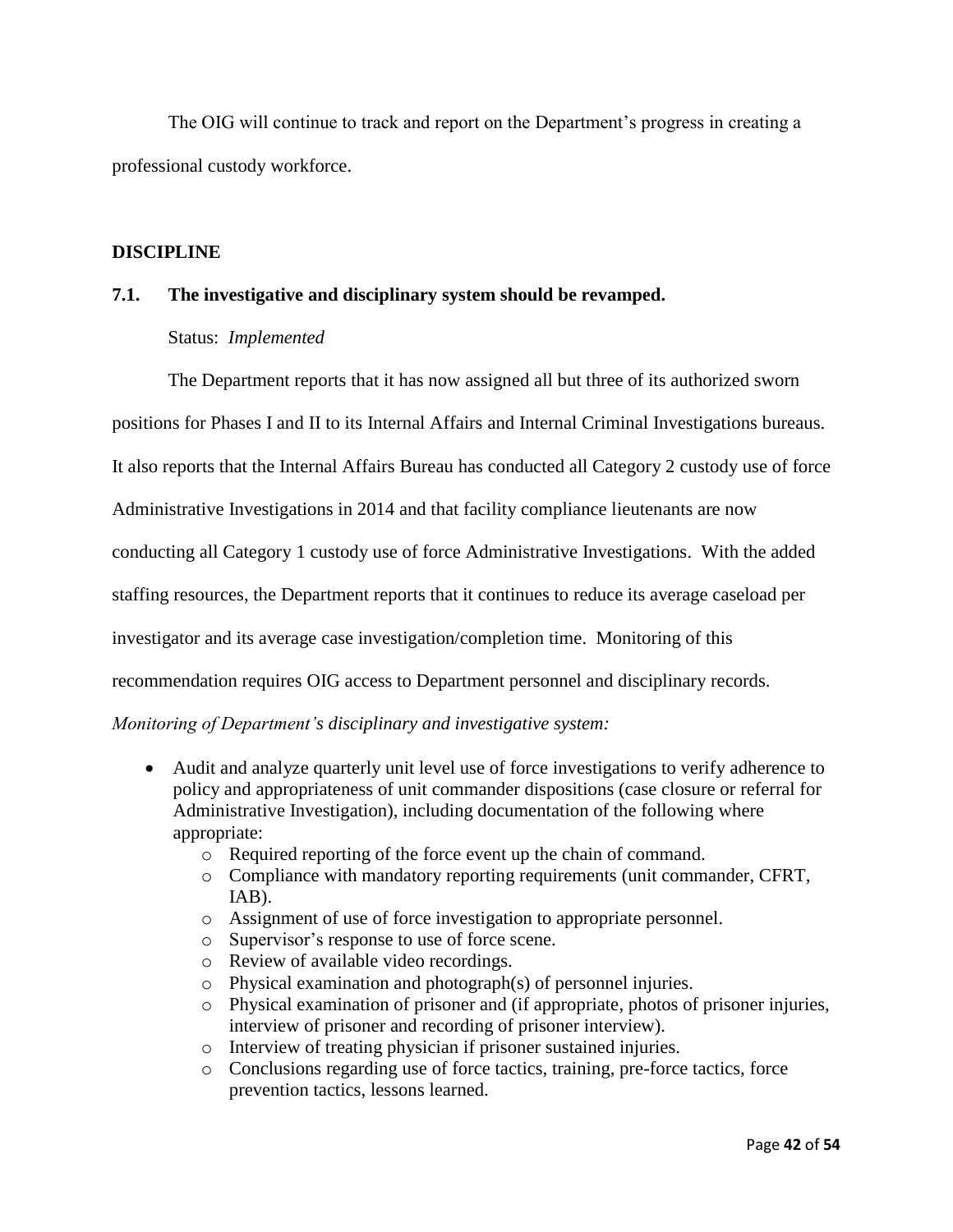The OIG will continue to track and report on the Department's progress in creating a professional custody workforce.

## DISCIPLINE

### 7.1. The investigative and disciplinary system should be revamped.

Status: *Implemented*

The Department reports that it has now assigned all but three of its authorized sworn positions for Phases I and II to its Internal Affairs and Internal Criminal Investigations bureaus. It also reports that the Internal Affairs Bureau has conducted all Category 2 custody use of force Administrative Investigations in 2014 and that facility compliance lieutenants are now conducting all Category 1 custody use of force Administrative Investigations. With the added staffing resources, the Department reports that it continues to reduce its average caseload per investigator and its average case investigation/completion time. Monitoring of this recommendation requires OIG access to Department personnel and disciplinary records.

*Monitoring of Department's disciplinary and investigative system:*

- Audit and analyze quarterly unit level use of force investigations to verify adherence to policy and appropriateness of unit commander dispositions (case closure or referral for Administrative Investigation), including documentation of the following where appropriate:
    - Required reporting of the force event up the chain of command.
    - Compliance with mandatory reporting requirements (unit commander, CFRT, IAB).
    - Assignment of use of force investigation to appropriate personnel.
    - Supervisor's response to use of force scene.
    - Review of available video recordings.
    - Physical examination and photograph(s) of personnel injuries.
    - Physical examination of prisoner and (if appropriate, photos of prisoner injuries, interview of prisoner and recording of prisoner interview).
    - Interview of treating physician if prisoner sustained injuries.
    - Conclusions regarding use of force tactics, training, pre-force tactics, force prevention tactics, lessons learned.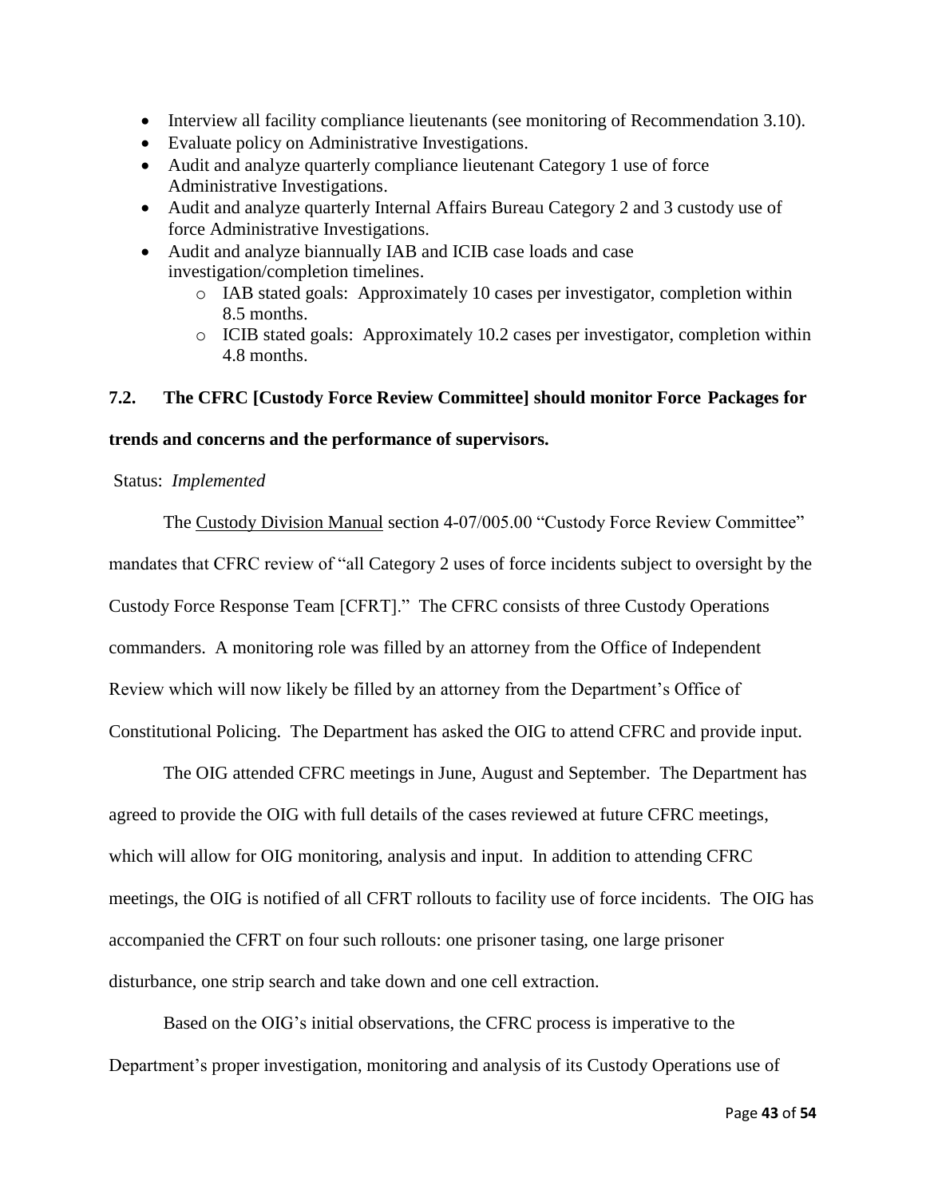- Interview all facility compliance lieutenants (see monitoring of Recommendation 3.10).
- Evaluate policy on Administrative Investigations.
- Audit and analyze quarterly compliance lieutenant Category 1 use of force Administrative Investigations.
- Audit and analyze quarterly Internal Affairs Bureau Category 2 and 3 custody use of force Administrative Investigations.
- Audit and analyze biannually IAB and ICIB case loads and case investigation/completion timelines.
    - IAB stated goals: Approximately 10 cases per investigator, completion within 8.5 months.
    - ICIB stated goals: Approximately 10.2 cases per investigator, completion within 4.8 months.

**7.2. The CFRC [Custody Force Review Committee] should monitor Force Packages for trends and concerns and the performance of supervisors.**

Status: *Implemented*

The Custody Division Manual section 4-07/005.00 "Custody Force Review Committee" mandates that CFRC review of "all Category 2 uses of force incidents subject to oversight by the Custody Force Response Team [CFRT]." The CFRC consists of three Custody Operations commanders. A monitoring role was filled by an attorney from the Office of Independent Review which will now likely be filled by an attorney from the Department's Office of Constitutional Policing. The Department has asked the OIG to attend CFRC and provide input.

The OIG attended CFRC meetings in June, August and September. The Department has agreed to provide the OIG with full details of the cases reviewed at future CFRC meetings, which will allow for OIG monitoring, analysis and input. In addition to attending CFRC meetings, the OIG is notified of all CFRT rollouts to facility use of force incidents. The OIG has accompanied the CFRT on four such rollouts: one prisoner tasing, one large prisoner disturbance, one strip search and take down and one cell extraction.

Based on the OIG's initial observations, the CFRC process is imperative to the Department's proper investigation, monitoring and analysis of its Custody Operations use of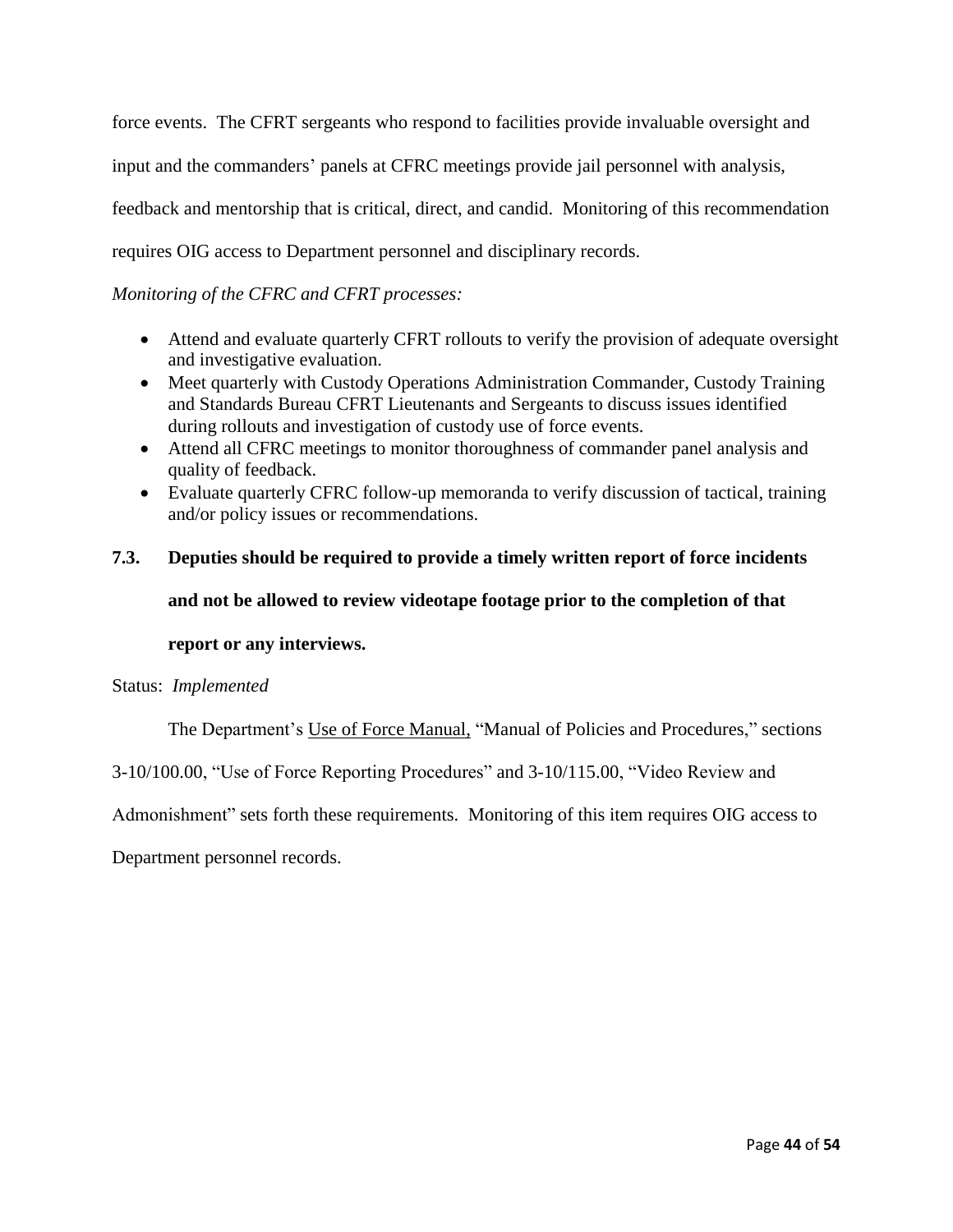force events. The CFRT sergeants who respond to facilities provide invaluable oversight and input and the commanders' panels at CFRC meetings provide jail personnel with analysis, feedback and mentorship that is critical, direct, and candid. Monitoring of this recommendation requires OIG access to Department personnel and disciplinary records.

*Monitoring of the CFRC and CFRT processes:*

- Attend and evaluate quarterly CFRT rollouts to verify the provision of adequate oversight and investigative evaluation.
- Meet quarterly with Custody Operations Administration Commander, Custody Training and Standards Bureau CFRT Lieutenants and Sergeants to discuss issues identified during rollouts and investigation of custody use of force events.
- Attend all CFRC meetings to monitor thoroughness of commander panel analysis and quality of feedback.
- Evaluate quarterly CFRC follow-up memoranda to verify discussion of tactical, training and/or policy issues or recommendations.

**7.3. Deputies should be required to provide a timely written report of force incidents and not be allowed to review videotape footage prior to the completion of that report or any interviews.**

Status: *Implemented*

The Department's Use of Force Manual, "Manual of Policies and Procedures," sections 3-10/100.00, "Use of Force Reporting Procedures" and 3-10/115.00, "Video Review and Admonishment" sets forth these requirements. Monitoring of this item requires OIG access to Department personnel records.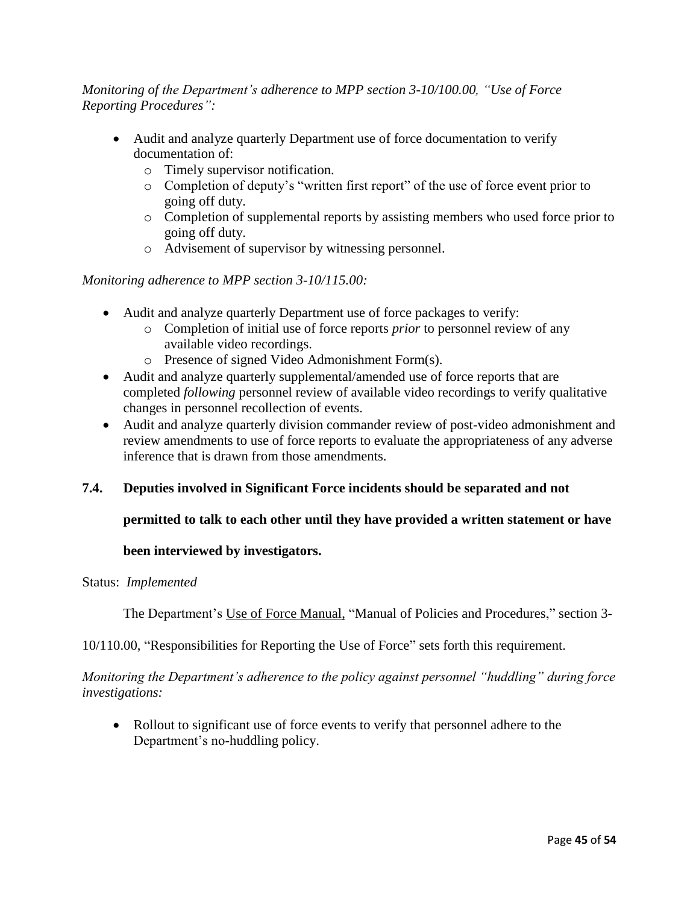*Monitoring of the Department's adherence to MPP section 3-10/100.00, "Use of Force Reporting Procedures":*

- Audit and analyze quarterly Department use of force documentation to verify documentation of:
  - Timely supervisor notification.
  - Completion of deputy's "written first report" of the use of force event prior to going off duty.
  - Completion of supplemental reports by assisting members who used force prior to going off duty.
  - Advisement of supervisor by witnessing personnel.

*Monitoring adherence to MPP section 3-10/115.00:*

- Audit and analyze quarterly Department use of force packages to verify:
  - Completion of initial use of force reports *prior* to personnel review of any available video recordings.
  - Presence of signed Video Admonishment Form(s).
- Audit and analyze quarterly supplemental/amended use of force reports that are completed *following* personnel review of available video recordings to verify qualitative changes in personnel recollection of events.
- Audit and analyze quarterly division commander review of post-video admonishment and review amendments to use of force reports to evaluate the appropriateness of any adverse inference that is drawn from those amendments.

**7.4. Deputies involved in Significant Force incidents should be separated and not permitted to talk to each other until they have provided a written statement or have been interviewed by investigators.**

Status: *Implemented*

The Department's Use of Force Manual, "Manual of Policies and Procedures," section 3-10/110.00, "Responsibilities for Reporting the Use of Force" sets forth this requirement.

*Monitoring the Department's adherence to the policy against personnel "huddling" during force investigations:*

- Rollout to significant use of force events to verify that personnel adhere to the Department's no-huddling policy.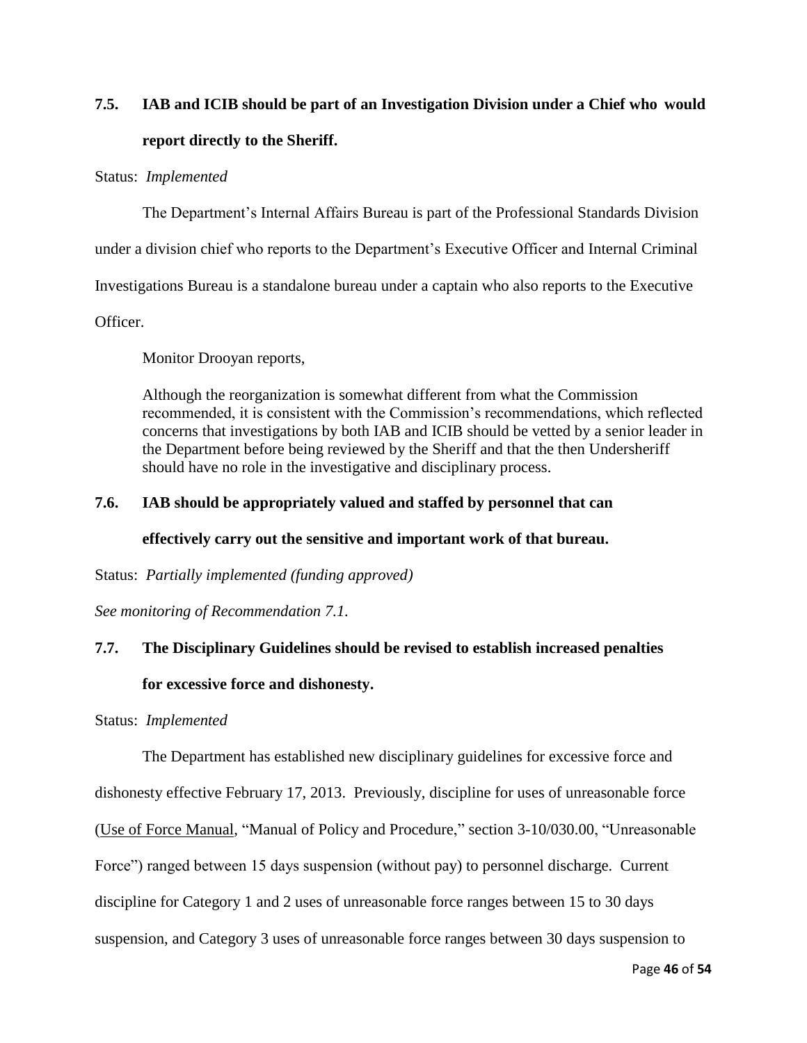**7.5. IAB and ICIB should be part of an Investigation Division under a Chief who would report directly to the Sheriff.**

Status: *Implemented*

The Department's Internal Affairs Bureau is part of the Professional Standards Division under a division chief who reports to the Department's Executive Officer and Internal Criminal Investigations Bureau is a standalone bureau under a captain who also reports to the Executive Officer.

Monitor Drooyan reports,

> Although the reorganization is somewhat different from what the Commission recommended, it is consistent with the Commission's recommendations, which reflected concerns that investigations by both IAB and ICIB should be vetted by a senior leader in the Department before being reviewed by the Sheriff and that the then Undersheriff should have no role in the investigative and disciplinary process.

**7.6. IAB should be appropriately valued and staffed by personnel that can effectively carry out the sensitive and important work of that bureau.**

Status: *Partially implemented (funding approved)*

*See monitoring of Recommendation 7.1.*

**7.7. The Disciplinary Guidelines should be revised to establish increased penalties for excessive force and dishonesty.**

Status: *Implemented*

The Department has established new disciplinary guidelines for excessive force and dishonesty effective February 17, 2013. Previously, discipline for uses of unreasonable force (Use of Force Manual, "Manual of Policy and Procedure," section 3-10/030.00, "Unreasonable Force") ranged between 15 days suspension (without pay) to personnel discharge. Current discipline for Category 1 and 2 uses of unreasonable force ranges between 15 to 30 days suspension, and Category 3 uses of unreasonable force ranges between 30 days suspension to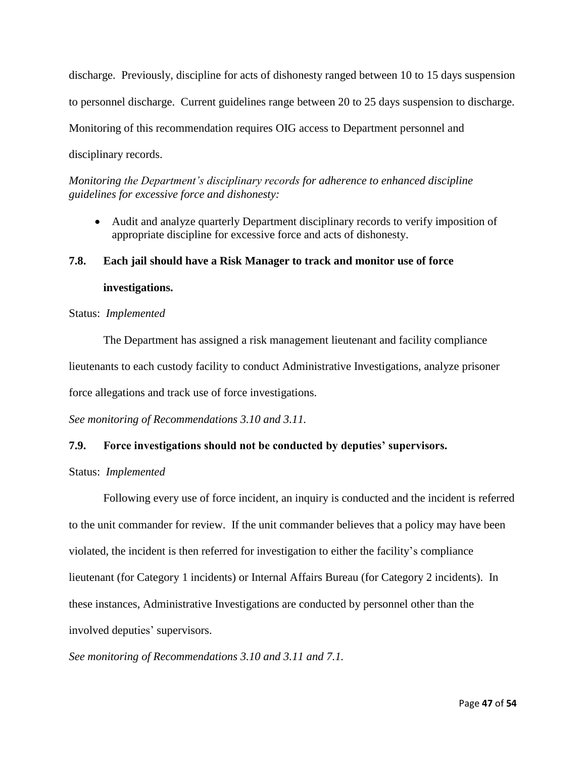discharge. Previously, discipline for acts of dishonesty ranged between 10 to 15 days suspension to personnel discharge. Current guidelines range between 20 to 25 days suspension to discharge. Monitoring of this recommendation requires OIG access to Department personnel and disciplinary records.

*Monitoring the Department's disciplinary records for adherence to enhanced discipline guidelines for excessive force and dishonesty:*

- Audit and analyze quarterly Department disciplinary records to verify imposition of appropriate discipline for excessive force and acts of dishonesty.

### 7.8. Each jail should have a Risk Manager to track and monitor use of force investigations.

Status: *Implemented*

The Department has assigned a risk management lieutenant and facility compliance lieutenants to each custody facility to conduct Administrative Investigations, analyze prisoner force allegations and track use of force investigations.

*See monitoring of Recommendations 3.10 and 3.11.*

### 7.9. Force investigations should not be conducted by deputies' supervisors.

Status: *Implemented*

Following every use of force incident, an inquiry is conducted and the incident is referred to the unit commander for review. If the unit commander believes that a policy may have been violated, the incident is then referred for investigation to either the facility's compliance lieutenant (for Category 1 incidents) or Internal Affairs Bureau (for Category 2 incidents). In these instances, Administrative Investigations are conducted by personnel other than the involved deputies' supervisors.

*See monitoring of Recommendations 3.10 and 3.11 and 7.1.*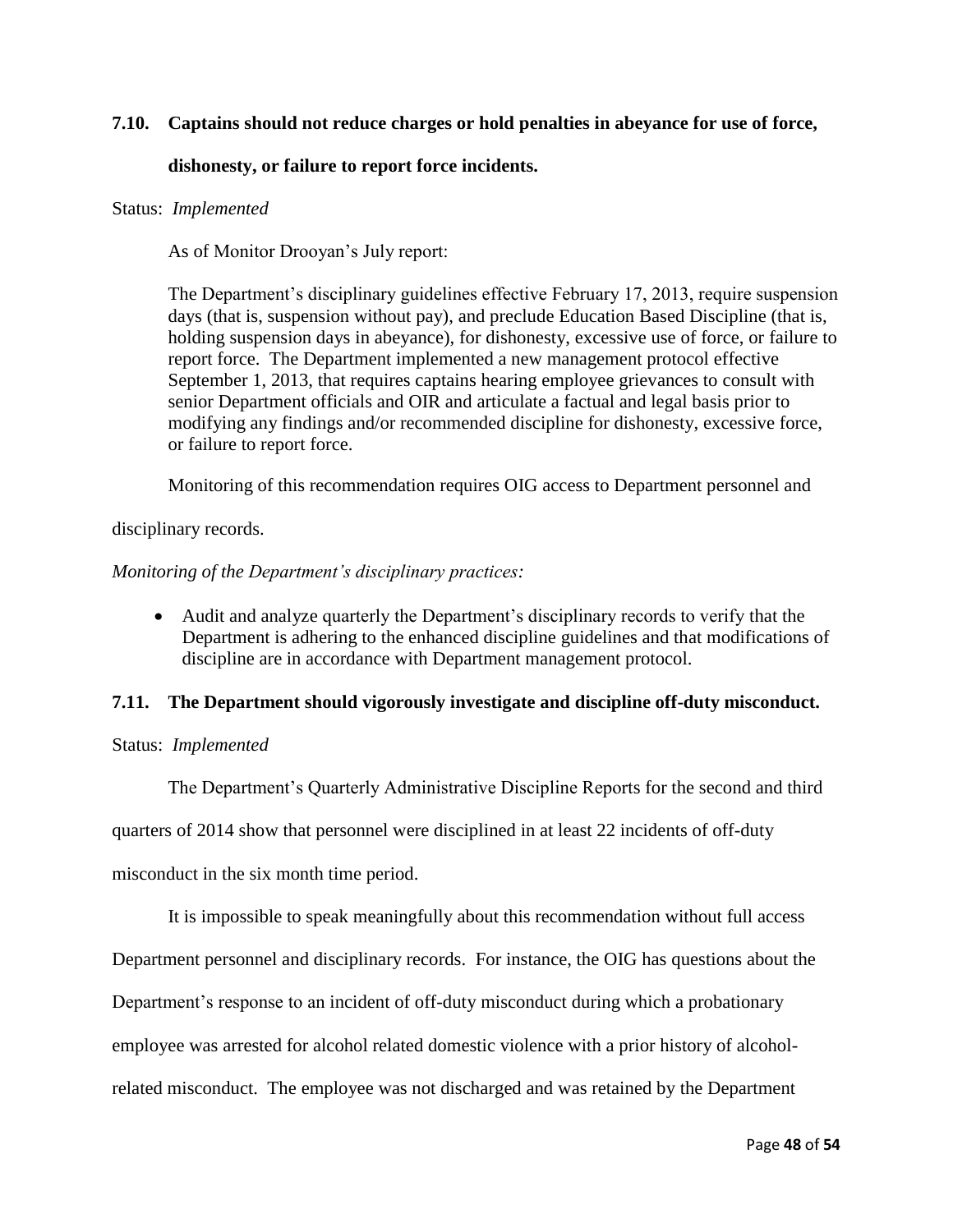### 7.10. Captains should not reduce charges or hold penalties in abeyance for use of force, dishonesty, or failure to report force incidents.

Status: *Implemented*

As of Monitor Drooyan's July report:

> The Department's disciplinary guidelines effective February 17, 2013, require suspension days (that is, suspension without pay), and preclude Education Based Discipline (that is, holding suspension days in abeyance), for dishonesty, excessive use of force, or failure to report force. The Department implemented a new management protocol effective September 1, 2013, that requires captains hearing employee grievances to consult with senior Department officials and OIR and articulate a factual and legal basis prior to modifying any findings and/or recommended discipline for dishonesty, excessive force, or failure to report force.

Monitoring of this recommendation requires OIG access to Department personnel and disciplinary records.

*Monitoring of the Department's disciplinary practices:*

- Audit and analyze quarterly the Department's disciplinary records to verify that the Department is adhering to the enhanced discipline guidelines and that modifications of discipline are in accordance with Department management protocol.

### 7.11. The Department should vigorously investigate and discipline off-duty misconduct.

Status: *Implemented*

The Department's Quarterly Administrative Discipline Reports for the second and third quarters of 2014 show that personnel were disciplined in at least 22 incidents of off-duty misconduct in the six month time period.

It is impossible to speak meaningfully about this recommendation without full access Department personnel and disciplinary records. For instance, the OIG has questions about the Department's response to an incident of off-duty misconduct during which a probationary employee was arrested for alcohol related domestic violence with a prior history of alcohol-related misconduct. The employee was not discharged and was retained by the Department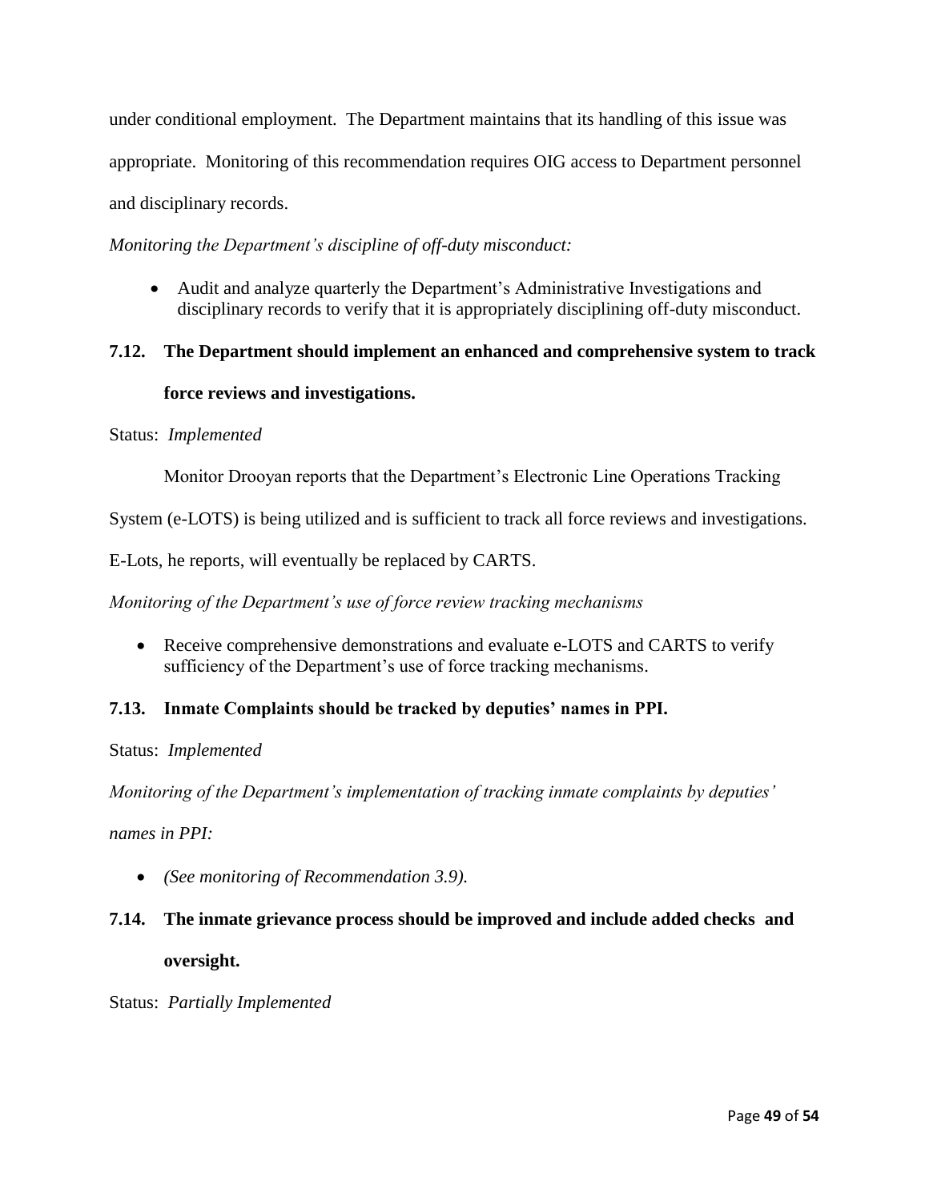under conditional employment. The Department maintains that its handling of this issue was appropriate. Monitoring of this recommendation requires OIG access to Department personnel and disciplinary records.

*Monitoring the Department's discipline of off-duty misconduct:*

- Audit and analyze quarterly the Department's Administrative Investigations and disciplinary records to verify that it is appropriately disciplining off-duty misconduct.

**7.12. The Department should implement an enhanced and comprehensive system to track force reviews and investigations.**

Status: *Implemented*

Monitor Drooyan reports that the Department's Electronic Line Operations Tracking System (e-LOTS) is being utilized and is sufficient to track all force reviews and investigations. E-Lots, he reports, will eventually be replaced by CARTS.

*Monitoring of the Department's use of force review tracking mechanisms*

- Receive comprehensive demonstrations and evaluate e-LOTS and CARTS to verify sufficiency of the Department's use of force tracking mechanisms.

**7.13. Inmate Complaints should be tracked by deputies' names in PPI.**

Status: *Implemented*

*Monitoring of the Department's implementation of tracking inmate complaints by deputies' names in PPI:*

- *(See monitoring of Recommendation 3.9).*

**7.14. The inmate grievance process should be improved and include added checks and oversight.**

Status: *Partially Implemented*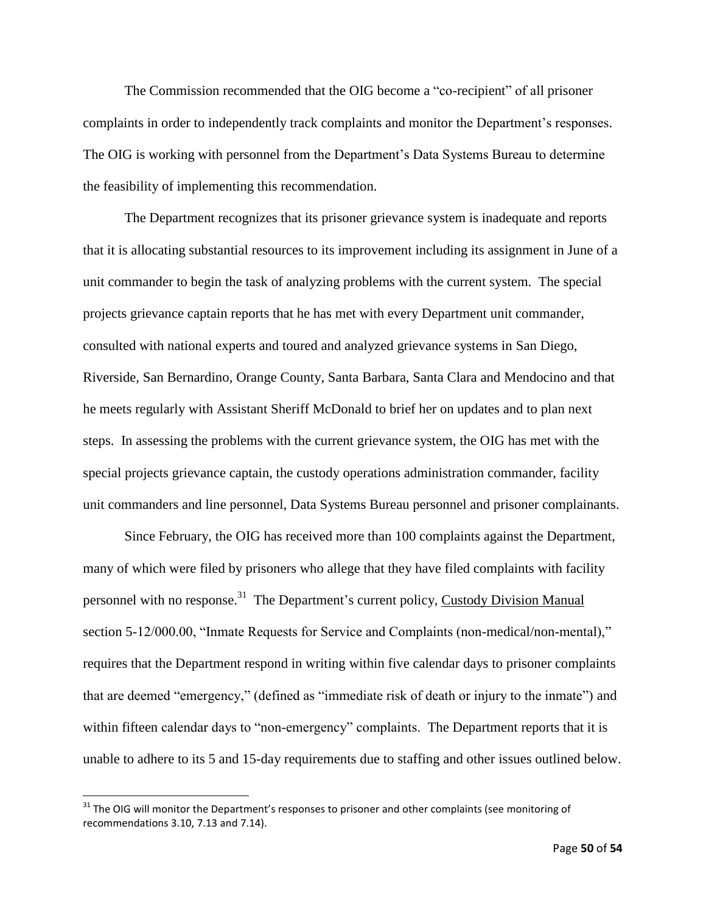The Commission recommended that the OIG become a "co-recipient" of all prisoner complaints in order to independently track complaints and monitor the Department's responses. The OIG is working with personnel from the Department's Data Systems Bureau to determine the feasibility of implementing this recommendation.

The Department recognizes that its prisoner grievance system is inadequate and reports that it is allocating substantial resources to its improvement including its assignment in June of a unit commander to begin the task of analyzing problems with the current system. The special projects grievance captain reports that he has met with every Department unit commander, consulted with national experts and toured and analyzed grievance systems in San Diego, Riverside, San Bernardino, Orange County, Santa Barbara, Santa Clara and Mendocino and that he meets regularly with Assistant Sheriff McDonald to brief her on updates and to plan next steps. In assessing the problems with the current grievance system, the OIG has met with the special projects grievance captain, the custody operations administration commander, facility unit commanders and line personnel, Data Systems Bureau personnel and prisoner complainants.

Since February, the OIG has received more than 100 complaints against the Department, many of which were filed by prisoners who allege that they have filed complaints with facility personnel with no response.[31] The Department's current policy, Custody Division Manual section 5-12/000.00, "Inmate Requests for Service and Complaints (non-medical/non-mental)," requires that the Department respond in writing within five calendar days to prisoner complaints that are deemed "emergency," (defined as "immediate risk of death or injury to the inmate") and within fifteen calendar days to "non-emergency" complaints. The Department reports that it is unable to adhere to its 5 and 15-day requirements due to staffing and other issues outlined below.

[31] The OIG will monitor the Department's responses to prisoner and other complaints (see monitoring of recommendations 3.10, 7.13 and 7.14).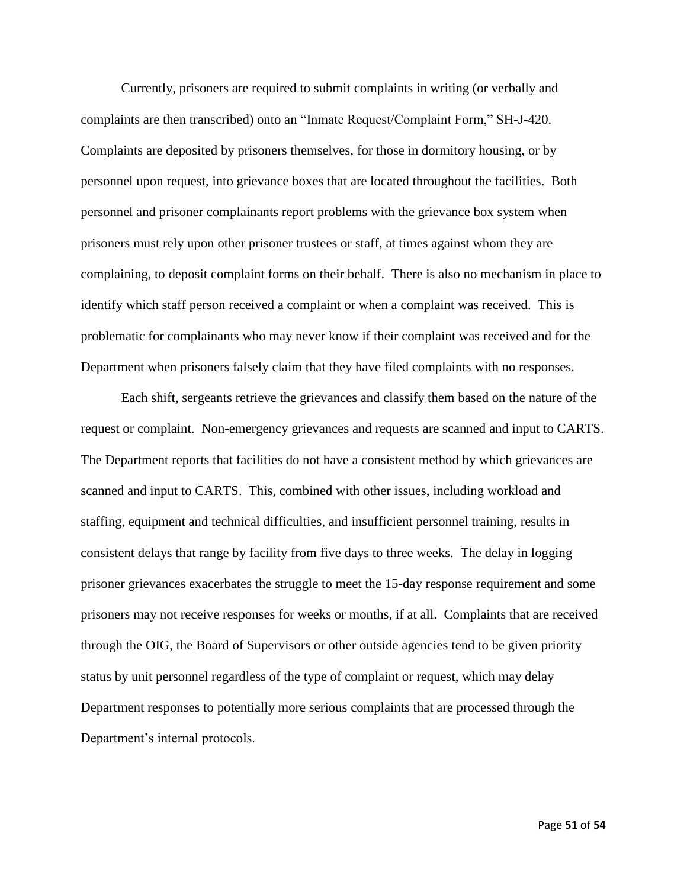Currently, prisoners are required to submit complaints in writing (or verbally and complaints are then transcribed) onto an "Inmate Request/Complaint Form," SH-J-420. Complaints are deposited by prisoners themselves, for those in dormitory housing, or by personnel upon request, into grievance boxes that are located throughout the facilities. Both personnel and prisoner complainants report problems with the grievance box system when prisoners must rely upon other prisoner trustees or staff, at times against whom they are complaining, to deposit complaint forms on their behalf. There is also no mechanism in place to identify which staff person received a complaint or when a complaint was received. This is problematic for complainants who may never know if their complaint was received and for the Department when prisoners falsely claim that they have filed complaints with no responses.

Each shift, sergeants retrieve the grievances and classify them based on the nature of the request or complaint. Non-emergency grievances and requests are scanned and input to CARTS. The Department reports that facilities do not have a consistent method by which grievances are scanned and input to CARTS. This, combined with other issues, including workload and staffing, equipment and technical difficulties, and insufficient personnel training, results in consistent delays that range by facility from five days to three weeks. The delay in logging prisoner grievances exacerbates the struggle to meet the 15-day response requirement and some prisoners may not receive responses for weeks or months, if at all. Complaints that are received through the OIG, the Board of Supervisors or other outside agencies tend to be given priority status by unit personnel regardless of the type of complaint or request, which may delay Department responses to potentially more serious complaints that are processed through the Department's internal protocols.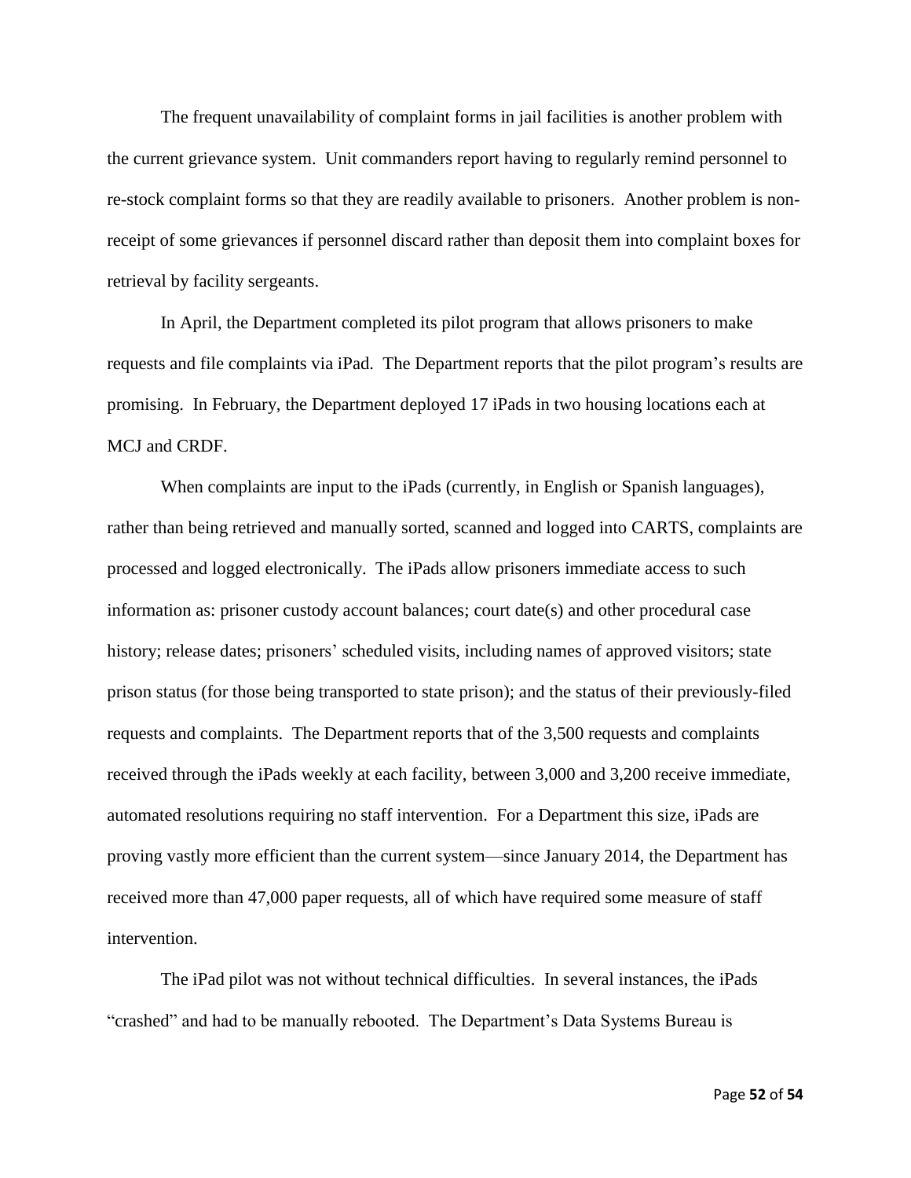The frequent unavailability of complaint forms in jail facilities is another problem with the current grievance system. Unit commanders report having to regularly remind personnel to re-stock complaint forms so that they are readily available to prisoners. Another problem is non-receipt of some grievances if personnel discard rather than deposit them into complaint boxes for retrieval by facility sergeants.

In April, the Department completed its pilot program that allows prisoners to make requests and file complaints via iPad. The Department reports that the pilot program's results are promising. In February, the Department deployed 17 iPads in two housing locations each at MCJ and CRDF.

When complaints are input to the iPads (currently, in English or Spanish languages), rather than being retrieved and manually sorted, scanned and logged into CARTS, complaints are processed and logged electronically. The iPads allow prisoners immediate access to such information as: prisoner custody account balances; court date(s) and other procedural case history; release dates; prisoners' scheduled visits, including names of approved visitors; state prison status (for those being transported to state prison); and the status of their previously-filed requests and complaints. The Department reports that of the 3,500 requests and complaints received through the iPads weekly at each facility, between 3,000 and 3,200 receive immediate, automated resolutions requiring no staff intervention. For a Department this size, iPads are proving vastly more efficient than the current system—since January 2014, the Department has received more than 47,000 paper requests, all of which have required some measure of staff intervention.

The iPad pilot was not without technical difficulties. In several instances, the iPads "crashed" and had to be manually rebooted. The Department's Data Systems Bureau is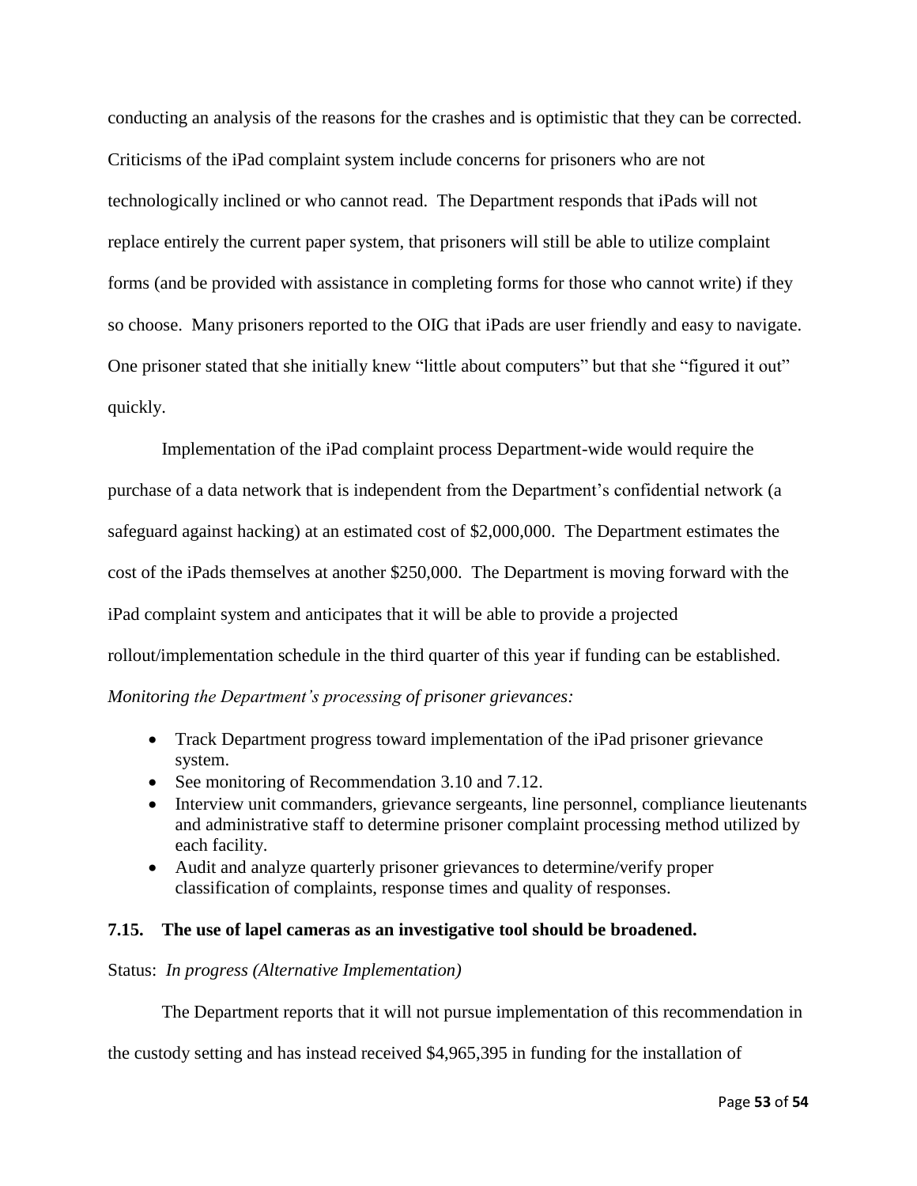conducting an analysis of the reasons for the crashes and is optimistic that they can be corrected. Criticisms of the iPad complaint system include concerns for prisoners who are not technologically inclined or who cannot read. The Department responds that iPads will not replace entirely the current paper system, that prisoners will still be able to utilize complaint forms (and be provided with assistance in completing forms for those who cannot write) if they so choose. Many prisoners reported to the OIG that iPads are user friendly and easy to navigate. One prisoner stated that she initially knew "little about computers" but that she "figured it out" quickly.

Implementation of the iPad complaint process Department-wide would require the purchase of a data network that is independent from the Department's confidential network (a safeguard against hacking) at an estimated cost of $2,000,000. The Department estimates the cost of the iPads themselves at another $250,000. The Department is moving forward with the iPad complaint system and anticipates that it will be able to provide a projected rollout/implementation schedule in the third quarter of this year if funding can be established.

*Monitoring the Department's processing of prisoner grievances:*

- Track Department progress toward implementation of the iPad prisoner grievance system.
- See monitoring of Recommendation 3.10 and 7.12.
- Interview unit commanders, grievance sergeants, line personnel, compliance lieutenants and administrative staff to determine prisoner complaint processing method utilized by each facility.
- Audit and analyze quarterly prisoner grievances to determine/verify proper classification of complaints, response times and quality of responses.

**7.15. The use of lapel cameras as an investigative tool should be broadened.**

Status: *In progress (Alternative Implementation)*

The Department reports that it will not pursue implementation of this recommendation in the custody setting and has instead received $4,965,395 in funding for the installation of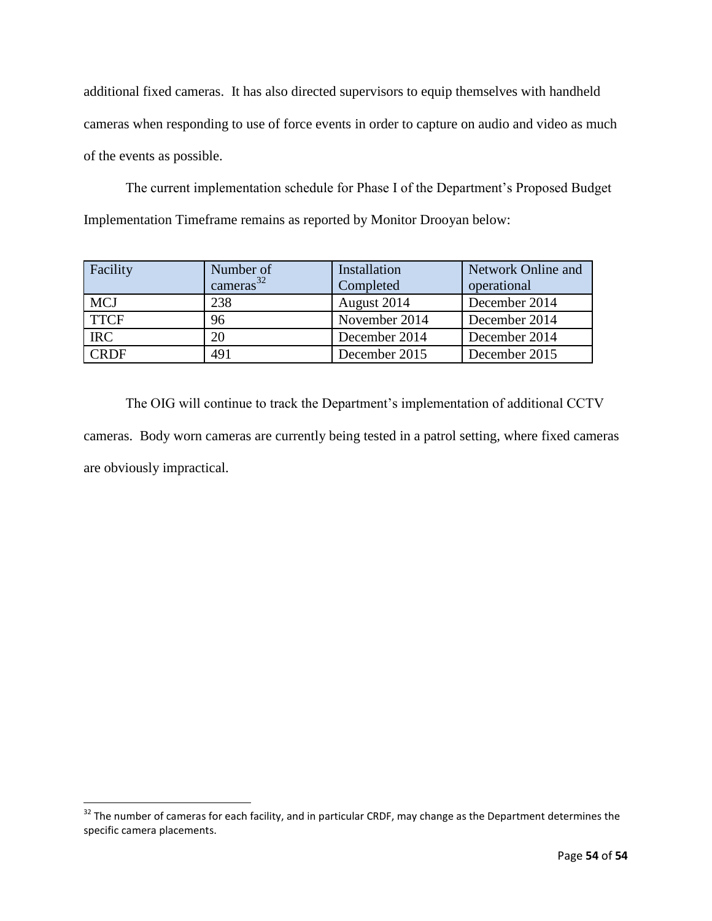additional fixed cameras. It has also directed supervisors to equip themselves with handheld cameras when responding to use of force events in order to capture on audio and video as much of the events as possible.

The current implementation schedule for Phase I of the Department's Proposed Budget Implementation Timeframe remains as reported by Monitor Drooyan below:

| Facility | Number of cameras[32] | Installation Completed | Network Online and operational |
|---|---|---|---|
| MCJ | 238 | August 2014 | December 2014 |
| TTCF | 96 | November 2014 | December 2014 |
| IRC | 20 | December 2014 | December 2014 |
| CRDF | 491 | December 2015 | December 2015 |

The OIG will continue to track the Department's implementation of additional CCTV cameras. Body worn cameras are currently being tested in a patrol setting, where fixed cameras are obviously impractical.

---

[32] The number of cameras for each facility, and in particular CRDF, may change as the Department determines the specific camera placements.